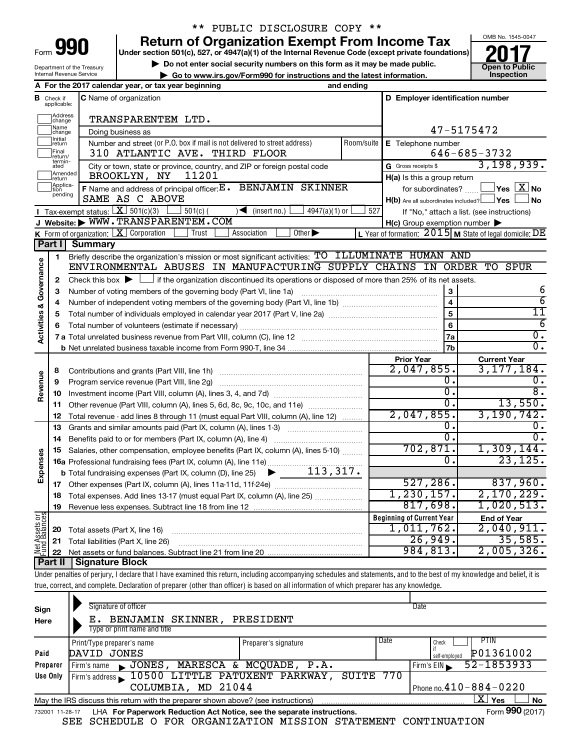** PUBLIC DISCLOSURE COPY **

# Form 990 — Return of Organization Exempt From Income Tax — 2017

Under section 501(c), 527, or 4947(a)(1) of the Internal Revenue Code (except private foundations)

▶ Do not enter social security numbers on this form as it may be made public.

▶ Go to www.irs.gov/Form990 for instructions and the latest information.

Department of the Treasury
Internal Revenue Service

OMB No. 1545-0047

Open to Public Inspection

**A** For the 2017 calendar year, or tax year beginning and ending

**B** Check if applicable: Address change, Name change, Initial return, Final return/terminated, Amended return, Application pending

**C** Name of organization: TRANSPARENTEM LTD.

Doing business as

Number and street (or P.O. box if mail is not delivered to street address): 310 ATLANTIC AVE. THIRD FLOOR — Room/suite

City or town, state or province, country, and ZIP or foreign postal code: BROOKLYN, NY 11201

**D** Employer identification number: 47-5175472

**E** Telephone number: 646-685-3732

**G** Gross receipts $ 3,198,939.

**F** Name and address of principal officer: E. BENJAMIN SKINNER, SAME AS C ABOVE

**H(a)** Is this a group return for subordinates? ☐ Yes ☒ No

**H(b)** Are all subordinates included? ☐ Yes ☐ No — If "No," attach a list. (see instructions)

**H(c)** Group exemption number ▶

**I** Tax-exempt status: ☒ 501(c)(3) ☐ 501(c) ( ) ◀ (insert no.) ☐ 4947(a)(1) or ☐ 527

**J** Website: ▶ WWW.TRANSPARENTEM.COM

**K** Form of organization: ☒ Corporation ☐ Trust ☐ Association ☐ Other ▶

**L** Year of formation: 2015 **M** State of legal domicile: DE

## Part I Summary

**Activities & Governance**

1. Briefly describe the organization's mission or most significant activities: TO ILLUMINATE HUMAN AND ENVIRONMENTAL ABUSES IN MANUFACTURING SUPPLY CHAINS IN ORDER TO SPUR
2. Check this box ▶ ☐ if the organization discontinued its operations or disposed of more than 25% of its net assets.

| | | | |
|---|---|---|---|
| 3 | Number of voting members of the governing body (Part VI, line 1a) | 3 | 6 |
| 4 | Number of independent voting members of the governing body (Part VI, line 1b) | 4 | 6 |
| 5 | Total number of individuals employed in calendar year 2017 (Part V, line 2a) | 5 | 11 |
| 6 | Total number of volunteers (estimate if necessary) | 6 | 6 |
| 7a | Total unrelated business revenue from Part VIII, column (C), line 12 | 7a | 0. |
| b | Net unrelated business taxable income from Form 990-T, line 34 | 7b | 0. |

| | | Prior Year | Current Year |
|---|---|---|---|
| **Revenue** | | | |
| 8 | Contributions and grants (Part VIII, line 1h) | 2,047,855. | 3,177,184. |
| 9 | Program service revenue (Part VIII, line 2g) | 0. | 0. |
| 10 | Investment income (Part VIII, column (A), lines 3, 4, and 7d) | 0. | 8. |
| 11 | Other revenue (Part VIII, column (A), lines 5, 6d, 8c, 9c, 10c, and 11e) | 0. | 13,550. |
| 12 | Total revenue - add lines 8 through 11 (must equal Part VIII, column (A), line 12) | 2,047,855. | 3,190,742. |
| **Expenses** | | | |
| 13 | Grants and similar amounts paid (Part IX, column (A), lines 1-3) | 0. | 0. |
| 14 | Benefits paid to or for members (Part IX, column (A), line 4) | 0. | 0. |
| 15 | Salaries, other compensation, employee benefits (Part IX, column (A), lines 5-10) | 702,871. | 1,309,144. |
| 16a | Professional fundraising fees (Part IX, column (A), line 11e) | 0. | 23,125. |
| b | Total fundraising expenses (Part IX, column (D), line 25) ▶ 113,317. | | |
| 17 | Other expenses (Part IX, column (A), lines 11a-11d, 11f-24e) | 527,286. | 837,960. |
| 18 | Total expenses. Add lines 13-17 (must equal Part IX, column (A), line 25) | 1,230,157. | 2,170,229. |
| 19 | Revenue less expenses. Subtract line 18 from line 12 | 817,698. | 1,020,513. |

| | | Beginning of Current Year | End of Year |
|---|---|---|---|
| **Net Assets or Fund Balances** | | | |
| 20 | Total assets (Part X, line 16) | 1,011,762. | 2,040,911. |
| 21 | Total liabilities (Part X, line 26) | 26,949. | 35,585. |
| 22 | Net assets or fund balances. Subtract line 21 from line 20 | 984,813. | 2,005,326. |

## Part II Signature Block

Under penalties of perjury, I declare that I have examined this return, including accompanying schedules and statements, and to the best of my knowledge and belief, it is true, correct, and complete. Declaration of preparer (other than officer) is based on all information of which preparer has any knowledge.

**Sign Here**

Signature of officer — Date

E. BENJAMIN SKINNER, PRESIDENT

Type or print name and title

**Paid Preparer Use Only**

| Print/Type preparer's name | Preparer's signature | Date | Check ☐ if self-employed | PTIN |
|---|---|---|---|---|
| DAVID JONES | | | | P01361002 |

Firm's name ▶ JONES, MARESCA & MCQUADE, P.A. — Firm's EIN ▶ 52-1853933

Firm's address ▶ 10500 LITTLE PATUXENT PARKWAY, SUITE 770, COLUMBIA, MD 21044 — Phone no. 410-884-0220

May the IRS discuss this return with the preparer shown above? (see instructions) ☒ Yes ☐ No

732001 11-28-17 LHA For Paperwork Reduction Act Notice, see the separate instructions. Form **990** (2017)

SEE SCHEDULE O FOR ORGANIZATION MISSION STATEMENT CONTINUATION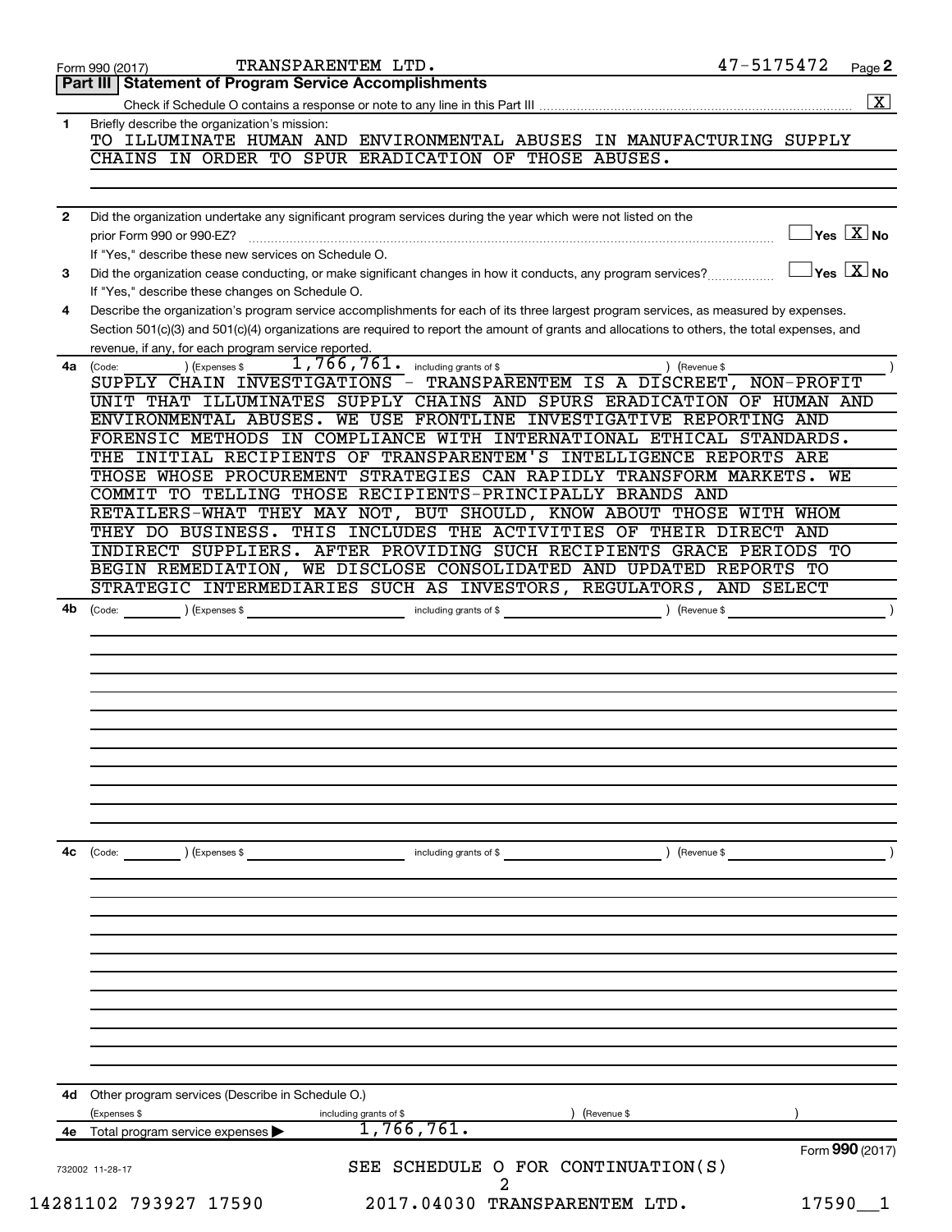Form 990 (2017) TRANSPARENTEM LTD. 47-5175472 Page 2

## Part III | Statement of Program Service Accomplishments

Check if Schedule O contains a response or note to any line in this Part III .................... [X]

**1** Briefly describe the organization's mission:

TO ILLUMINATE HUMAN AND ENVIRONMENTAL ABUSES IN MANUFACTURING SUPPLY CHAINS IN ORDER TO SPUR ERADICATION OF THOSE ABUSES.

**2** Did the organization undertake any significant program services during the year which were not listed on the prior Form 990 or 990-EZ? .................... [ ] Yes [X] No

If "Yes," describe these new services on Schedule O.

**3** Did the organization cease conducting, or make significant changes in how it conducts, any program services? .................... [ ] Yes [X] No

If "Yes," describe these changes on Schedule O.

**4** Describe the organization's program service accomplishments for each of its three largest program services, as measured by expenses. Section 501(c)(3) and 501(c)(4) organizations are required to report the amount of grants and allocations to others, the total expenses, and revenue, if any, for each program service reported.

**4a** (Code: ) (Expenses $ 1,766,761. including grants of $ ) (Revenue $ )

SUPPLY CHAIN INVESTIGATIONS - TRANSPARENTEM IS A DISCREET, NON-PROFIT UNIT THAT ILLUMINATES SUPPLY CHAINS AND SPURS ERADICATION OF HUMAN AND ENVIRONMENTAL ABUSES. WE USE FRONTLINE INVESTIGATIVE REPORTING AND FORENSIC METHODS IN COMPLIANCE WITH INTERNATIONAL ETHICAL STANDARDS. THE INITIAL RECIPIENTS OF TRANSPARENTEM'S INTELLIGENCE REPORTS ARE THOSE WHOSE PROCUREMENT STRATEGIES CAN RAPIDLY TRANSFORM MARKETS. WE COMMIT TO TELLING THOSE RECIPIENTS-PRINCIPALLY BRANDS AND RETAILERS-WHAT THEY MAY NOT, BUT SHOULD, KNOW ABOUT THOSE WITH WHOM THEY DO BUSINESS. THIS INCLUDES THE ACTIVITIES OF THEIR DIRECT AND INDIRECT SUPPLIERS. AFTER PROVIDING SUCH RECIPIENTS GRACE PERIODS TO BEGIN REMEDIATION, WE DISCLOSE CONSOLIDATED AND UPDATED REPORTS TO STRATEGIC INTERMEDIARIES SUCH AS INVESTORS, REGULATORS, AND SELECT

**4b** (Code: ) (Expenses $ including grants of $ ) (Revenue $ )

**4c** (Code: ) (Expenses $ including grants of $ ) (Revenue $ )

**4d** Other program services (Describe in Schedule O.)

(Expenses $ including grants of $ ) (Revenue $ )

**4e** Total program service expenses ▶ 1,766,761.

Form **990** (2017)

732002 11-28-17

SEE SCHEDULE O FOR CONTINUATION(S)

14281102 793927 17590 2017.04030 TRANSPARENTEM LTD. 17590__1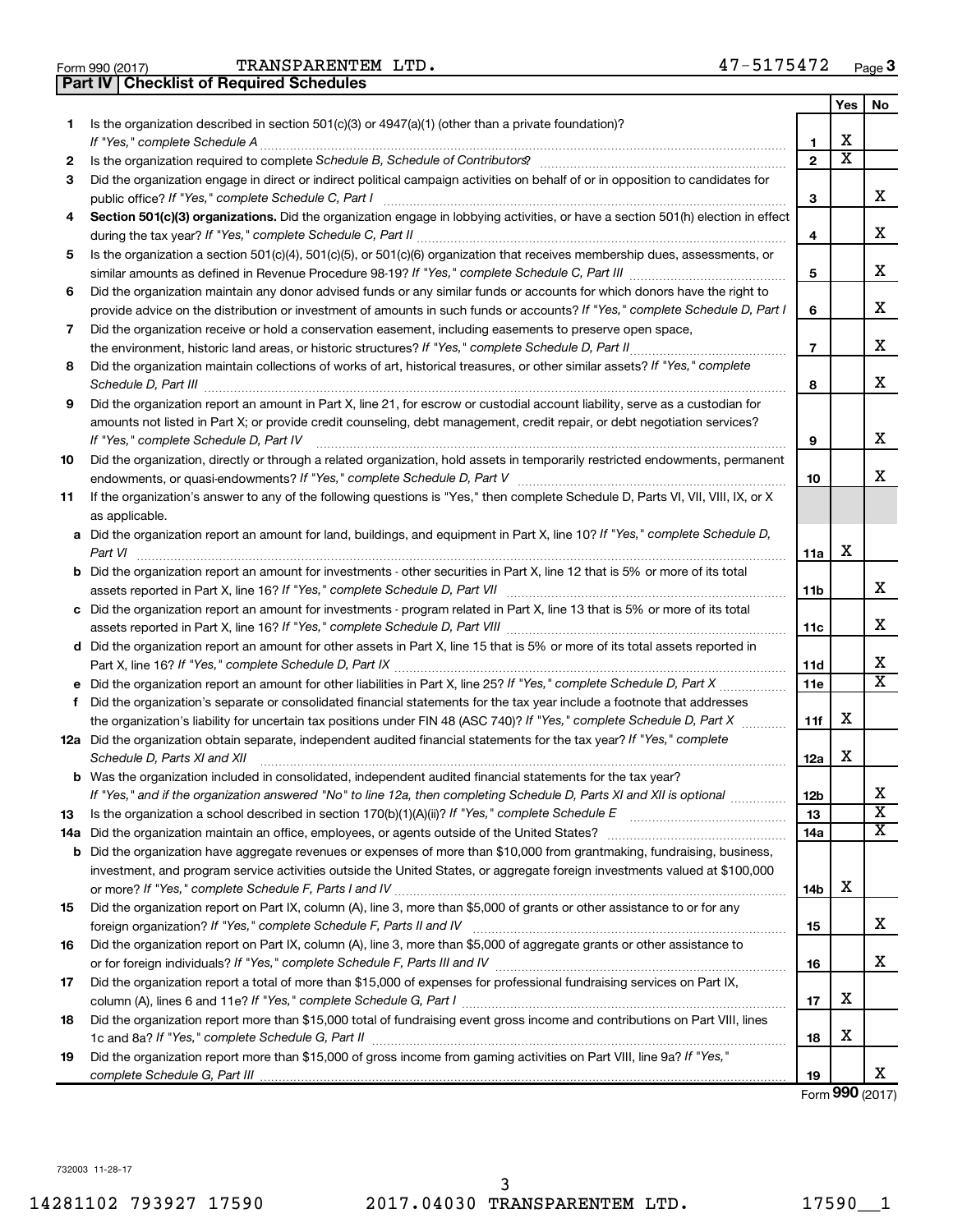Form 990 (2017) TRANSPARENTEM LTD. 47-5175472

## Part IV | Checklist of Required Schedules

| | | | Yes | No |
|---|---|---|---|---|
| 1 | Is the organization described in section 501(c)(3) or 4947(a)(1) (other than a private foundation)? *If "Yes," complete Schedule A* | 1 | X | |
| 2 | Is the organization required to complete *Schedule B, Schedule of Contributors*? | 2 | X | |
| 3 | Did the organization engage in direct or indirect political campaign activities on behalf of or in opposition to candidates for public office? *If "Yes," complete Schedule C, Part I* | 3 | | X |
| 4 | **Section 501(c)(3) organizations.** Did the organization engage in lobbying activities, or have a section 501(h) election in effect during the tax year? *If "Yes," complete Schedule C, Part II* | 4 | | X |
| 5 | Is the organization a section 501(c)(4), 501(c)(5), or 501(c)(6) organization that receives membership dues, assessments, or similar amounts as defined in Revenue Procedure 98-19? *If "Yes," complete Schedule C, Part III* | 5 | | X |
| 6 | Did the organization maintain any donor advised funds or any similar funds or accounts for which donors have the right to provide advice on the distribution or investment of amounts in such funds or accounts? *If "Yes," complete Schedule D, Part I* | 6 | | X |
| 7 | Did the organization receive or hold a conservation easement, including easements to preserve open space, the environment, historic land areas, or historic structures? *If "Yes," complete Schedule D, Part II* | 7 | | X |
| 8 | Did the organization maintain collections of works of art, historical treasures, or other similar assets? *If "Yes," complete Schedule D, Part III* | 8 | | X |
| 9 | Did the organization report an amount in Part X, line 21, for escrow or custodial account liability, serve as a custodian for amounts not listed in Part X; or provide credit counseling, debt management, credit repair, or debt negotiation services? *If "Yes," complete Schedule D, Part IV* | 9 | | X |
| 10 | Did the organization, directly or through a related organization, hold assets in temporarily restricted endowments, permanent endowments, or quasi-endowments? *If "Yes," complete Schedule D, Part V* | 10 | | X |
| 11 | If the organization's answer to any of the following questions is "Yes," then complete Schedule D, Parts VI, VII, VIII, IX, or X as applicable. | | | |
| a | Did the organization report an amount for land, buildings, and equipment in Part X, line 10? *If "Yes," complete Schedule D, Part VI* | 11a | X | |
| b | Did the organization report an amount for investments - other securities in Part X, line 12 that is 5% or more of its total assets reported in Part X, line 16? *If "Yes," complete Schedule D, Part VII* | 11b | | X |
| c | Did the organization report an amount for investments - program related in Part X, line 13 that is 5% or more of its total assets reported in Part X, line 16? *If "Yes," complete Schedule D, Part VIII* | 11c | | X |
| d | Did the organization report an amount for other assets in Part X, line 15 that is 5% or more of its total assets reported in Part X, line 16? *If "Yes," complete Schedule D, Part IX* | 11d | | X |
| e | Did the organization report an amount for other liabilities in Part X, line 25? *If "Yes," complete Schedule D, Part X* | 11e | | X |
| f | Did the organization's separate or consolidated financial statements for the tax year include a footnote that addresses the organization's liability for uncertain tax positions under FIN 48 (ASC 740)? *If "Yes," complete Schedule D, Part X* | 11f | X | |
| 12a | Did the organization obtain separate, independent audited financial statements for the tax year? *If "Yes," complete Schedule D, Parts XI and XII* | 12a | X | |
| b | Was the organization included in consolidated, independent audited financial statements for the tax year? *If "Yes," and if the organization answered "No" to line 12a, then completing Schedule D, Parts XI and XII is optional* | 12b | | X |
| 13 | Is the organization a school described in section 170(b)(1)(A)(ii)? *If "Yes," complete Schedule E* | 13 | | X |
| 14a | Did the organization maintain an office, employees, or agents outside of the United States? | 14a | | X |
| b | Did the organization have aggregate revenues or expenses of more than $10,000 from grantmaking, fundraising, business, investment, and program service activities outside the United States, or aggregate foreign investments valued at $100,000 or more? *If "Yes," complete Schedule F, Parts I and IV* | 14b | X | |
| 15 | Did the organization report on Part IX, column (A), line 3, more than $5,000 of grants or other assistance to or for any foreign organization? *If "Yes," complete Schedule F, Parts II and IV* | 15 | | X |
| 16 | Did the organization report on Part IX, column (A), line 3, more than $5,000 of aggregate grants or other assistance to or for foreign individuals? *If "Yes," complete Schedule F, Parts III and IV* | 16 | | X |
| 17 | Did the organization report a total of more than $15,000 of expenses for professional fundraising services on Part IX, column (A), lines 6 and 11e? *If "Yes," complete Schedule G, Part I* | 17 | X | |
| 18 | Did the organization report more than $15,000 total of fundraising event gross income and contributions on Part VIII, lines 1c and 8a? *If "Yes," complete Schedule G, Part II* | 18 | X | |
| 19 | Did the organization report more than $15,000 of gross income from gaming activities on Part VIII, line 9a? *If "Yes," complete Schedule G, Part III* | 19 | | X |

Form **990** (2017)

732003 11-28-17

14281102 793927 17590 2017.04030 TRANSPARENTEM LTD. 17590__1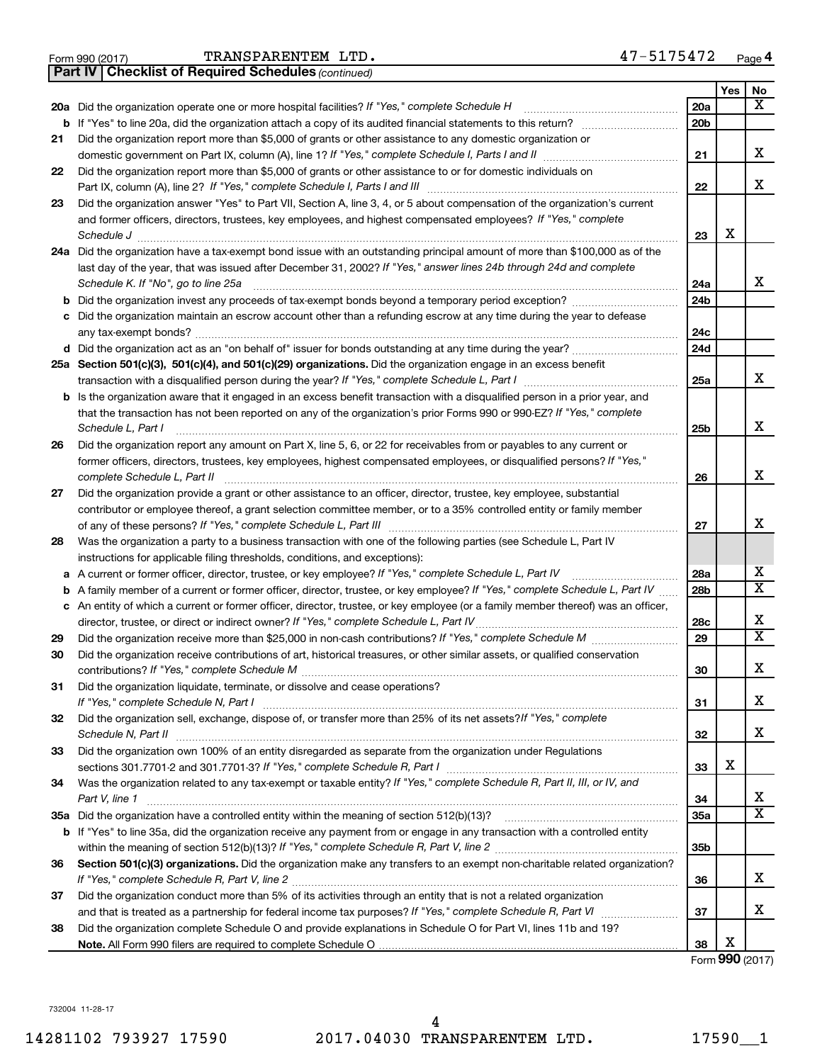Form 990 (2017) TRANSPARENTEM LTD. 47-5175472 Page 4

**Part IV | Checklist of Required Schedules** *(continued)*

| | | | Yes | No |
|---|---|---|---|---|
| **20a** | Did the organization operate one or more hospital facilities? *If "Yes," complete Schedule H* | 20a | | X |
| **b** | If "Yes" to line 20a, did the organization attach a copy of its audited financial statements to this return? | 20b | | |
| **21** | Did the organization report more than $5,000 of grants or other assistance to any domestic organization or domestic government on Part IX, column (A), line 1? *If "Yes," complete Schedule I, Parts I and II* | 21 | | X |
| **22** | Did the organization report more than $5,000 of grants or other assistance to or for domestic individuals on Part IX, column (A), line 2? *If "Yes," complete Schedule I, Parts I and III* | 22 | | X |
| **23** | Did the organization answer "Yes" to Part VII, Section A, line 3, 4, or 5 about compensation of the organization's current and former officers, directors, trustees, key employees, and highest compensated employees? *If "Yes," complete Schedule J* | 23 | X | |
| **24a** | Did the organization have a tax-exempt bond issue with an outstanding principal amount of more than $100,000 as of the last day of the year, that was issued after December 31, 2002? *If "Yes," answer lines 24b through 24d and complete Schedule K. If "No", go to line 25a* | 24a | | X |
| **b** | Did the organization invest any proceeds of tax-exempt bonds beyond a temporary period exception? | 24b | | |
| **c** | Did the organization maintain an escrow account other than a refunding escrow at any time during the year to defease any tax-exempt bonds? | 24c | | |
| **d** | Did the organization act as an "on behalf of" issuer for bonds outstanding at any time during the year? | 24d | | |
| **25a** | **Section 501(c)(3), 501(c)(4), and 501(c)(29) organizations.** Did the organization engage in an excess benefit transaction with a disqualified person during the year? *If "Yes," complete Schedule L, Part I* | 25a | | X |
| **b** | Is the organization aware that it engaged in an excess benefit transaction with a disqualified person in a prior year, and that the transaction has not been reported on any of the organization's prior Forms 990 or 990-EZ? *If "Yes," complete Schedule L, Part I* | 25b | | X |
| **26** | Did the organization report any amount on Part X, line 5, 6, or 22 for receivables from or payables to any current or former officers, directors, trustees, key employees, highest compensated employees, or disqualified persons? *If "Yes," complete Schedule L, Part II* | 26 | | X |
| **27** | Did the organization provide a grant or other assistance to an officer, director, trustee, key employee, substantial contributor or employee thereof, a grant selection committee member, or to a 35% controlled entity or family member of any of these persons? *If "Yes," complete Schedule L, Part III* | 27 | | X |
| **28** | Was the organization a party to a business transaction with one of the following parties (see Schedule L, Part IV instructions for applicable filing thresholds, conditions, and exceptions): | | | |
| **a** | A current or former officer, director, trustee, or key employee? *If "Yes," complete Schedule L, Part IV* | 28a | | X |
| **b** | A family member of a current or former officer, director, trustee, or key employee? *If "Yes," complete Schedule L, Part IV* | 28b | | X |
| **c** | An entity of which a current or former officer, director, trustee, or key employee (or a family member thereof) was an officer, director, trustee, or direct or indirect owner? *If "Yes," complete Schedule L, Part IV* | 28c | | X |
| **29** | Did the organization receive more than $25,000 in non-cash contributions? *If "Yes," complete Schedule M* | 29 | | X |
| **30** | Did the organization receive contributions of art, historical treasures, or other similar assets, or qualified conservation contributions? *If "Yes," complete Schedule M* | 30 | | X |
| **31** | Did the organization liquidate, terminate, or dissolve and cease operations? *If "Yes," complete Schedule N, Part I* | 31 | | X |
| **32** | Did the organization sell, exchange, dispose of, or transfer more than 25% of its net assets? *If "Yes," complete Schedule N, Part II* | 32 | | X |
| **33** | Did the organization own 100% of an entity disregarded as separate from the organization under Regulations sections 301.7701-2 and 301.7701-3? *If "Yes," complete Schedule R, Part I* | 33 | X | |
| **34** | Was the organization related to any tax-exempt or taxable entity? *If "Yes," complete Schedule R, Part II, III, or IV, and Part V, line 1* | 34 | | X |
| **35a** | Did the organization have a controlled entity within the meaning of section 512(b)(13)? | 35a | | X |
| **b** | If "Yes" to line 35a, did the organization receive any payment from or engage in any transaction with a controlled entity within the meaning of section 512(b)(13)? *If "Yes," complete Schedule R, Part V, line 2* | 35b | | |
| **36** | **Section 501(c)(3) organizations.** Did the organization make any transfers to an exempt non-charitable related organization? *If "Yes," complete Schedule R, Part V, line 2* | 36 | | X |
| **37** | Did the organization conduct more than 5% of its activities through an entity that is not a related organization and that is treated as a partnership for federal income tax purposes? *If "Yes," complete Schedule R, Part VI* | 37 | | X |
| **38** | Did the organization complete Schedule O and provide explanations in Schedule O for Part VI, lines 11b and 19? **Note.** All Form 990 filers are required to complete Schedule O | 38 | X | |

Form **990** (2017)

732004 11-28-17

14281102 793927 17590 2017.04030 TRANSPARENTEM LTD. 17590__1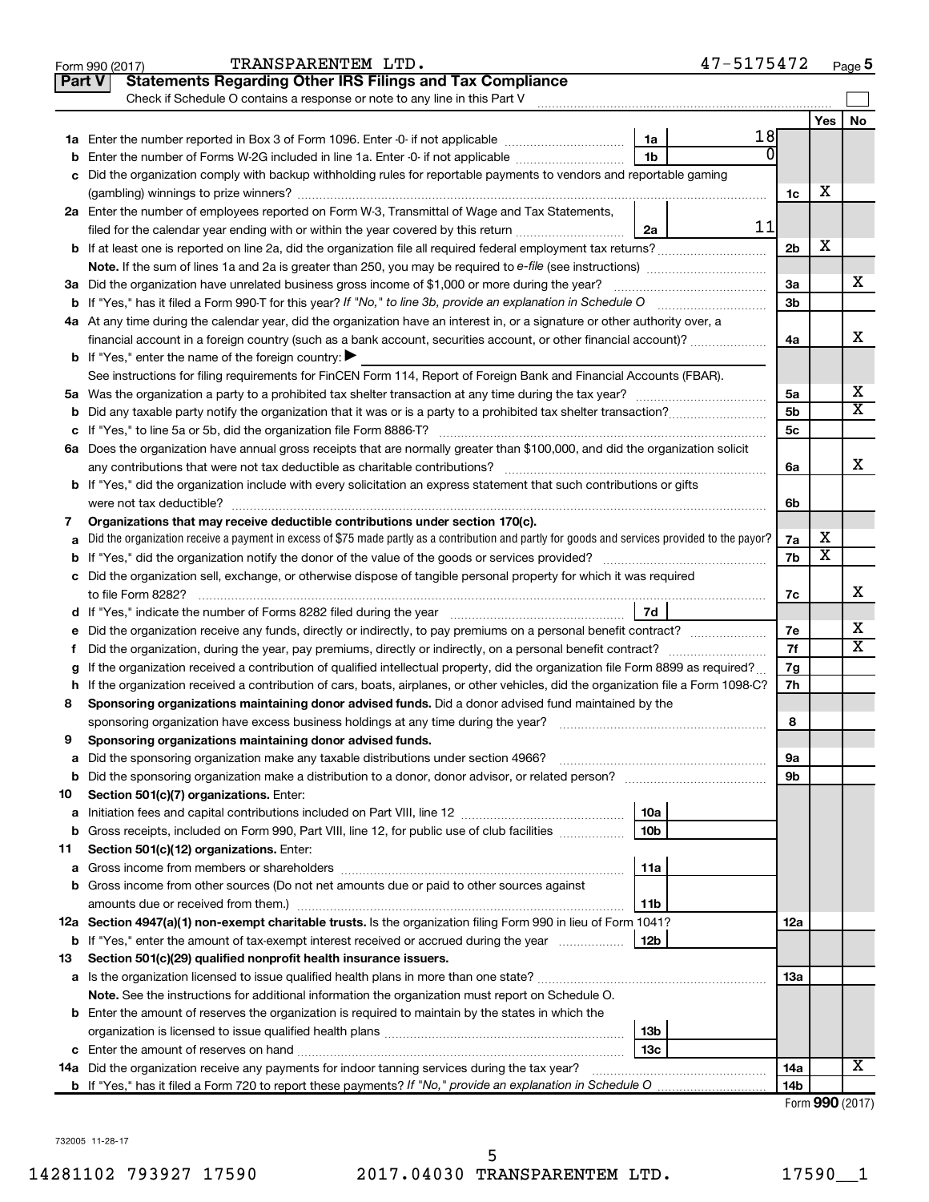Form 990 (2017) TRANSPARENTEM LTD. 47-5175472 Page **5**

## Part V Statements Regarding Other IRS Filings and Tax Compliance

Check if Schedule O contains a response or note to any line in this Part V ☐

| | | | | | Yes | No |
|---|---|---|---|---|---|---|
| **1a** | Enter the number reported in Box 3 of Form 1096. Enter -0- if not applicable | 1a | 18 | | | |
| **b** | Enter the number of Forms W-2G included in line 1a. Enter -0- if not applicable | 1b | 0 | | | |
| **c** | Did the organization comply with backup withholding rules for reportable payments to vendors and reportable gaming (gambling) winnings to prize winners? | | | 1c | X | |
| **2a** | Enter the number of employees reported on Form W-3, Transmittal of Wage and Tax Statements, filed for the calendar year ending with or within the year covered by this return | 2a | 11 | | | |
| **b** | If at least one is reported on line 2a, did the organization file all required federal employment tax returns? | | | 2b | X | |
| | **Note.** If the sum of lines 1a and 2a is greater than 250, you may be required to *e-file* (see instructions) | | | | | |
| **3a** | Did the organization have unrelated business gross income of $1,000 or more during the year? | | | 3a | | X |
| **b** | If "Yes," has it filed a Form 990-T for this year? *If "No," to line 3b, provide an explanation in Schedule O* | | | 3b | | |
| **4a** | At any time during the calendar year, did the organization have an interest in, or a signature or other authority over, a financial account in a foreign country (such as a bank account, securities account, or other financial account)? | | | 4a | | X |
| **b** | If "Yes," enter the name of the foreign country: ▶ | | | | | |
| | See instructions for filing requirements for FinCEN Form 114, Report of Foreign Bank and Financial Accounts (FBAR). | | | | | |
| **5a** | Was the organization a party to a prohibited tax shelter transaction at any time during the tax year? | | | 5a | | X |
| **b** | Did any taxable party notify the organization that it was or is a party to a prohibited tax shelter transaction? | | | 5b | | X |
| **c** | If "Yes," to line 5a or 5b, did the organization file Form 8886-T? | | | 5c | | |
| **6a** | Does the organization have annual gross receipts that are normally greater than $100,000, and did the organization solicit any contributions that were not tax deductible as charitable contributions? | | | 6a | | X |
| **b** | If "Yes," did the organization include with every solicitation an express statement that such contributions or gifts were not tax deductible? | | | 6b | | |
| **7** | **Organizations that may receive deductible contributions under section 170(c).** | | | | | |
| **a** | Did the organization receive a payment in excess of $75 made partly as a contribution and partly for goods and services provided to the payor? | | | 7a | X | |
| **b** | If "Yes," did the organization notify the donor of the value of the goods or services provided? | | | 7b | X | |
| **c** | Did the organization sell, exchange, or otherwise dispose of tangible personal property for which it was required to file Form 8282? | | | 7c | | X |
| **d** | If "Yes," indicate the number of Forms 8282 filed during the year | 7d | | | | |
| **e** | Did the organization receive any funds, directly or indirectly, to pay premiums on a personal benefit contract? | | | 7e | | X |
| **f** | Did the organization, during the year, pay premiums, directly or indirectly, on a personal benefit contract? | | | 7f | | X |
| **g** | If the organization received a contribution of qualified intellectual property, did the organization file Form 8899 as required? | | | 7g | | |
| **h** | If the organization received a contribution of cars, boats, airplanes, or other vehicles, did the organization file a Form 1098-C? | | | 7h | | |
| **8** | **Sponsoring organizations maintaining donor advised funds.** Did a donor advised fund maintained by the sponsoring organization have excess business holdings at any time during the year? | | | 8 | | |
| **9** | **Sponsoring organizations maintaining donor advised funds.** | | | | | |
| **a** | Did the sponsoring organization make any taxable distributions under section 4966? | | | 9a | | |
| **b** | Did the sponsoring organization make a distribution to a donor, donor advisor, or related person? | | | 9b | | |
| **10** | **Section 501(c)(7) organizations.** Enter: | | | | | |
| **a** | Initiation fees and capital contributions included on Part VIII, line 12 | 10a | | | | |
| **b** | Gross receipts, included on Form 990, Part VIII, line 12, for public use of club facilities | 10b | | | | |
| **11** | **Section 501(c)(12) organizations.** Enter: | | | | | |
| **a** | Gross income from members or shareholders | 11a | | | | |
| **b** | Gross income from other sources (Do not net amounts due or paid to other sources against amounts due or received from them.) | 11b | | | | |
| **12a** | **Section 4947(a)(1) non-exempt charitable trusts.** Is the organization filing Form 990 in lieu of Form 1041? | | | 12a | | |
| **b** | If "Yes," enter the amount of tax-exempt interest received or accrued during the year | 12b | | | | |
| **13** | **Section 501(c)(29) qualified nonprofit health insurance issuers.** | | | | | |
| **a** | Is the organization licensed to issue qualified health plans in more than one state? | | | 13a | | |
| | **Note.** See the instructions for additional information the organization must report on Schedule O. | | | | | |
| **b** | Enter the amount of reserves the organization is required to maintain by the states in which the organization is licensed to issue qualified health plans | 13b | | | | |
| **c** | Enter the amount of reserves on hand | 13c | | | | |
| **14a** | Did the organization receive any payments for indoor tanning services during the tax year? | | | 14a | | X |
| **b** | If "Yes," has it filed a Form 720 to report these payments? *If "No," provide an explanation in Schedule O* | | | 14b | | |

Form **990** (2017)

732005 11-28-17

14281102 793927 17590 2017.04030 TRANSPARENTEM LTD. 17590__1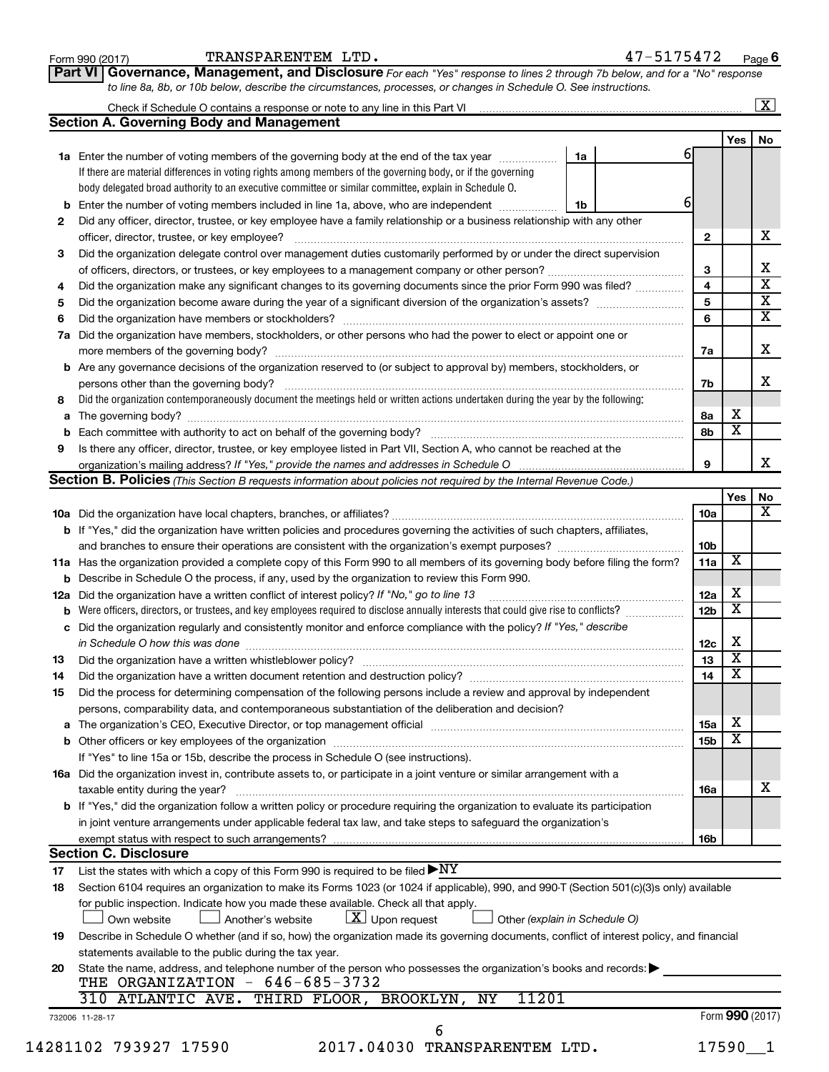Form 990 (2017) TRANSPARENTEM LTD. 47-5175472 Page 6

## Part VI Governance, Management, and Disclosure

*For each "Yes" response to lines 2 through 7b below, and for a "No" response to line 8a, 8b, or 10b below, describe the circumstances, processes, or changes in Schedule O. See instructions.*

Check if Schedule O contains a response or note to any line in this Part VI [X]

### Section A. Governing Body and Management

| | | | Yes | No |
|---|---|---|---|---|
| **1a** | Enter the number of voting members of the governing body at the end of the tax year — 1a: 6. If there are material differences in voting rights among members of the governing body, or if the governing body delegated broad authority to an executive committee or similar committee, explain in Schedule O. | | | |
| **b** | Enter the number of voting members included in line 1a, above, who are independent — 1b: 6 | | | |
| **2** | Did any officer, director, trustee, or key employee have a family relationship or a business relationship with any other officer, director, trustee, or key employee? | 2 | | X |
| **3** | Did the organization delegate control over management duties customarily performed by or under the direct supervision of officers, directors, or trustees, or key employees to a management company or other person? | 3 | | X |
| **4** | Did the organization make any significant changes to its governing documents since the prior Form 990 was filed? | 4 | | X |
| **5** | Did the organization become aware during the year of a significant diversion of the organization's assets? | 5 | | X |
| **6** | Did the organization have members or stockholders? | 6 | | X |
| **7a** | Did the organization have members, stockholders, or other persons who had the power to elect or appoint one or more members of the governing body? | 7a | | X |
| **b** | Are any governance decisions of the organization reserved to (or subject to approval by) members, stockholders, or persons other than the governing body? | 7b | | X |
| **8** | Did the organization contemporaneously document the meetings held or written actions undertaken during the year by the following: | | | |
| **a** | The governing body? | 8a | X | |
| **b** | Each committee with authority to act on behalf of the governing body? | 8b | X | |
| **9** | Is there any officer, director, trustee, or key employee listed in Part VII, Section A, who cannot be reached at the organization's mailing address? *If "Yes," provide the names and addresses in Schedule O* | 9 | | X |

### Section B. Policies *(This Section B requests information about policies not required by the Internal Revenue Code.)*

| | | | Yes | No |
|---|---|---|---|---|
| **10a** | Did the organization have local chapters, branches, or affiliates? | 10a | | X |
| **b** | If "Yes," did the organization have written policies and procedures governing the activities of such chapters, affiliates, and branches to ensure their operations are consistent with the organization's exempt purposes? | 10b | | |
| **11a** | Has the organization provided a complete copy of this Form 990 to all members of its governing body before filing the form? | 11a | X | |
| **b** | Describe in Schedule O the process, if any, used by the organization to review this Form 990. | | | |
| **12a** | Did the organization have a written conflict of interest policy? *If "No," go to line 13* | 12a | X | |
| **b** | Were officers, directors, or trustees, and key employees required to disclose annually interests that could give rise to conflicts? | 12b | X | |
| **c** | Did the organization regularly and consistently monitor and enforce compliance with the policy? *If "Yes," describe in Schedule O how this was done* | 12c | X | |
| **13** | Did the organization have a written whistleblower policy? | 13 | X | |
| **14** | Did the organization have a written document retention and destruction policy? | 14 | X | |
| **15** | Did the process for determining compensation of the following persons include a review and approval by independent persons, comparability data, and contemporaneous substantiation of the deliberation and decision? | | | |
| **a** | The organization's CEO, Executive Director, or top management official | 15a | X | |
| **b** | Other officers or key employees of the organization. If "Yes" to line 15a or 15b, describe the process in Schedule O (see instructions). | 15b | X | |
| **16a** | Did the organization invest in, contribute assets to, or participate in a joint venture or similar arrangement with a taxable entity during the year? | 16a | | X |
| **b** | If "Yes," did the organization follow a written policy or procedure requiring the organization to evaluate its participation in joint venture arrangements under applicable federal tax law, and take steps to safeguard the organization's exempt status with respect to such arrangements? | 16b | | |

### Section C. Disclosure

**17** List the states with which a copy of this Form 990 is required to be filed ▶NY

**18** Section 6104 requires an organization to make its Forms 1023 (or 1024 if applicable), 990, and 990-T (Section 501(c)(3)s only) available for public inspection. Indicate how you made these available. Check all that apply.

[ ] Own website [ ] Another's website [X] Upon request [ ] Other *(explain in Schedule O)*

**19** Describe in Schedule O whether (and if so, how) the organization made its governing documents, conflict of interest policy, and financial statements available to the public during the tax year.

**20** State the name, address, and telephone number of the person who possesses the organization's books and records: ▶

THE ORGANIZATION - 646-685-3732
310 ATLANTIC AVE. THIRD FLOOR, BROOKLYN, NY 11201

732006 11-28-17 Form 990 (2017)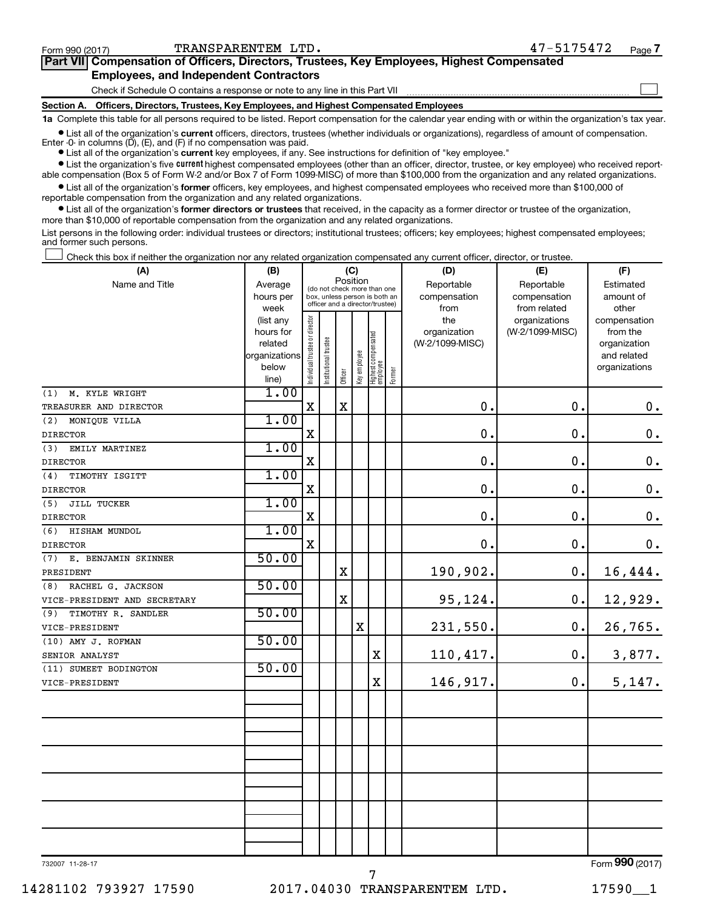Form 990 (2017) TRANSPARENTEM LTD. 47-5175472

**Part VII Compensation of Officers, Directors, Trustees, Key Employees, Highest Compensated Employees, and Independent Contractors**

Check if Schedule O contains a response or note to any line in this Part VII ☐

**Section A. Officers, Directors, Trustees, Key Employees, and Highest Compensated Employees**

**1a** Complete this table for all persons required to be listed. Report compensation for the calendar year ending with or within the organization's tax year.

- List all of the organization's **current** officers, directors, trustees (whether individuals or organizations), regardless of amount of compensation. Enter -0- in columns (D), (E), and (F) if no compensation was paid.
- List all of the organization's **current** key employees, if any. See instructions for definition of "key employee."
- List the organization's five **current** highest compensated employees (other than an officer, director, trustee, or key employee) who received reportable compensation (Box 5 of Form W-2 and/or Box 7 of Form 1099-MISC) of more than $100,000 from the organization and any related organizations.
- List all of the organization's **former** officers, key employees, and highest compensated employees who received more than $100,000 of reportable compensation from the organization and any related organizations.
- List all of the organization's **former directors or trustees** that received, in the capacity as a former director or trustee of the organization, more than $10,000 of reportable compensation from the organization and any related organizations.

List persons in the following order: individual trustees or directors; institutional trustees; officers; key employees; highest compensated employees; and former such persons.

☐ Check this box if neither the organization nor any related organization compensated any current officer, director, or trustee.

| (A) Name and Title | (B) Average hours per week (list any hours for related organizations below line) | (C) Position: Individual trustee or director | Institutional trustee | Officer | Key employee | Highest compensated employee | Former | (D) Reportable compensation from the organization (W-2/1099-MISC) | (E) Reportable compensation from related organizations (W-2/1099-MISC) | (F) Estimated amount of other compensation from the organization and related organizations |
|---|---|---|---|---|---|---|---|---|---|---|
| (1) M. KYLE WRIGHT<br>TREASURER AND DIRECTOR | 1.00 | X | | X | | | | 0. | 0. | 0. |
| (2) MONIQUE VILLA<br>DIRECTOR | 1.00 | X | | | | | | 0. | 0. | 0. |
| (3) EMILY MARTINEZ<br>DIRECTOR | 1.00 | X | | | | | | 0. | 0. | 0. |
| (4) TIMOTHY ISGITT<br>DIRECTOR | 1.00 | X | | | | | | 0. | 0. | 0. |
| (5) JILL TUCKER<br>DIRECTOR | 1.00 | X | | | | | | 0. | 0. | 0. |
| (6) HISHAM MUNDOL<br>DIRECTOR | 1.00 | X | | | | | | 0. | 0. | 0. |
| (7) E. BENJAMIN SKINNER<br>PRESIDENT | 50.00 | | | X | | | | 190,902. | 0. | 16,444. |
| (8) RACHEL G. JACKSON<br>VICE-PRESIDENT AND SECRETARY | 50.00 | | | X | | | | 95,124. | 0. | 12,929. |
| (9) TIMOTHY R. SANDLER<br>VICE-PRESIDENT | 50.00 | | | | X | | | 231,550. | 0. | 26,765. |
| (10) AMY J. ROFMAN<br>SENIOR ANALYST | 50.00 | | | | | X | | 110,417. | 0. | 3,877. |
| (11) SUMEET BODINGTON<br>VICE-PRESIDENT | 50.00 | | | | | X | | 146,917. | 0. | 5,147. |

732007 11-28-17 Form **990** (2017)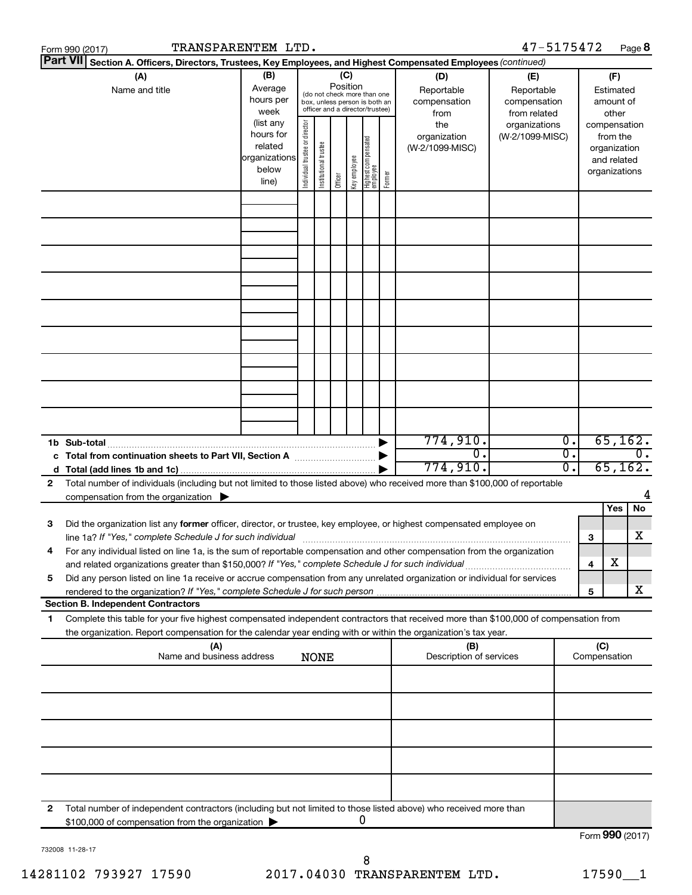Form 990 (2017) TRANSPARENTEM LTD. 47-5175472 Page 8

**Part VII Section A. Officers, Directors, Trustees, Key Employees, and Highest Compensated Employees** *(continued)*

| (A) Name and title | (B) Average hours per week (list any hours for related organizations below line) | (C) Position (do not check more than one box, unless person is both an officer and a director/trustee): Individual trustee or director | Institutional trustee | Officer | Key employee | Highest compensated employee | Former | (D) Reportable compensation from the organization (W-2/1099-MISC) | (E) Reportable compensation from related organizations (W-2/1099-MISC) | (F) Estimated amount of other compensation from the organization and related organizations |
|---|---|---|---|---|---|---|---|---|---|---|
| | | | | | | | | | | |
| **1b Sub-total** | | | | | | | | 774,910. | 0. | 65,162. |
| **c Total from continuation sheets to Part VII, Section A** | | | | | | | | 0. | 0. | 0. |
| **d Total (add lines 1b and 1c)** | | | | | | | | 774,910. | 0. | 65,162. |

**2** Total number of individuals (including but not limited to those listed above) who received more than $100,000 of reportable compensation from the organization ▶ 4

| | | | Yes | No |
|---|---|---|---|---|
| **3** | Did the organization list any **former** officer, director, or trustee, key employee, or highest compensated employee on line 1a? *If "Yes," complete Schedule J for such individual* | 3 | | X |
| **4** | For any individual listed on line 1a, is the sum of reportable compensation and other compensation from the organization and related organizations greater than $150,000? *If "Yes," complete Schedule J for such individual* | 4 | X | |
| **5** | Did any person listed on line 1a receive or accrue compensation from any unrelated organization or individual for services rendered to the organization? *If "Yes," complete Schedule J for such person* | 5 | | X |

**Section B. Independent Contractors**

**1** Complete this table for your five highest compensated independent contractors that received more than $100,000 of compensation from the organization. Report compensation for the calendar year ending with or within the organization's tax year.

| (A) Name and business address NONE | (B) Description of services | (C) Compensation |
|---|---|---|
| | | |

**2** Total number of independent contractors (including but not limited to those listed above) who received more than $100,000 of compensation from the organization ▶ 0

Form **990** (2017)

732008 11-28-17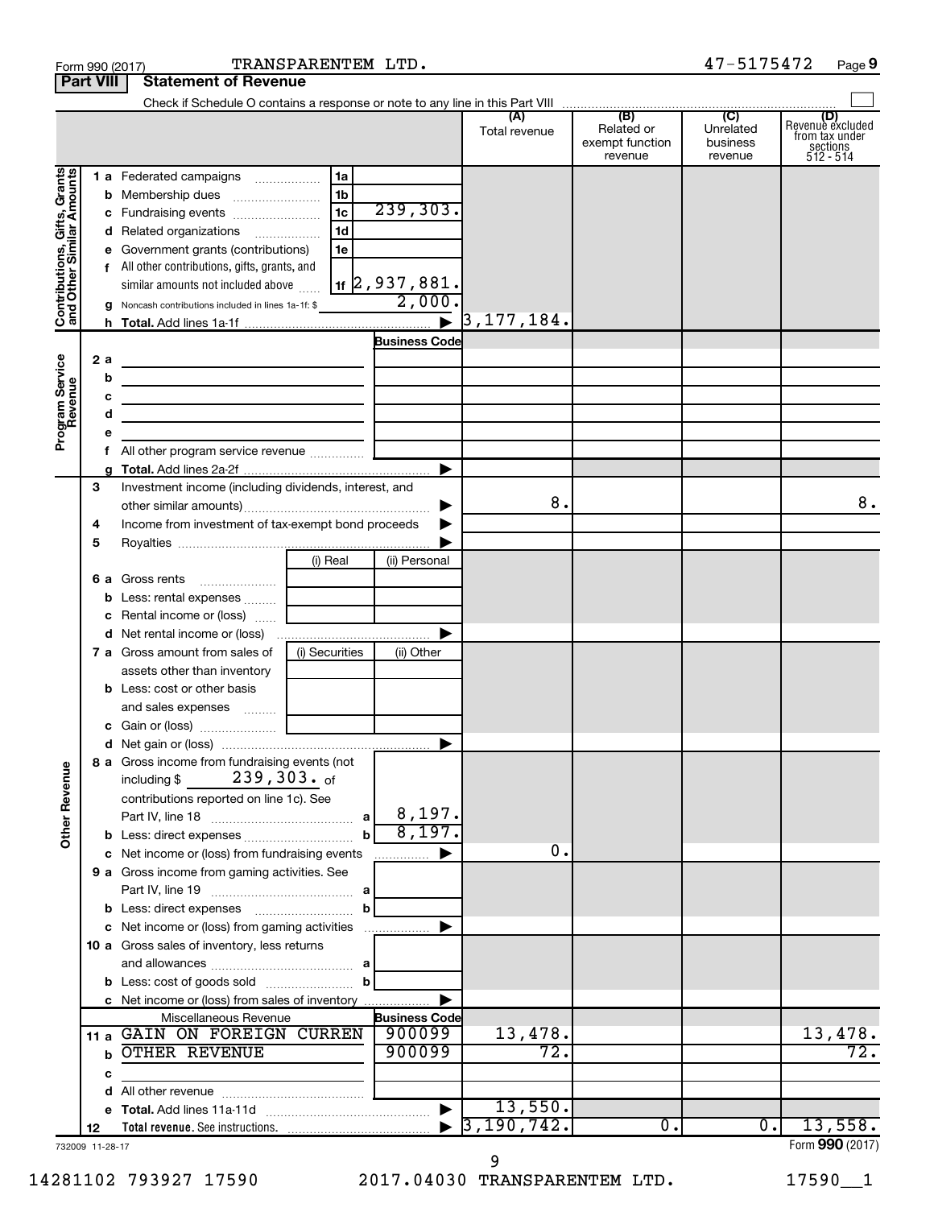Form 990 (2017) TRANSPARENTEM LTD. 47-5175472 Page **9**

## Part VIII Statement of Revenue

Check if Schedule O contains a response or note to any line in this Part VIII

| | | | (A) Total revenue | (B) Related or exempt function revenue | (C) Unrelated business revenue | (D) Revenue excluded from tax under sections 512 - 514 |
|---|---|---|---|---|---|---|
| **Contributions, Gifts, Grants and Other Similar Amounts** | 1a Federated campaigns | 1a | | | | |
| | b Membership dues | 1b | | | | |
| | c Fundraising events | 1c 239,303. | | | | |
| | d Related organizations | 1d | | | | |
| | e Government grants (contributions) | 1e | | | | |
| | f All other contributions, gifts, grants, and similar amounts not included above | 1f 2,937,881. | | | | |
| | g Noncash contributions included in lines 1a-1f: $ | 2,000. | | | | |
| | h **Total.** Add lines 1a-1f | ▶ | 3,177,184. | | | |
| **Program Service Revenue** | | Business Code | | | | |
| | 2a | | | | | |
| | b | | | | | |
| | c | | | | | |
| | d | | | | | |
| | e | | | | | |
| | f All other program service revenue | | | | | |
| | g **Total.** Add lines 2a-2f | ▶ | | | | |
| | 3 Investment income (including dividends, interest, and other similar amounts) | ▶ | 8. | | | 8. |
| | 4 Income from investment of tax-exempt bond proceeds | ▶ | | | | |
| | 5 Royalties | ▶ | | | | |
| | | (i) Real / (ii) Personal | | | | |
| | 6a Gross rents | | | | | |
| | b Less: rental expenses | | | | | |
| | c Rental income or (loss) | | | | | |
| | d Net rental income or (loss) | ▶ | | | | |
| | | (i) Securities / (ii) Other | | | | |
| | 7a Gross amount from sales of assets other than inventory | | | | | |
| | b Less: cost or other basis and sales expenses | | | | | |
| | c Gain or (loss) | | | | | |
| | d Net gain or (loss) | ▶ | | | | |
| **Other Revenue** | 8a Gross income from fundraising events (not including $ 239,303. of contributions reported on line 1c). See Part IV, line 18 | a 8,197. | | | | |
| | b Less: direct expenses | b 8,197. | | | | |
| | c Net income or (loss) from fundraising events | ▶ | 0. | | | |
| | 9a Gross income from gaming activities. See Part IV, line 19 | a | | | | |
| | b Less: direct expenses | b | | | | |
| | c Net income or (loss) from gaming activities | ▶ | | | | |
| | 10a Gross sales of inventory, less returns and allowances | a | | | | |
| | b Less: cost of goods sold | b | | | | |
| | c Net income or (loss) from sales of inventory | ▶ | | | | |
| | Miscellaneous Revenue | Business Code | | | | |
| | 11a GAIN ON FOREIGN CURREN | 900099 | 13,478. | | | 13,478. |
| | b OTHER REVENUE | 900099 | 72. | | | 72. |
| | c | | | | | |
| | d All other revenue | | | | | |
| | e **Total.** Add lines 11a-11d | ▶ | 13,550. | | | |
| | 12 **Total revenue.** See instructions. | ▶ | 3,190,742. | 0. | 0. | 13,558. |

732009 11-28-17 Form **990** (2017)

14281102 793927 17590 2017.04030 TRANSPARENTEM LTD. 17590__1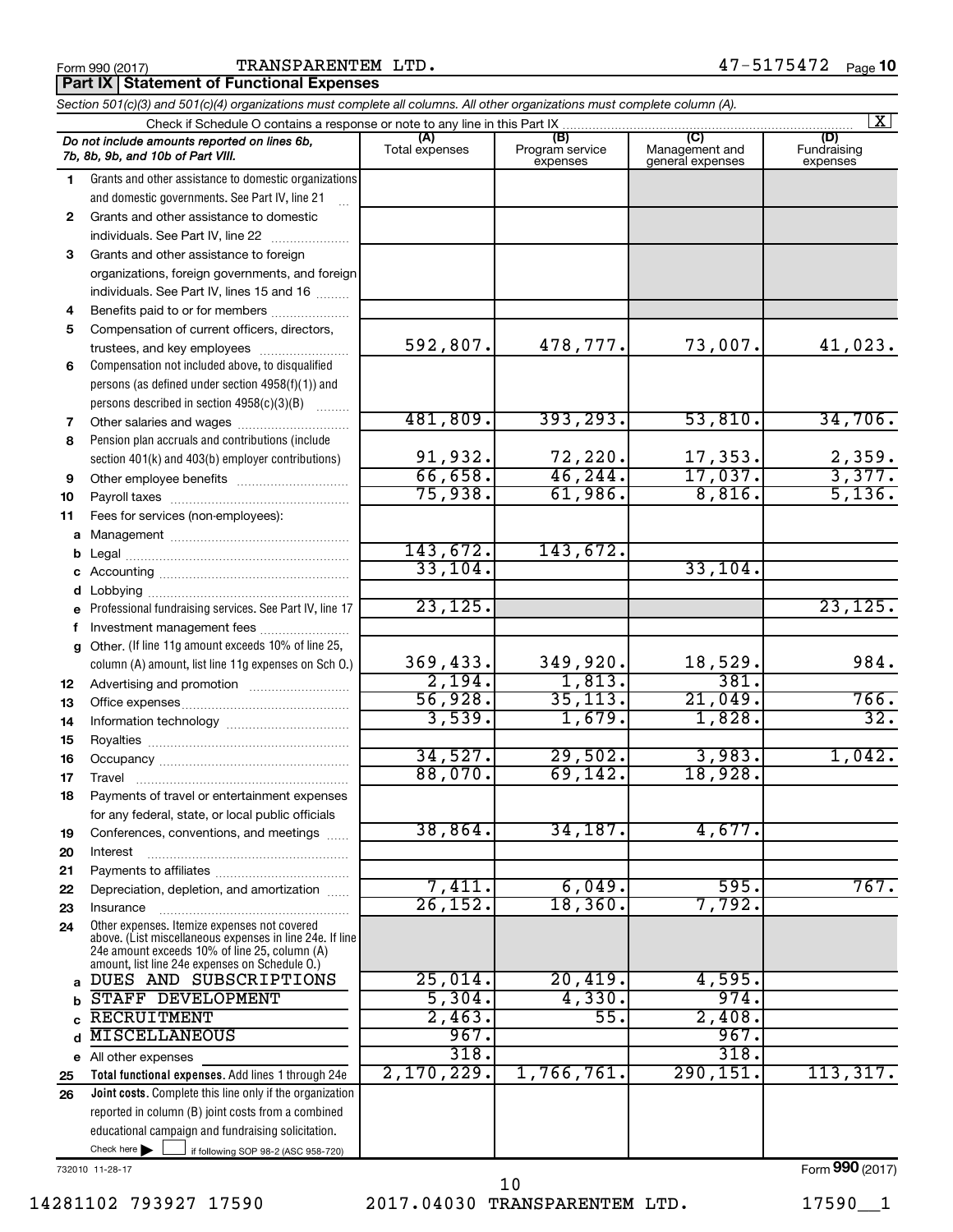Form 990 (2017) TRANSPARENTEM LTD. 47-5175472 Page 10

**Part IX Statement of Functional Expenses**

*Section 501(c)(3) and 501(c)(4) organizations must complete all columns. All other organizations must complete column (A).*

Check if Schedule O contains a response or note to any line in this Part IX [X]

| | *Do not include amounts reported on lines 6b, 7b, 8b, 9b, and 10b of Part VIII.* | (A) Total expenses | (B) Program service expenses | (C) Management and general expenses | (D) Fundraising expenses |
|---|---|---|---|---|---|
| 1 | Grants and other assistance to domestic organizations and domestic governments. See Part IV, line 21 | | | | |
| 2 | Grants and other assistance to domestic individuals. See Part IV, line 22 | | | | |
| 3 | Grants and other assistance to foreign organizations, foreign governments, and foreign individuals. See Part IV, lines 15 and 16 | | | | |
| 4 | Benefits paid to or for members | | | | |
| 5 | Compensation of current officers, directors, trustees, and key employees | 592,807. | 478,777. | 73,007. | 41,023. |
| 6 | Compensation not included above, to disqualified persons (as defined under section 4958(f)(1)) and persons described in section 4958(c)(3)(B) | | | | |
| 7 | Other salaries and wages | 481,809. | 393,293. | 53,810. | 34,706. |
| 8 | Pension plan accruals and contributions (include section 401(k) and 403(b) employer contributions) | 91,932. | 72,220. | 17,353. | 2,359. |
| 9 | Other employee benefits | 66,658. | 46,244. | 17,037. | 3,377. |
| 10 | Payroll taxes | 75,938. | 61,986. | 8,816. | 5,136. |
| 11 | Fees for services (non-employees): | | | | |
| a | Management | | | | |
| b | Legal | 143,672. | 143,672. | | |
| c | Accounting | 33,104. | | 33,104. | |
| d | Lobbying | | | | |
| e | Professional fundraising services. See Part IV, line 17 | 23,125. | | | 23,125. |
| f | Investment management fees | | | | |
| g | Other. (If line 11g amount exceeds 10% of line 25, column (A) amount, list line 11g expenses on Sch O.) | 369,433. | 349,920. | 18,529. | 984. |
| 12 | Advertising and promotion | 2,194. | 1,813. | 381. | |
| 13 | Office expenses | 56,928. | 35,113. | 21,049. | 766. |
| 14 | Information technology | 3,539. | 1,679. | 1,828. | 32. |
| 15 | Royalties | | | | |
| 16 | Occupancy | 34,527. | 29,502. | 3,983. | 1,042. |
| 17 | Travel | 88,070. | 69,142. | 18,928. | |
| 18 | Payments of travel or entertainment expenses for any federal, state, or local public officials | | | | |
| 19 | Conferences, conventions, and meetings | 38,864. | 34,187. | 4,677. | |
| 20 | Interest | | | | |
| 21 | Payments to affiliates | | | | |
| 22 | Depreciation, depletion, and amortization | 7,411. | 6,049. | 595. | 767. |
| 23 | Insurance | 26,152. | 18,360. | 7,792. | |
| 24 | Other expenses. Itemize expenses not covered above. (List miscellaneous expenses in line 24e. If line 24e amount exceeds 10% of line 25, column (A) amount, list line 24e expenses on Schedule O.) | | | | |
| a | DUES AND SUBSCRIPTIONS | 25,014. | 20,419. | 4,595. | |
| b | STAFF DEVELOPMENT | 5,304. | 4,330. | 974. | |
| c | RECRUITMENT | 2,463. | 55. | 2,408. | |
| d | MISCELLANEOUS | 967. | | 967. | |
| e | All other expenses | 318. | | 318. | |
| 25 | **Total functional expenses.** Add lines 1 through 24e | 2,170,229. | 1,766,761. | 290,151. | 113,317. |
| 26 | **Joint costs.** Complete this line only if the organization reported in column (B) joint costs from a combined educational campaign and fundraising solicitation. Check here [ ] if following SOP 98-2 (ASC 958-720) | | | | |

732010 11-28-17

Form **990** (2017)

14281102 793927 17590 2017.04030 TRANSPARENTEM LTD. 17590__1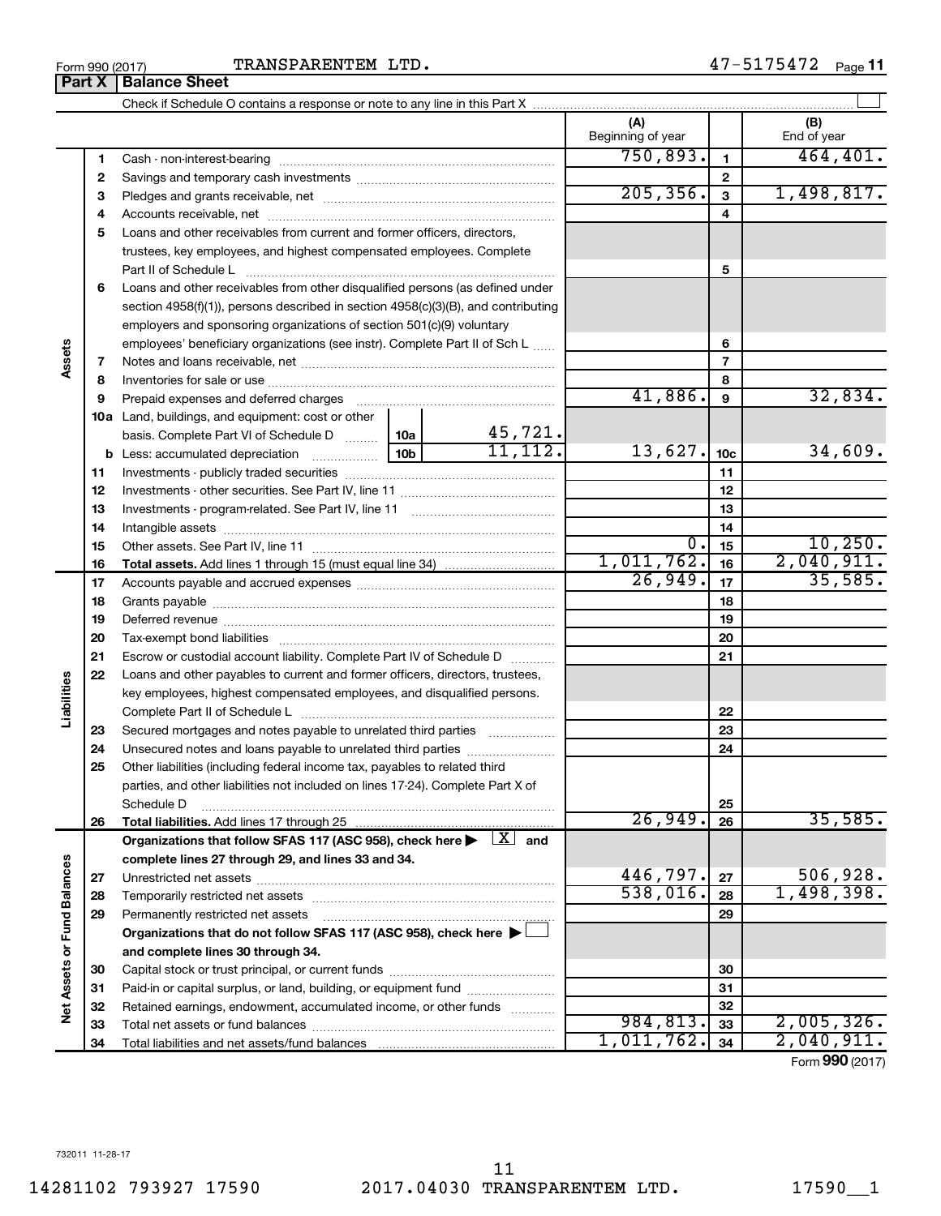Form 990 (2017) TRANSPARENTEM LTD. 47-5175472

## Part X Balance Sheet

Check if Schedule O contains a response or note to any line in this Part X ☐

| | | | | (A) Beginning of year | | (B) End of year |
|---|---|---|---|---|---|---|
| **Assets** | 1 | Cash - non-interest-bearing | | 750,893. | 1 | 464,401. |
| | 2 | Savings and temporary cash investments | | | 2 | |
| | 3 | Pledges and grants receivable, net | | 205,356. | 3 | 1,498,817. |
| | 4 | Accounts receivable, net | | | 4 | |
| | 5 | Loans and other receivables from current and former officers, directors, trustees, key employees, and highest compensated employees. Complete Part II of Schedule L | | | 5 | |
| | 6 | Loans and other receivables from other disqualified persons (as defined under section 4958(f)(1)), persons described in section 4958(c)(3)(B), and contributing employers and sponsoring organizations of section 501(c)(9) voluntary employees' beneficiary organizations (see instr). Complete Part II of Sch L | | | 6 | |
| | 7 | Notes and loans receivable, net | | | 7 | |
| | 8 | Inventories for sale or use | | | 8 | |
| | 9 | Prepaid expenses and deferred charges | | 41,886. | 9 | 32,834. |
| | 10a | Land, buildings, and equipment: cost or other basis. Complete Part VI of Schedule D | 10a 45,721. | | | |
| | b | Less: accumulated depreciation | 10b 11,112. | 13,627. | 10c | 34,609. |
| | 11 | Investments - publicly traded securities | | | 11 | |
| | 12 | Investments - other securities. See Part IV, line 11 | | | 12 | |
| | 13 | Investments - program-related. See Part IV, line 11 | | | 13 | |
| | 14 | Intangible assets | | | 14 | |
| | 15 | Other assets. See Part IV, line 11 | | 0. | 15 | 10,250. |
| | 16 | **Total assets.** Add lines 1 through 15 (must equal line 34) | | 1,011,762. | 16 | 2,040,911. |
| **Liabilities** | 17 | Accounts payable and accrued expenses | | 26,949. | 17 | 35,585. |
| | 18 | Grants payable | | | 18 | |
| | 19 | Deferred revenue | | | 19 | |
| | 20 | Tax-exempt bond liabilities | | | 20 | |
| | 21 | Escrow or custodial account liability. Complete Part IV of Schedule D | | | 21 | |
| | 22 | Loans and other payables to current and former officers, directors, trustees, key employees, highest compensated employees, and disqualified persons. Complete Part II of Schedule L | | | 22 | |
| | 23 | Secured mortgages and notes payable to unrelated third parties | | | 23 | |
| | 24 | Unsecured notes and loans payable to unrelated third parties | | | 24 | |
| | 25 | Other liabilities (including federal income tax, payables to related third parties, and other liabilities not included on lines 17-24). Complete Part X of Schedule D | | | 25 | |
| | 26 | **Total liabilities.** Add lines 17 through 25 | | 26,949. | 26 | 35,585. |
| **Net Assets or Fund Balances** | | **Organizations that follow SFAS 117 (ASC 958), check here ▶ [X] and complete lines 27 through 29, and lines 33 and 34.** | | | | |
| | 27 | Unrestricted net assets | | 446,797. | 27 | 506,928. |
| | 28 | Temporarily restricted net assets | | 538,016. | 28 | 1,498,398. |
| | 29 | Permanently restricted net assets | | | 29 | |
| | | **Organizations that do not follow SFAS 117 (ASC 958), check here ▶ ☐ and complete lines 30 through 34.** | | | | |
| | 30 | Capital stock or trust principal, or current funds | | | 30 | |
| | 31 | Paid-in or capital surplus, or land, building, or equipment fund | | | 31 | |
| | 32 | Retained earnings, endowment, accumulated income, or other funds | | | 32 | |
| | 33 | Total net assets or fund balances | | 984,813. | 33 | 2,005,326. |
| | 34 | Total liabilities and net assets/fund balances | | 1,011,762. | 34 | 2,040,911. |

Form **990** (2017)

732011 11-28-17

14281102 793927 17590 2017.04030 TRANSPARENTEM LTD. 17590__1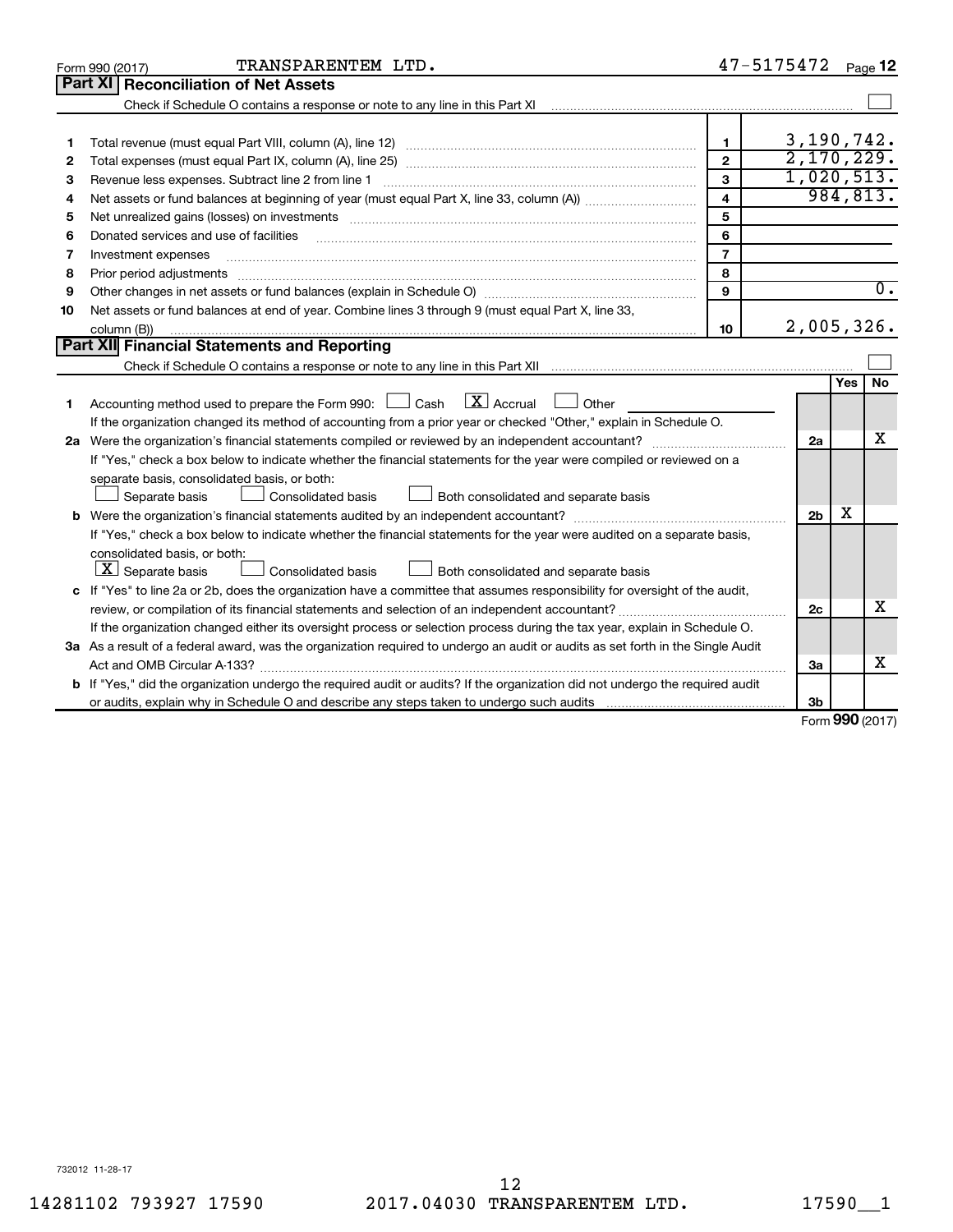Form 990 (2017) TRANSPARENTEM LTD. 47-5175472 Page 12

## Part XI Reconciliation of Net Assets

Check if Schedule O contains a response or note to any line in this Part XI ☐

| | | | |
|---|---|---|---|
| 1 | Total revenue (must equal Part VIII, column (A), line 12) | 1 | 3,190,742. |
| 2 | Total expenses (must equal Part IX, column (A), line 25) | 2 | 2,170,229. |
| 3 | Revenue less expenses. Subtract line 2 from line 1 | 3 | 1,020,513. |
| 4 | Net assets or fund balances at beginning of year (must equal Part X, line 33, column (A)) | 4 | 984,813. |
| 5 | Net unrealized gains (losses) on investments | 5 | |
| 6 | Donated services and use of facilities | 6 | |
| 7 | Investment expenses | 7 | |
| 8 | Prior period adjustments | 8 | |
| 9 | Other changes in net assets or fund balances (explain in Schedule O) | 9 | 0. |
| 10 | Net assets or fund balances at end of year. Combine lines 3 through 9 (must equal Part X, line 33, column (B)) | 10 | 2,005,326. |

## Part XII Financial Statements and Reporting

Check if Schedule O contains a response or note to any line in this Part XII ☐

| | | | Yes | No |
|---|---|---|---|---|
| 1 | Accounting method used to prepare the Form 990: ☐ Cash ☒ Accrual ☐ Other<br>If the organization changed its method of accounting from a prior year or checked "Other," explain in Schedule O. | | | |
| 2a | Were the organization's financial statements compiled or reviewed by an independent accountant?<br>If "Yes," check a box below to indicate whether the financial statements for the year were compiled or reviewed on a separate basis, consolidated basis, or both:<br>☐ Separate basis ☐ Consolidated basis ☐ Both consolidated and separate basis | 2a | | X |
| b | Were the organization's financial statements audited by an independent accountant?<br>If "Yes," check a box below to indicate whether the financial statements for the year were audited on a separate basis, consolidated basis, or both:<br>☒ Separate basis ☐ Consolidated basis ☐ Both consolidated and separate basis | 2b | X | |
| c | If "Yes" to line 2a or 2b, does the organization have a committee that assumes responsibility for oversight of the audit, review, or compilation of its financial statements and selection of an independent accountant?<br>If the organization changed either its oversight process or selection process during the tax year, explain in Schedule O. | 2c | | X |
| 3a | As a result of a federal award, was the organization required to undergo an audit or audits as set forth in the Single Audit Act and OMB Circular A-133? | 3a | | X |
| b | If "Yes," did the organization undergo the required audit or audits? If the organization did not undergo the required audit or audits, explain why in Schedule O and describe any steps taken to undergo such audits | 3b | | |

Form 990 (2017)

732012 11-28-17

14281102 793927 17590 2017.04030 TRANSPARENTEM LTD. 17590__1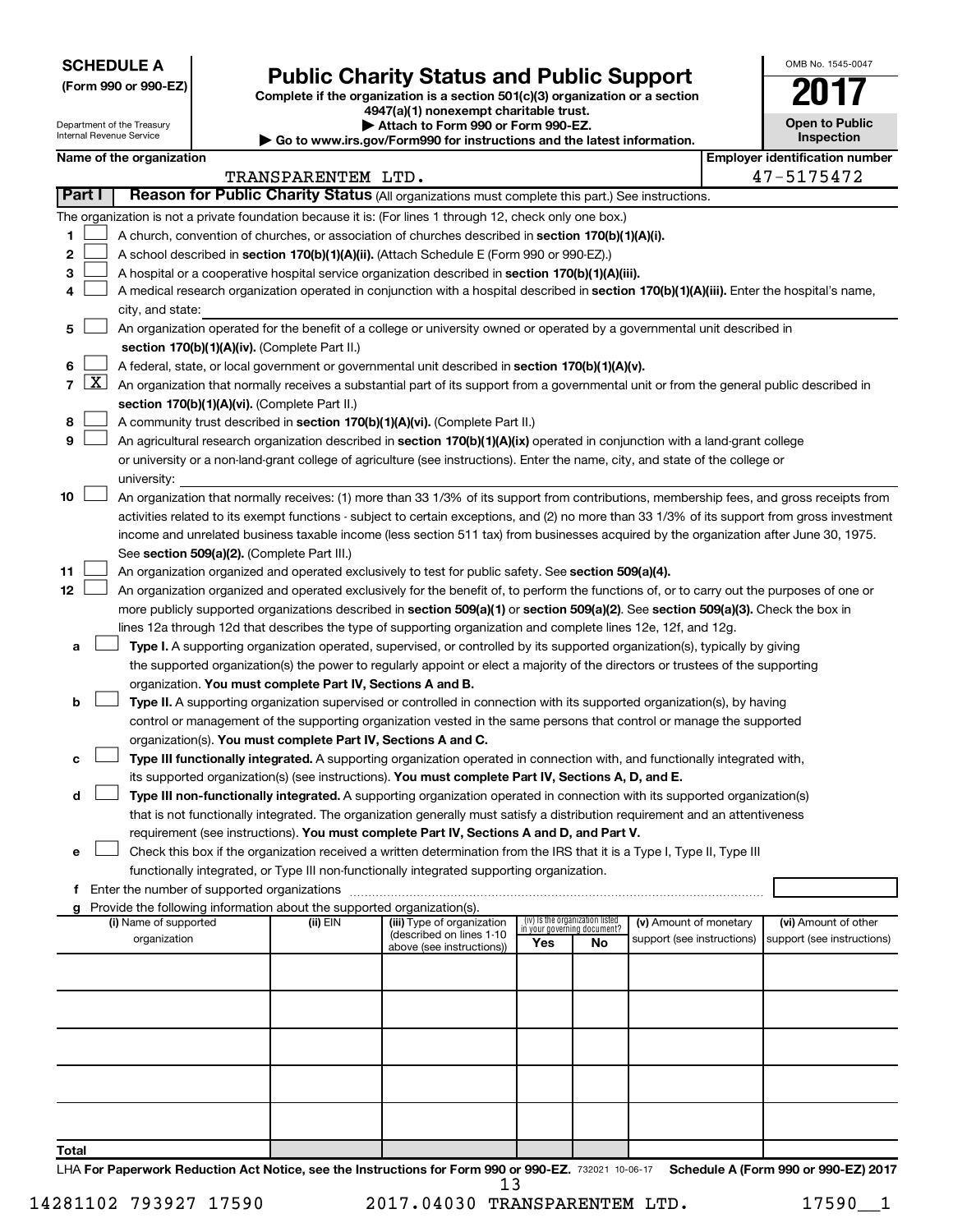**SCHEDULE A**
**(Form 990 or 990-EZ)**

Department of the Treasury
Internal Revenue Service

# Public Charity Status and Public Support

**Complete if the organization is a section 501(c)(3) organization or a section 4947(a)(1) nonexempt charitable trust.**
**▶ Attach to Form 990 or Form 990-EZ.**
**▶ Go to www.irs.gov/Form990 for instructions and the latest information.**

OMB No. 1545-0047

**2017**

**Open to Public Inspection**

**Name of the organization**: TRANSPARENTEM LTD.

**Employer identification number**: 47-5175472

**Part I** **Reason for Public Charity Status** (All organizations must complete this part.) See instructions.

The organization is not a private foundation because it is: (For lines 1 through 12, check only one box.)

1. [ ] A church, convention of churches, or association of churches described in **section 170(b)(1)(A)(i).**
2. [ ] A school described in **section 170(b)(1)(A)(ii).** (Attach Schedule E (Form 990 or 990-EZ).)
3. [ ] A hospital or a cooperative hospital service organization described in **section 170(b)(1)(A)(iii).**
4. [ ] A medical research organization operated in conjunction with a hospital described in **section 170(b)(1)(A)(iii).** Enter the hospital's name, city, and state:
5. [ ] An organization operated for the benefit of a college or university owned or operated by a governmental unit described in **section 170(b)(1)(A)(iv).** (Complete Part II.)
6. [ ] A federal, state, or local government or governmental unit described in **section 170(b)(1)(A)(v).**
7. [X] An organization that normally receives a substantial part of its support from a governmental unit or from the general public described in **section 170(b)(1)(A)(vi).** (Complete Part II.)
8. [ ] A community trust described in **section 170(b)(1)(A)(vi).** (Complete Part II.)
9. [ ] An agricultural research organization described in **section 170(b)(1)(A)(ix)** operated in conjunction with a land-grant college or university or a non-land-grant college of agriculture (see instructions). Enter the name, city, and state of the college or university:
10. [ ] An organization that normally receives: (1) more than 33 1/3% of its support from contributions, membership fees, and gross receipts from activities related to its exempt functions - subject to certain exceptions, and (2) no more than 33 1/3% of its support from gross investment income and unrelated business taxable income (less section 511 tax) from businesses acquired by the organization after June 30, 1975. See **section 509(a)(2).** (Complete Part III.)
11. [ ] An organization organized and operated exclusively to test for public safety. See **section 509(a)(4).**
12. [ ] An organization organized and operated exclusively for the benefit of, to perform the functions of, or to carry out the purposes of one or more publicly supported organizations described in **section 509(a)(1)** or **section 509(a)(2)**. See **section 509(a)(3).** Check the box in lines 12a through 12d that describes the type of supporting organization and complete lines 12e, 12f, and 12g.
   - **a** [ ] **Type I.** A supporting organization operated, supervised, or controlled by its supported organization(s), typically by giving the supported organization(s) the power to regularly appoint or elect a majority of the directors or trustees of the supporting organization. **You must complete Part IV, Sections A and B.**
   - **b** [ ] **Type II.** A supporting organization supervised or controlled in connection with its supported organization(s), by having control or management of the supporting organization vested in the same persons that control or manage the supported organization(s). **You must complete Part IV, Sections A and C.**
   - **c** [ ] **Type III functionally integrated.** A supporting organization operated in connection with, and functionally integrated with, its supported organization(s) (see instructions). **You must complete Part IV, Sections A, D, and E.**
   - **d** [ ] **Type III non-functionally integrated.** A supporting organization operated in connection with its supported organization(s) that is not functionally integrated. The organization generally must satisfy a distribution requirement and an attentiveness requirement (see instructions). **You must complete Part IV, Sections A and D, and Part V.**
   - **e** [ ] Check this box if the organization received a written determination from the IRS that it is a Type I, Type II, Type III functionally integrated, or Type III non-functionally integrated supporting organization.
   - **f** Enter the number of supported organizations
   - **g** Provide the following information about the supported organization(s).

| (i) Name of supported organization | (ii) EIN | (iii) Type of organization (described on lines 1-10 above (see instructions)) | (iv) Is the organization listed in your governing document? Yes | No | (v) Amount of monetary support (see instructions) | (vi) Amount of other support (see instructions) |
|---|---|---|---|---|---|---|
| | | | | | | |
| | | | | | | |
| | | | | | | |
| | | | | | | |
| | | | | | | |
| **Total** | | | | | | |

LHA **For Paperwork Reduction Act Notice, see the Instructions for Form 990 or 990-EZ.** 732021 10-06-17 **Schedule A (Form 990 or 990-EZ) 2017**

14281102 793927 17590 2017.04030 TRANSPARENTEM LTD. 17590__1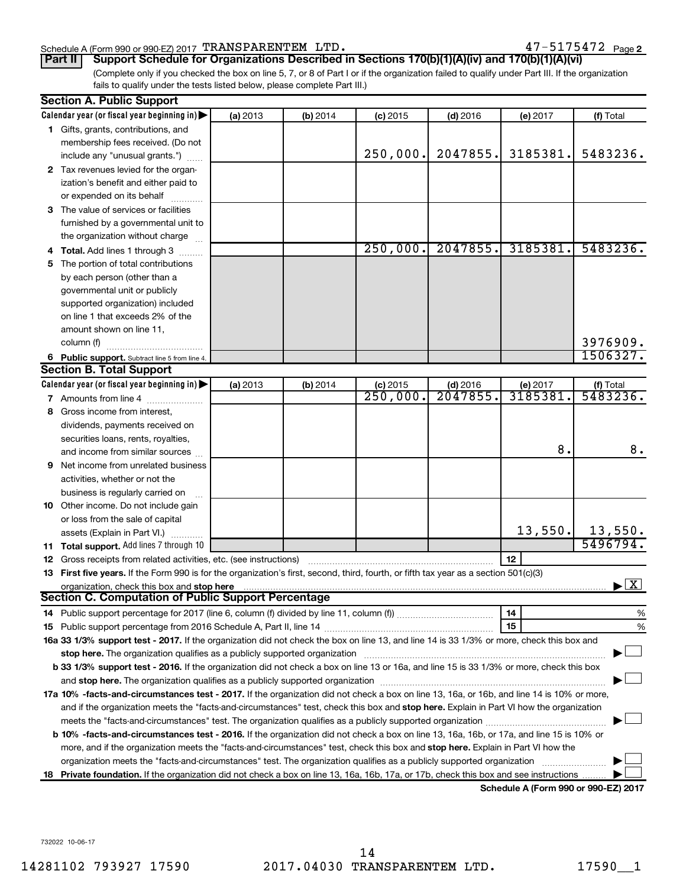Schedule A (Form 990 or 990-EZ) 2017 TRANSPARENTEM LTD. 47-5175472 Page 2

**Part II** **Support Schedule for Organizations Described in Sections 170(b)(1)(A)(iv) and 170(b)(1)(A)(vi)**

(Complete only if you checked the box on line 5, 7, or 8 of Part I or if the organization failed to qualify under Part III. If the organization fails to qualify under the tests listed below, please complete Part III.)

**Section A. Public Support**

| Calendar year (or fiscal year beginning in) | (a) 2013 | (b) 2014 | (c) 2015 | (d) 2016 | (e) 2017 | (f) Total |
|---|---|---|---|---|---|---|
| **1** Gifts, grants, contributions, and membership fees received. (Do not include any "unusual grants.") | | | 250,000. | 2047855. | 3185381. | 5483236. |
| **2** Tax revenues levied for the organization's benefit and either paid to or expended on its behalf | | | | | | |
| **3** The value of services or facilities furnished by a governmental unit to the organization without charge | | | | | | |
| **4 Total.** Add lines 1 through 3 | | | 250,000. | 2047855. | 3185381. | 5483236. |
| **5** The portion of total contributions by each person (other than a governmental unit or publicly supported organization) included on line 1 that exceeds 2% of the amount shown on line 11, column (f) | | | | | | 3976909. |
| **6 Public support.** Subtract line 5 from line 4. | | | | | | 1506327. |

**Section B. Total Support**

| Calendar year (or fiscal year beginning in) | (a) 2013 | (b) 2014 | (c) 2015 | (d) 2016 | (e) 2017 | (f) Total |
|---|---|---|---|---|---|---|
| **7** Amounts from line 4 | | | 250,000. | 2047855. | 3185381. | 5483236. |
| **8** Gross income from interest, dividends, payments received on securities loans, rents, royalties, and income from similar sources | | | | | 8. | 8. |
| **9** Net income from unrelated business activities, whether or not the business is regularly carried on | | | | | | |
| **10** Other income. Do not include gain or loss from the sale of capital assets (Explain in Part VI.) | | | | | 13,550. | 13,550. |
| **11 Total support.** Add lines 7 through 10 | | | | | | 5496794. |

**12** Gross receipts from related activities, etc. (see instructions) | **12** |

**13 First five years.** If the Form 990 is for the organization's first, second, third, fourth, or fifth tax year as a section 501(c)(3) organization, check this box and **stop here** ▶ [X]

**Section C. Computation of Public Support Percentage**

**14** Public support percentage for 2017 (line 6, column (f) divided by line 11, column (f)) | **14** | %

**15** Public support percentage from 2016 Schedule A, Part II, line 14 | **15** | %

**16a 33 1/3% support test - 2017.** If the organization did not check the box on line 13, and line 14 is 33 1/3% or more, check this box and **stop here.** The organization qualifies as a publicly supported organization ▶ [ ]

**b 33 1/3% support test - 2016.** If the organization did not check a box on line 13 or 16a, and line 15 is 33 1/3% or more, check this box and **stop here.** The organization qualifies as a publicly supported organization ▶ [ ]

**17a 10% -facts-and-circumstances test - 2017.** If the organization did not check a box on line 13, 16a, or 16b, and line 14 is 10% or more, and if the organization meets the "facts-and-circumstances" test, check this box and **stop here.** Explain in Part VI how the organization meets the "facts-and-circumstances" test. The organization qualifies as a publicly supported organization ▶ [ ]

**b 10% -facts-and-circumstances test - 2016.** If the organization did not check a box on line 13, 16a, 16b, or 17a, and line 15 is 10% or more, and if the organization meets the "facts-and-circumstances" test, check this box and **stop here.** Explain in Part VI how the organization meets the "facts-and-circumstances" test. The organization qualifies as a publicly supported organization ▶ [ ]

**18 Private foundation.** If the organization did not check a box on line 13, 16a, 16b, 17a, or 17b, check this box and see instructions ▶ [ ]

**Schedule A (Form 990 or 990-EZ) 2017**

732022 10-06-17

14281102 793927 17590 2017.04030 TRANSPARENTEM LTD. 17590__1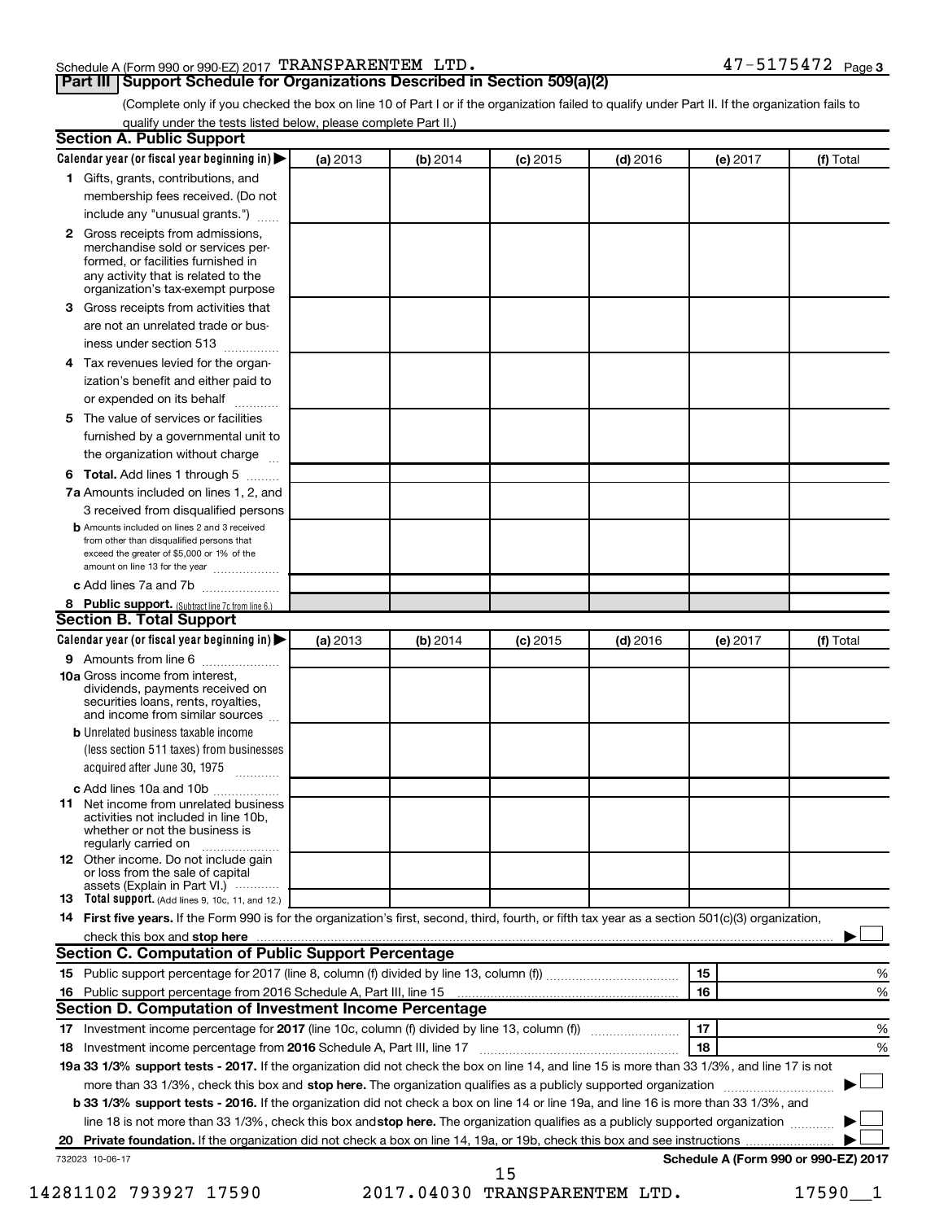Schedule A (Form 990 or 990-EZ) 2017 TRANSPARENTEM LTD. 47-5175472 Page 3

## Part III Support Schedule for Organizations Described in Section 509(a)(2)

(Complete only if you checked the box on line 10 of Part I or if the organization failed to qualify under Part II. If the organization fails to qualify under the tests listed below, please complete Part II.)

### Section A. Public Support

| Calendar year (or fiscal year beginning in) ▶ | (a) 2013 | (b) 2014 | (c) 2015 | (d) 2016 | (e) 2017 | (f) Total |
|---|---|---|---|---|---|---|
| 1 Gifts, grants, contributions, and membership fees received. (Do not include any "unusual grants.") | | | | | | |
| 2 Gross receipts from admissions, merchandise sold or services performed, or facilities furnished in any activity that is related to the organization's tax-exempt purpose | | | | | | |
| 3 Gross receipts from activities that are not an unrelated trade or business under section 513 | | | | | | |
| 4 Tax revenues levied for the organization's benefit and either paid to or expended on its behalf | | | | | | |
| 5 The value of services or facilities furnished by a governmental unit to the organization without charge | | | | | | |
| 6 **Total.** Add lines 1 through 5 | | | | | | |
| 7a Amounts included on lines 1, 2, and 3 received from disqualified persons | | | | | | |
| b Amounts included on lines 2 and 3 received from other than disqualified persons that exceed the greater of $5,000 or 1% of the amount on line 13 for the year | | | | | | |
| c Add lines 7a and 7b | | | | | | |
| 8 **Public support.** (Subtract line 7c from line 6.) | | | | | | |

### Section B. Total Support

| Calendar year (or fiscal year beginning in) ▶ | (a) 2013 | (b) 2014 | (c) 2015 | (d) 2016 | (e) 2017 | (f) Total |
|---|---|---|---|---|---|---|
| 9 Amounts from line 6 | | | | | | |
| 10a Gross income from interest, dividends, payments received on securities loans, rents, royalties, and income from similar sources | | | | | | |
| b Unrelated business taxable income (less section 511 taxes) from businesses acquired after June 30, 1975 | | | | | | |
| c Add lines 10a and 10b | | | | | | |
| 11 Net income from unrelated business activities not included in line 10b, whether or not the business is regularly carried on | | | | | | |
| 12 Other income. Do not include gain or loss from the sale of capital assets (Explain in Part VI.) | | | | | | |
| 13 **Total support.** (Add lines 9, 10c, 11, and 12.) | | | | | | |

14 **First five years.** If the Form 990 is for the organization's first, second, third, fourth, or fifth tax year as a section 501(c)(3) organization, check this box and **stop here** ▶ ☐

### Section C. Computation of Public Support Percentage

| | | | |
|---|---|---|---|
| 15 | Public support percentage for 2017 (line 8, column (f) divided by line 13, column (f)) | 15 | % |
| 16 | Public support percentage from 2016 Schedule A, Part III, line 15 | 16 | % |

### Section D. Computation of Investment Income Percentage

| | | | |
|---|---|---|---|
| 17 | Investment income percentage for **2017** (line 10c, column (f) divided by line 13, column (f)) | 17 | % |
| 18 | Investment income percentage from **2016** Schedule A, Part III, line 17 | 18 | % |

**19a 33 1/3% support tests - 2017.** If the organization did not check the box on line 14, and line 15 is more than 33 1/3%, and line 17 is not more than 33 1/3%, check this box and **stop here.** The organization qualifies as a publicly supported organization ▶ ☐

**b 33 1/3% support tests - 2016.** If the organization did not check a box on line 14 or line 19a, and line 16 is more than 33 1/3%, and line 18 is not more than 33 1/3%, check this box and **stop here.** The organization qualifies as a publicly supported organization ▶ ☐

**20 Private foundation.** If the organization did not check a box on line 14, 19a, or 19b, check this box and see instructions ▶ ☐

732023 10-06-17

**Schedule A (Form 990 or 990-EZ) 2017**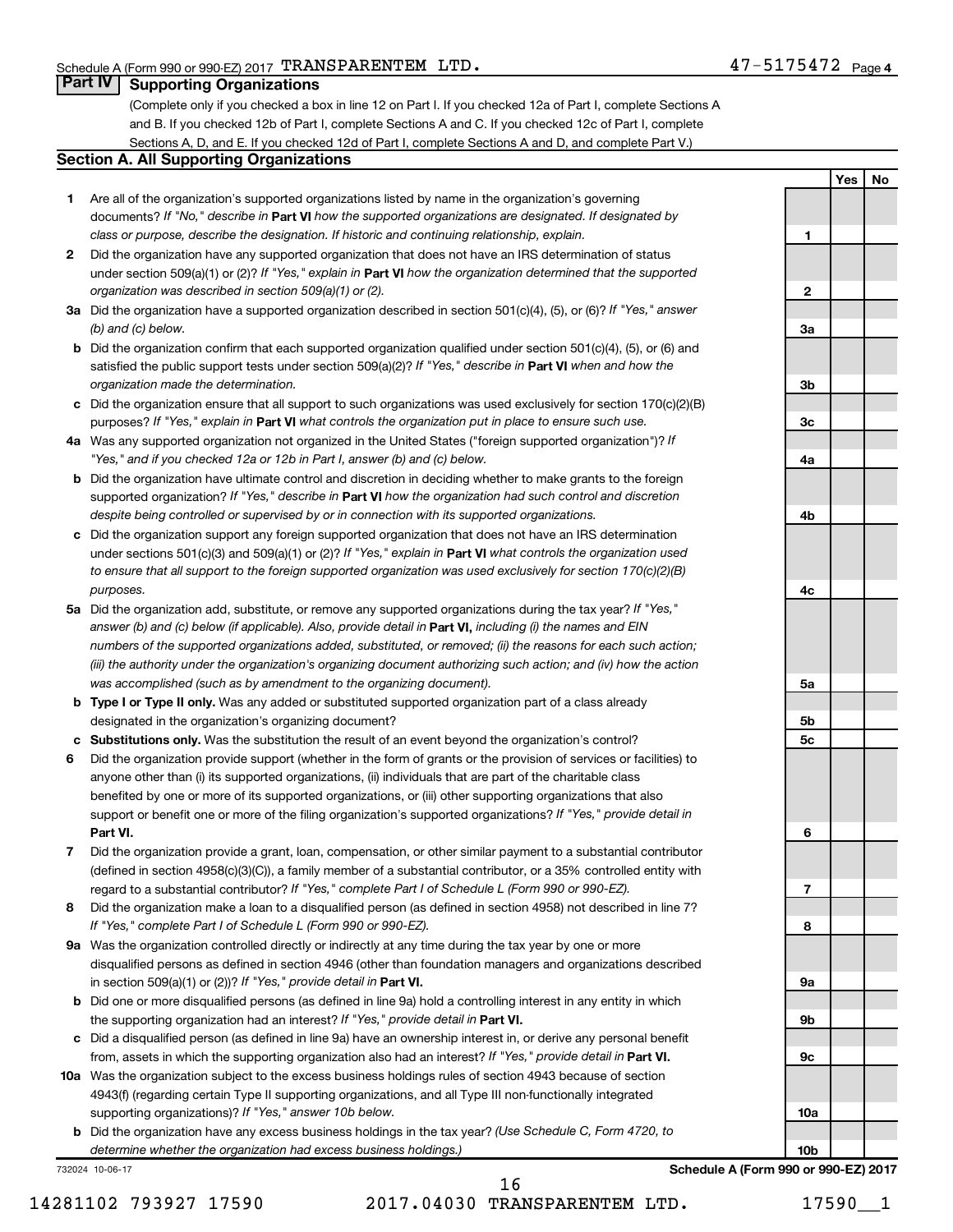Schedule A (Form 990 or 990-EZ) 2017 TRANSPARENTEM LTD. 47-5175472 Page 4

## Part IV Supporting Organizations

(Complete only if you checked a box in line 12 on Part I. If you checked 12a of Part I, complete Sections A and B. If you checked 12b of Part I, complete Sections A and C. If you checked 12c of Part I, complete Sections A, D, and E. If you checked 12d of Part I, complete Sections A and D, and complete Part V.)

### Section A. All Supporting Organizations

| | | Line | Yes | No |
|---|---|---|---|---|
| **1** | Are all of the organization's supported organizations listed by name in the organization's governing documents? *If "No," describe in* **Part VI** *how the supported organizations are designated. If designated by class or purpose, describe the designation. If historic and continuing relationship, explain.* | 1 | | |
| **2** | Did the organization have any supported organization that does not have an IRS determination of status under section 509(a)(1) or (2)? *If "Yes," explain in* **Part VI** *how the organization determined that the supported organization was described in section 509(a)(1) or (2).* | 2 | | |
| **3a** | Did the organization have a supported organization described in section 501(c)(4), (5), or (6)? *If "Yes," answer (b) and (c) below.* | 3a | | |
| **b** | Did the organization confirm that each supported organization qualified under section 501(c)(4), (5), or (6) and satisfied the public support tests under section 509(a)(2)? *If "Yes," describe in* **Part VI** *when and how the organization made the determination.* | 3b | | |
| **c** | Did the organization ensure that all support to such organizations was used exclusively for section 170(c)(2)(B) purposes? *If "Yes," explain in* **Part VI** *what controls the organization put in place to ensure such use.* | 3c | | |
| **4a** | Was any supported organization not organized in the United States ("foreign supported organization")? *If "Yes," and if you checked 12a or 12b in Part I, answer (b) and (c) below.* | 4a | | |
| **b** | Did the organization have ultimate control and discretion in deciding whether to make grants to the foreign supported organization? *If "Yes," describe in* **Part VI** *how the organization had such control and discretion despite being controlled or supervised by or in connection with its supported organizations.* | 4b | | |
| **c** | Did the organization support any foreign supported organization that does not have an IRS determination under sections 501(c)(3) and 509(a)(1) or (2)? *If "Yes," explain in* **Part VI** *what controls the organization used to ensure that all support to the foreign supported organization was used exclusively for section 170(c)(2)(B) purposes.* | 4c | | |
| **5a** | Did the organization add, substitute, or remove any supported organizations during the tax year? *If "Yes," answer (b) and (c) below (if applicable). Also, provide detail in* **Part VI,** *including (i) the names and EIN numbers of the supported organizations added, substituted, or removed; (ii) the reasons for each such action; (iii) the authority under the organization's organizing document authorizing such action; and (iv) how the action was accomplished (such as by amendment to the organizing document).* | 5a | | |
| **b** | **Type I or Type II only.** Was any added or substituted supported organization part of a class already designated in the organization's organizing document? | 5b | | |
| **c** | **Substitutions only.** Was the substitution the result of an event beyond the organization's control? | 5c | | |
| **6** | Did the organization provide support (whether in the form of grants or the provision of services or facilities) to anyone other than (i) its supported organizations, (ii) individuals that are part of the charitable class benefited by one or more of its supported organizations, or (iii) other supporting organizations that also support or benefit one or more of the filing organization's supported organizations? *If "Yes," provide detail in* **Part VI.** | 6 | | |
| **7** | Did the organization provide a grant, loan, compensation, or other similar payment to a substantial contributor (defined in section 4958(c)(3)(C)), a family member of a substantial contributor, or a 35% controlled entity with regard to a substantial contributor? *If "Yes," complete Part I of Schedule L (Form 990 or 990-EZ).* | 7 | | |
| **8** | Did the organization make a loan to a disqualified person (as defined in section 4958) not described in line 7? *If "Yes," complete Part I of Schedule L (Form 990 or 990-EZ).* | 8 | | |
| **9a** | Was the organization controlled directly or indirectly at any time during the tax year by one or more disqualified persons as defined in section 4946 (other than foundation managers and organizations described in section 509(a)(1) or (2))? *If "Yes," provide detail in* **Part VI.** | 9a | | |
| **b** | Did one or more disqualified persons (as defined in line 9a) hold a controlling interest in any entity in which the supporting organization had an interest? *If "Yes," provide detail in* **Part VI.** | 9b | | |
| **c** | Did a disqualified person (as defined in line 9a) have an ownership interest in, or derive any personal benefit from, assets in which the supporting organization also had an interest? *If "Yes," provide detail in* **Part VI.** | 9c | | |
| **10a** | Was the organization subject to the excess business holdings rules of section 4943 because of section 4943(f) (regarding certain Type II supporting organizations, and all Type III non-functionally integrated supporting organizations)? *If "Yes," answer 10b below.* | 10a | | |
| **b** | Did the organization have any excess business holdings in the tax year? *(Use Schedule C, Form 4720, to determine whether the organization had excess business holdings.)* | 10b | | |

732024 10-06-17 **Schedule A (Form 990 or 990-EZ) 2017**

14281102 793927 17590 2017.04030 TRANSPARENTEM LTD. 17590__1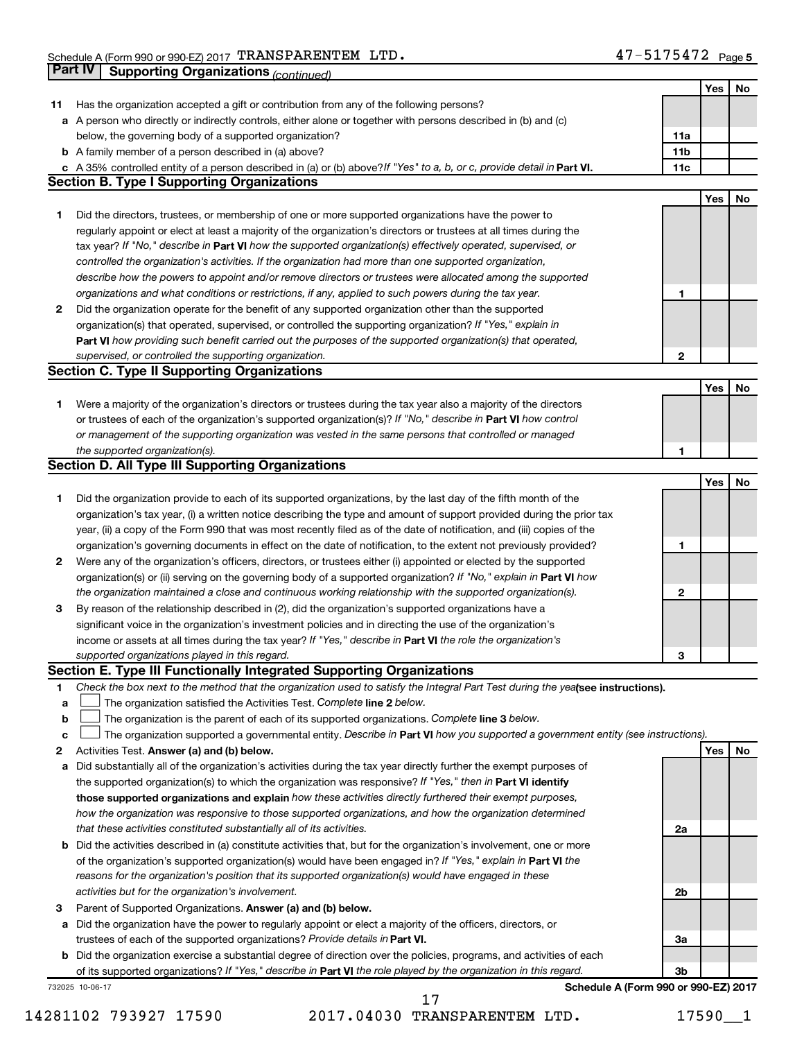Schedule A (Form 990 or 990-EZ) 2017 TRANSPARENTEM LTD. 47-5175472 Page 5

## Part IV Supporting Organizations *(continued)*

| | | | Yes | No |
|---|---|---|---|---|
| 11 | Has the organization accepted a gift or contribution from any of the following persons? | | | |
| a | A person who directly or indirectly controls, either alone or together with persons described in (b) and (c) below, the governing body of a supported organization? | 11a | | |
| b | A family member of a person described in (a) above? | 11b | | |
| c | A 35% controlled entity of a person described in (a) or (b) above? *If "Yes" to a, b, or c, provide detail in* **Part VI.** | 11c | | |

### Section B. Type I Supporting Organizations

| | | | Yes | No |
|---|---|---|---|---|
| 1 | Did the directors, trustees, or membership of one or more supported organizations have the power to regularly appoint or elect at least a majority of the organization's directors or trustees at all times during the tax year? *If "No," describe in* **Part VI** *how the supported organization(s) effectively operated, supervised, or controlled the organization's activities. If the organization had more than one supported organization, describe how the powers to appoint and/or remove directors or trustees were allocated among the supported organizations and what conditions or restrictions, if any, applied to such powers during the tax year.* | 1 | | |
| 2 | Did the organization operate for the benefit of any supported organization other than the supported organization(s) that operated, supervised, or controlled the supporting organization? *If "Yes," explain in* **Part VI** *how providing such benefit carried out the purposes of the supported organization(s) that operated, supervised, or controlled the supporting organization.* | 2 | | |

### Section C. Type II Supporting Organizations

| | | | Yes | No |
|---|---|---|---|---|
| 1 | Were a majority of the organization's directors or trustees during the tax year also a majority of the directors or trustees of each of the organization's supported organization(s)? *If "No," describe in* **Part VI** *how control or management of the supporting organization was vested in the same persons that controlled or managed the supported organization(s).* | 1 | | |

### Section D. All Type III Supporting Organizations

| | | | Yes | No |
|---|---|---|---|---|
| 1 | Did the organization provide to each of its supported organizations, by the last day of the fifth month of the organization's tax year, (i) a written notice describing the type and amount of support provided during the prior tax year, (ii) a copy of the Form 990 that was most recently filed as of the date of notification, and (iii) copies of the organization's governing documents in effect on the date of notification, to the extent not previously provided? | 1 | | |
| 2 | Were any of the organization's officers, directors, or trustees either (i) appointed or elected by the supported organization(s) or (ii) serving on the governing body of a supported organization? *If "No," explain in* **Part VI** *how the organization maintained a close and continuous working relationship with the supported organization(s).* | 2 | | |
| 3 | By reason of the relationship described in (2), did the organization's supported organizations have a significant voice in the organization's investment policies and in directing the use of the organization's income or assets at all times during the tax year? *If "Yes," describe in* **Part VI** *the role the organization's supported organizations played in this regard.* | 3 | | |

### Section E. Type III Functionally Integrated Supporting Organizations

1 *Check the box next to the method that the organization used to satisfy the Integral Part Test during the year* **(see instructions).**

- a ☐ The organization satisfied the Activities Test. *Complete* **line 2** *below.*
- b ☐ The organization is the parent of each of its supported organizations. *Complete* **line 3** *below.*
- c ☐ The organization supported a governmental entity. *Describe in* **Part VI** *how you supported a government entity (see instructions).*

| | | | Yes | No |
|---|---|---|---|---|
| 2 | Activities Test. **Answer (a) and (b) below.** | | | |
| a | Did substantially all of the organization's activities during the tax year directly further the exempt purposes of the supported organization(s) to which the organization was responsive? *If "Yes," then in* **Part VI identify those supported organizations and explain** *how these activities directly furthered their exempt purposes, how the organization was responsive to those supported organizations, and how the organization determined that these activities constituted substantially all of its activities.* | 2a | | |
| b | Did the activities described in (a) constitute activities that, but for the organization's involvement, one or more of the organization's supported organization(s) would have been engaged in? *If "Yes," explain in* **Part VI** *the reasons for the organization's position that its supported organization(s) would have engaged in these activities but for the organization's involvement.* | 2b | | |
| 3 | Parent of Supported Organizations. **Answer (a) and (b) below.** | | | |
| a | Did the organization have the power to regularly appoint or elect a majority of the officers, directors, or trustees of each of the supported organizations? *Provide details in* **Part VI.** | 3a | | |
| b | Did the organization exercise a substantial degree of direction over the policies, programs, and activities of each of its supported organizations? *If "Yes," describe in* **Part VI** *the role played by the organization in this regard.* | 3b | | |

732025 10-06-17 **Schedule A (Form 990 or 990-EZ) 2017**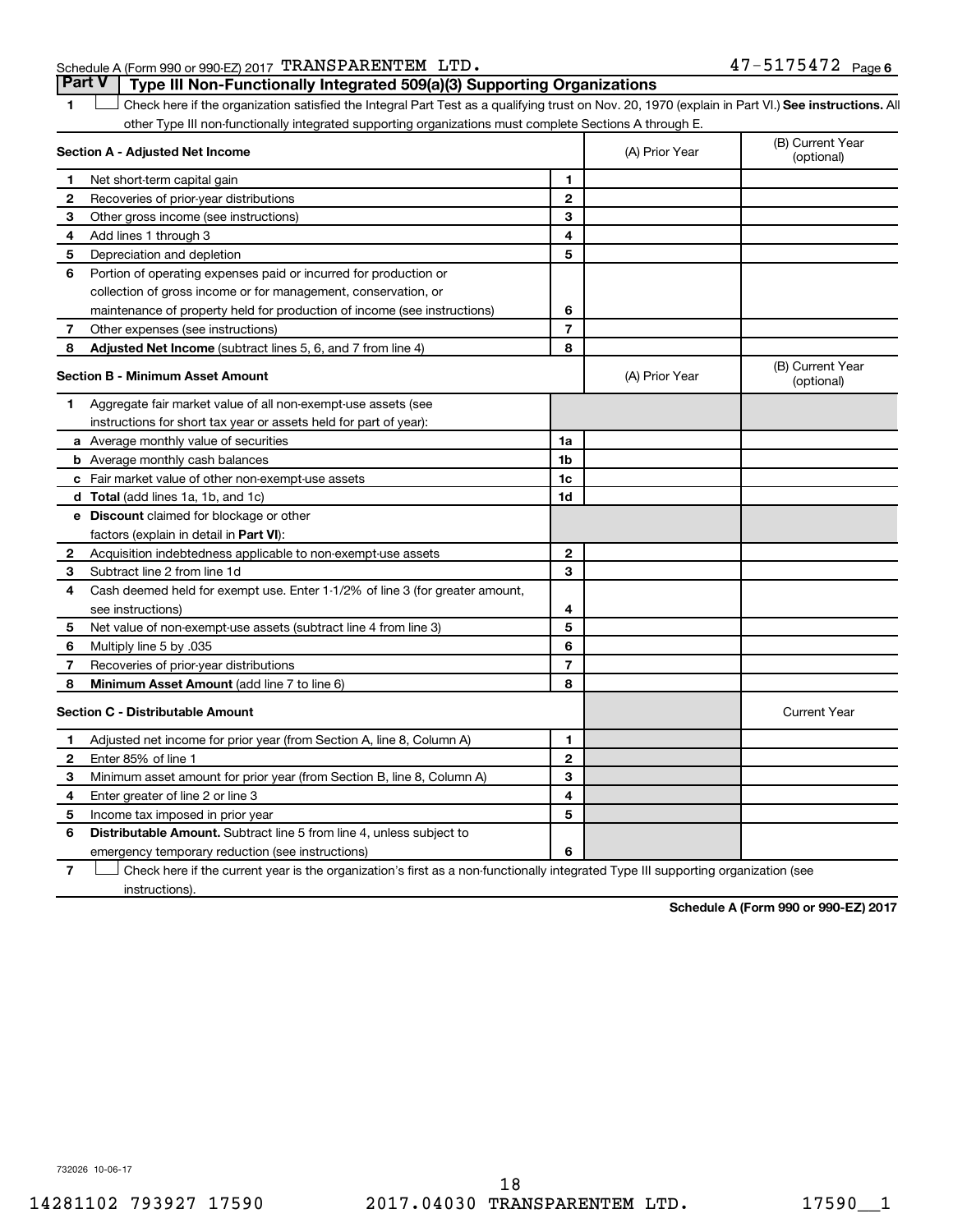Schedule A (Form 990 or 990-EZ) 2017 TRANSPARENTEM LTD. 47-5175472 Page 6

## Part V | Type III Non-Functionally Integrated 509(a)(3) Supporting Organizations

1 ☐ Check here if the organization satisfied the Integral Part Test as a qualifying trust on Nov. 20, 1970 (explain in Part VI.) **See instructions.** All other Type III non-functionally integrated supporting organizations must complete Sections A through E.

| **Section A - Adjusted Net Income** | | | (A) Prior Year | (B) Current Year (optional) |
|---|---|---|---|---|
| 1 | Net short-term capital gain | 1 | | |
| 2 | Recoveries of prior-year distributions | 2 | | |
| 3 | Other gross income (see instructions) | 3 | | |
| 4 | Add lines 1 through 3 | 4 | | |
| 5 | Depreciation and depletion | 5 | | |
| 6 | Portion of operating expenses paid or incurred for production or collection of gross income or for management, conservation, or maintenance of property held for production of income (see instructions) | 6 | | |
| 7 | Other expenses (see instructions) | 7 | | |
| 8 | **Adjusted Net Income** (subtract lines 5, 6, and 7 from line 4) | 8 | | |

| **Section B - Minimum Asset Amount** | | | (A) Prior Year | (B) Current Year (optional) |
|---|---|---|---|---|
| 1 | Aggregate fair market value of all non-exempt-use assets (see instructions for short tax year or assets held for part of year): | | | |
| a | Average monthly value of securities | 1a | | |
| b | Average monthly cash balances | 1b | | |
| c | Fair market value of other non-exempt-use assets | 1c | | |
| d | **Total** (add lines 1a, 1b, and 1c) | 1d | | |
| e | **Discount** claimed for blockage or other factors (explain in detail in **Part VI**): | | | |
| 2 | Acquisition indebtedness applicable to non-exempt-use assets | 2 | | |
| 3 | Subtract line 2 from line 1d | 3 | | |
| 4 | Cash deemed held for exempt use. Enter 1-1/2% of line 3 (for greater amount, see instructions) | 4 | | |
| 5 | Net value of non-exempt-use assets (subtract line 4 from line 3) | 5 | | |
| 6 | Multiply line 5 by .035 | 6 | | |
| 7 | Recoveries of prior-year distributions | 7 | | |
| 8 | **Minimum Asset Amount** (add line 7 to line 6) | 8 | | |

| **Section C - Distributable Amount** | | | | Current Year |
|---|---|---|---|---|
| 1 | Adjusted net income for prior year (from Section A, line 8, Column A) | 1 | | |
| 2 | Enter 85% of line 1 | 2 | | |
| 3 | Minimum asset amount for prior year (from Section B, line 8, Column A) | 3 | | |
| 4 | Enter greater of line 2 or line 3 | 4 | | |
| 5 | Income tax imposed in prior year | 5 | | |
| 6 | **Distributable Amount.** Subtract line 5 from line 4, unless subject to emergency temporary reduction (see instructions) | 6 | | |

7 ☐ Check here if the current year is the organization's first as a non-functionally integrated Type III supporting organization (see instructions).

**Schedule A (Form 990 or 990-EZ) 2017**

732026 10-06-17

14281102 793927 17590 2017.04030 TRANSPARENTEM LTD. 17590__1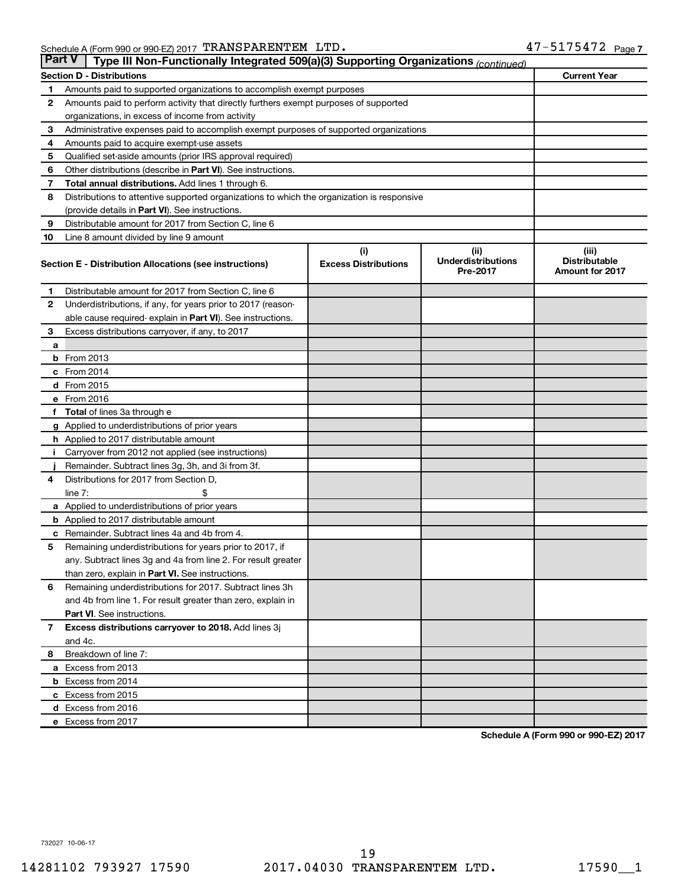Schedule A (Form 990 or 990-EZ) 2017 TRANSPARENTEM LTD. 47-5175472 Page 7

## Part V | Type III Non-Functionally Integrated 509(a)(3) Supporting Organizations *(continued)*

| Section D - Distributions | | Current Year |
|---|---|---|
| 1 | Amounts paid to supported organizations to accomplish exempt purposes | |
| 2 | Amounts paid to perform activity that directly furthers exempt purposes of supported organizations, in excess of income from activity | |
| 3 | Administrative expenses paid to accomplish exempt purposes of supported organizations | |
| 4 | Amounts paid to acquire exempt-use assets | |
| 5 | Qualified set-aside amounts (prior IRS approval required) | |
| 6 | Other distributions (describe in **Part VI**). See instructions. | |
| 7 | **Total annual distributions.** Add lines 1 through 6. | |
| 8 | Distributions to attentive supported organizations to which the organization is responsive (provide details in **Part VI**). See instructions. | |
| 9 | Distributable amount for 2017 from Section C, line 6 | |
| 10 | Line 8 amount divided by line 9 amount | |

| | Section E - Distribution Allocations (see instructions) | (i) Excess Distributions | (ii) Underdistributions Pre-2017 | (iii) Distributable Amount for 2017 |
|---|---|---|---|---|
| 1 | Distributable amount for 2017 from Section C, line 6 | | | |
| 2 | Underdistributions, if any, for years prior to 2017 (reasonable cause required- explain in **Part VI**). See instructions. | | | |
| 3 | Excess distributions carryover, if any, to 2017 | | | |
| a | | | | |
| b | From 2013 | | | |
| c | From 2014 | | | |
| d | From 2015 | | | |
| e | From 2016 | | | |
| f | **Total** of lines 3a through e | | | |
| g | Applied to underdistributions of prior years | | | |
| h | Applied to 2017 distributable amount | | | |
| i | Carryover from 2012 not applied (see instructions) | | | |
| j | Remainder. Subtract lines 3g, 3h, and 3i from 3f. | | | |
| 4 | Distributions for 2017 from Section D, line 7: $ | | | |
| a | Applied to underdistributions of prior years | | | |
| b | Applied to 2017 distributable amount | | | |
| c | Remainder. Subtract lines 4a and 4b from 4. | | | |
| 5 | Remaining underdistributions for years prior to 2017, if any. Subtract lines 3g and 4a from line 2. For result greater than zero, explain in **Part VI.** See instructions. | | | |
| 6 | Remaining underdistributions for 2017. Subtract lines 3h and 4b from line 1. For result greater than zero, explain in **Part VI**. See instructions. | | | |
| 7 | **Excess distributions carryover to 2018.** Add lines 3j and 4c. | | | |
| 8 | Breakdown of line 7: | | | |
| a | Excess from 2013 | | | |
| b | Excess from 2014 | | | |
| c | Excess from 2015 | | | |
| d | Excess from 2016 | | | |
| e | Excess from 2017 | | | |

**Schedule A (Form 990 or 990-EZ) 2017**

732027 10-06-17

14281102 793927 17590 2017.04030 TRANSPARENTEM LTD. 17590__1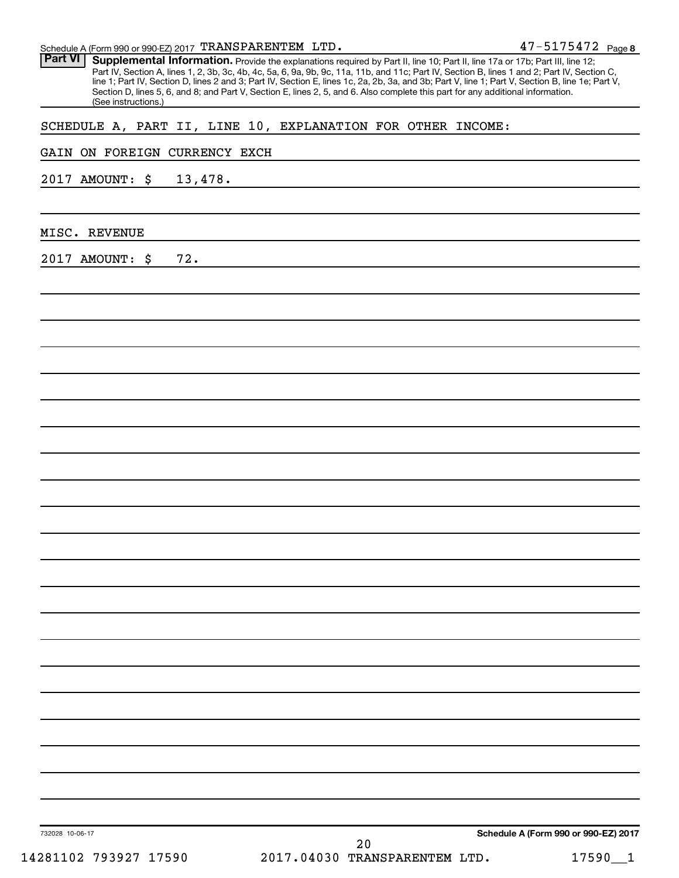## Part VI Supplemental Information.

Provide the explanations required by Part II, line 10; Part II, line 17a or 17b; Part III, line 12; Part IV, Section A, lines 1, 2, 3b, 3c, 4b, 4c, 5a, 6, 9a, 9b, 9c, 11a, 11b, and 11c; Part IV, Section B, lines 1 and 2; Part IV, Section C, line 1; Part IV, Section D, lines 2 and 3; Part IV, Section E, lines 1c, 2a, 2b, 3a, and 3b; Part V, line 1; Part V, Section B, line 1e; Part V, Section D, lines 5, 6, and 8; and Part V, Section E, lines 2, 5, and 6. Also complete this part for any additional information. (See instructions.)

SCHEDULE A, PART II, LINE 10, EXPLANATION FOR OTHER INCOME:

GAIN ON FOREIGN CURRENCY EXCH

2017 AMOUNT: $ 13,478.

MISC. REVENUE

2017 AMOUNT: $ 72.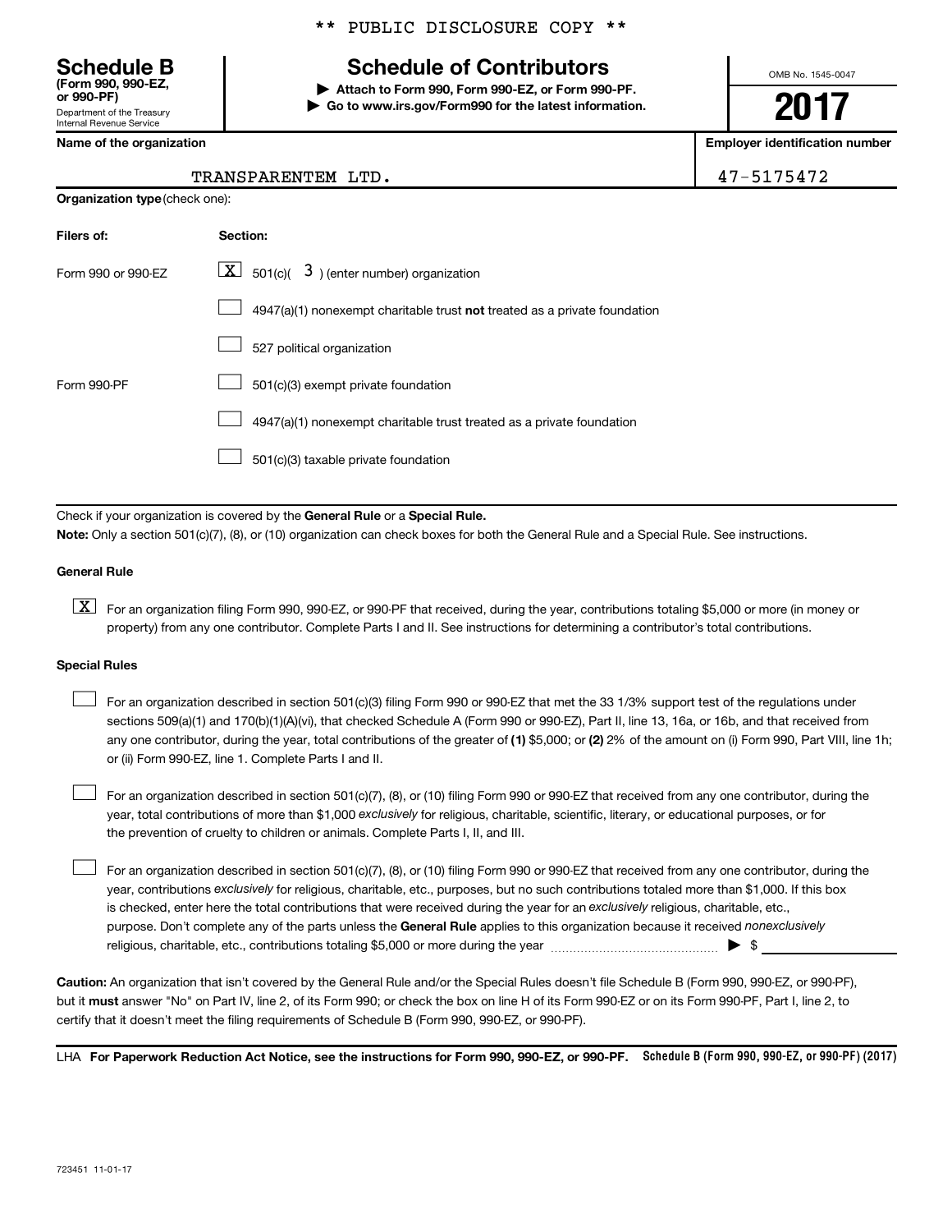** PUBLIC DISCLOSURE COPY **

# Schedule B
**(Form 990, 990-EZ, or 990-PF)**
Department of the Treasury
Internal Revenue Service

## Schedule of Contributors

▶ **Attach to Form 990, Form 990-EZ, or Form 990-PF.**
▶ **Go to www.irs.gov/Form990 for the latest information.**

OMB No. 1545-0047

**2017**

| Name of the organization | Employer identification number |
|---|---|
| TRANSPARENTEM LTD. | 47-5175472 |

**Organization type** (check one):

| Filers of: | Section: |
|---|---|
| Form 990 or 990-EZ | [X] 501(c)( 3 ) (enter number) organization |
| | [ ] 4947(a)(1) nonexempt charitable trust **not** treated as a private foundation |
| | [ ] 527 political organization |
| Form 990-PF | [ ] 501(c)(3) exempt private foundation |
| | [ ] 4947(a)(1) nonexempt charitable trust treated as a private foundation |
| | [ ] 501(c)(3) taxable private foundation |

Check if your organization is covered by the **General Rule** or a **Special Rule.**

**Note:** Only a section 501(c)(7), (8), or (10) organization can check boxes for both the General Rule and a Special Rule. See instructions.

**General Rule**

[X] For an organization filing Form 990, 990-EZ, or 990-PF that received, during the year, contributions totaling $5,000 or more (in money or property) from any one contributor. Complete Parts I and II. See instructions for determining a contributor's total contributions.

**Special Rules**

[ ] For an organization described in section 501(c)(3) filing Form 990 or 990-EZ that met the 33 1/3% support test of the regulations under sections 509(a)(1) and 170(b)(1)(A)(vi), that checked Schedule A (Form 990 or 990-EZ), Part II, line 13, 16a, or 16b, and that received from any one contributor, during the year, total contributions of the greater of **(1)** $5,000; or **(2)** 2% of the amount on (i) Form 990, Part VIII, line 1h; or (ii) Form 990-EZ, line 1. Complete Parts I and II.

[ ] For an organization described in section 501(c)(7), (8), or (10) filing Form 990 or 990-EZ that received from any one contributor, during the year, total contributions of more than $1,000 *exclusively* for religious, charitable, scientific, literary, or educational purposes, or for the prevention of cruelty to children or animals. Complete Parts I, II, and III.

[ ] For an organization described in section 501(c)(7), (8), or (10) filing Form 990 or 990-EZ that received from any one contributor, during the year, contributions *exclusively* for religious, charitable, etc., purposes, but no such contributions totaled more than $1,000. If this box is checked, enter here the total contributions that were received during the year for an *exclusively* religious, charitable, etc., purpose. Don't complete any of the parts unless the **General Rule** applies to this organization because it received *nonexclusively* religious, charitable, etc., contributions totaling $5,000 or more during the year ........................ ▶ $ ____________

**Caution:** An organization that isn't covered by the General Rule and/or the Special Rules doesn't file Schedule B (Form 990, 990-EZ, or 990-PF), but it **must** answer "No" on Part IV, line 2, of its Form 990; or check the box on line H of its Form 990-EZ or on its Form 990-PF, Part I, line 2, to certify that it doesn't meet the filing requirements of Schedule B (Form 990, 990-EZ, or 990-PF).

LHA **For Paperwork Reduction Act Notice, see the instructions for Form 990, 990-EZ, or 990-PF.** **Schedule B (Form 990, 990-EZ, or 990-PF) (2017)**

723451 11-01-17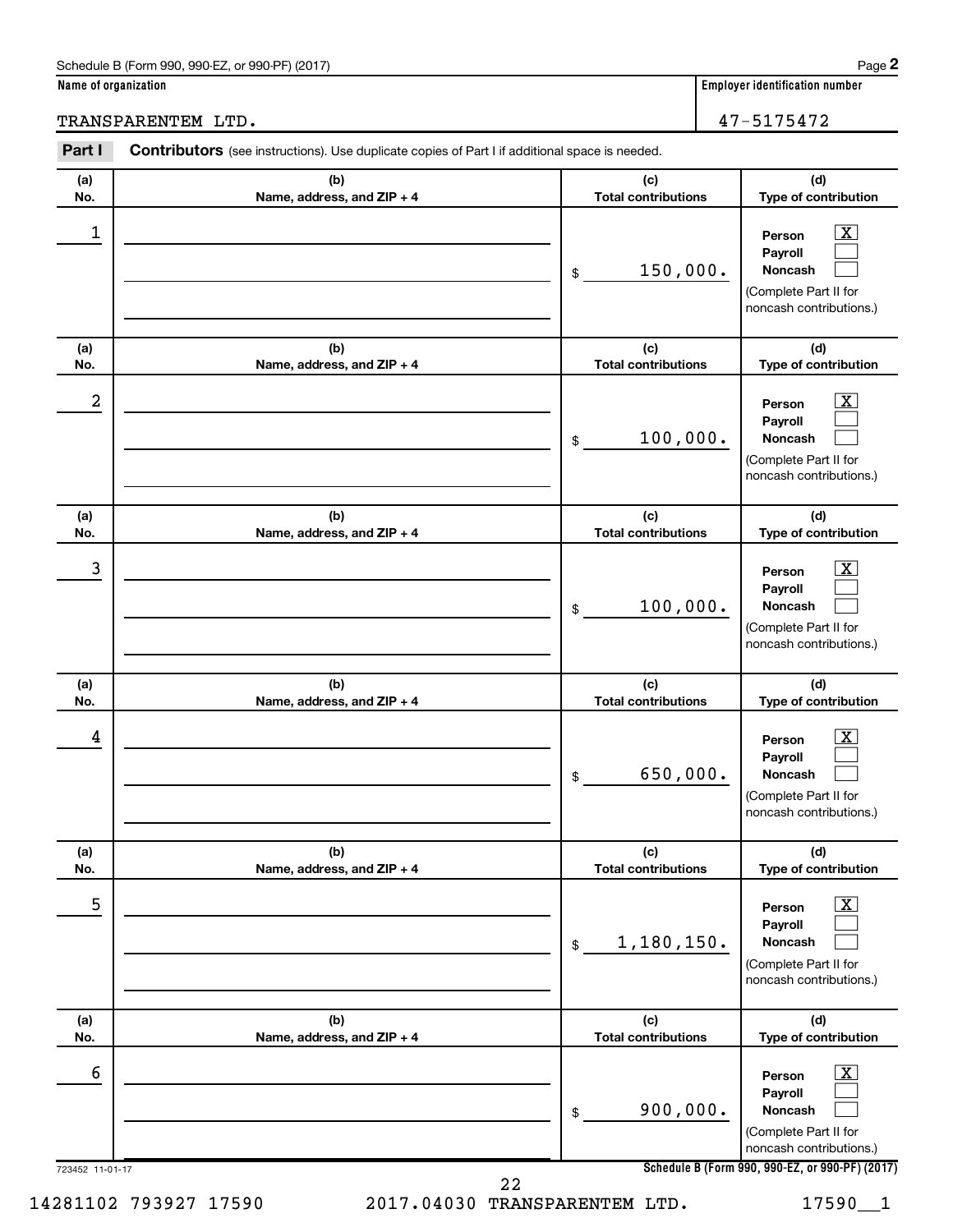Schedule B (Form 990, 990-EZ, or 990-PF) (2017)

**Name of organization**

TRANSPARENTEM LTD.

**Employer identification number**

47-5175472

**Part I** **Contributors** (see instructions). Use duplicate copies of Part I if additional space is needed.

| (a) No. | (b) Name, address, and ZIP + 4 | (c) Total contributions | (d) Type of contribution |
|---|---|---|---|
| 1 | | $ 150,000. | Person [X] Payroll [ ] Noncash [ ] (Complete Part II for noncash contributions.) |
| 2 | | $ 100,000. | Person [X] Payroll [ ] Noncash [ ] (Complete Part II for noncash contributions.) |
| 3 | | $ 100,000. | Person [X] Payroll [ ] Noncash [ ] (Complete Part II for noncash contributions.) |
| 4 | | $ 650,000. | Person [X] Payroll [ ] Noncash [ ] (Complete Part II for noncash contributions.) |
| 5 | | $ 1,180,150. | Person [X] Payroll [ ] Noncash [ ] (Complete Part II for noncash contributions.) |
| 6 | | $ 900,000. | Person [X] Payroll [ ] Noncash [ ] (Complete Part II for noncash contributions.) |

723452 11-01-17

**Schedule B (Form 990, 990-EZ, or 990-PF) (2017)**

14281102 793927 17590 2017.04030 TRANSPARENTEM LTD. 17590__1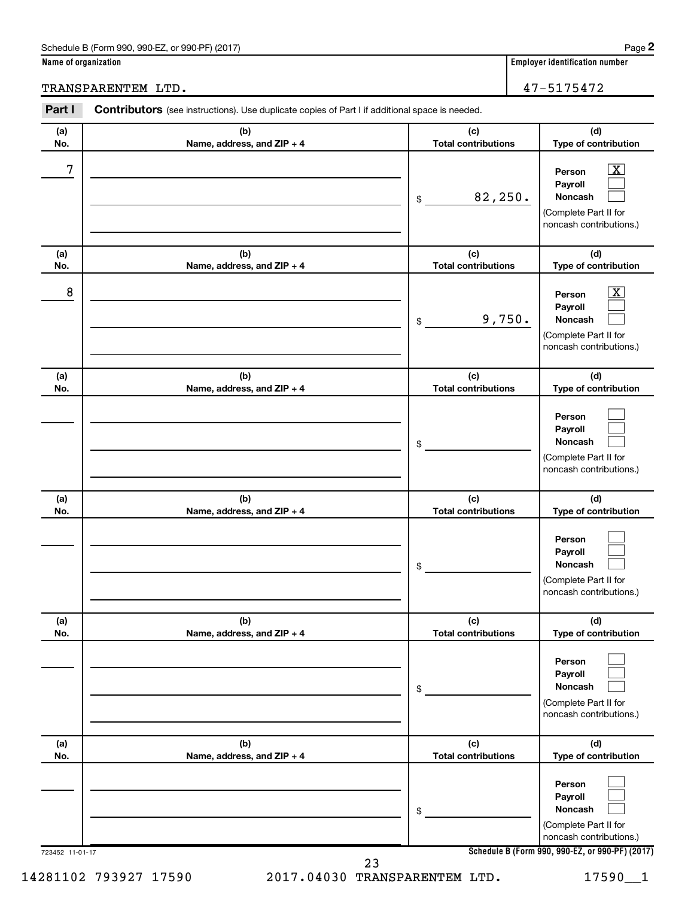Schedule B (Form 990, 990-EZ, or 990-PF) (2017)

**Name of organization**

TRANSPARENTEM LTD.

**Employer identification number**

47-5175472

**Part I** **Contributors** (see instructions). Use duplicate copies of Part I if additional space is needed.

| (a) No. | (b) Name, address, and ZIP + 4 | (c) Total contributions | (d) Type of contribution |
|---|---|---|---|
| 7 | | $ 82,250. | Person [X] Payroll [ ] Noncash [ ] (Complete Part II for noncash contributions.) |
| 8 | | $ 9,750. | Person [X] Payroll [ ] Noncash [ ] (Complete Part II for noncash contributions.) |
| | | $ | Person [ ] Payroll [ ] Noncash [ ] (Complete Part II for noncash contributions.) |
| | | $ | Person [ ] Payroll [ ] Noncash [ ] (Complete Part II for noncash contributions.) |
| | | $ | Person [ ] Payroll [ ] Noncash [ ] (Complete Part II for noncash contributions.) |
| | | $ | Person [ ] Payroll [ ] Noncash [ ] (Complete Part II for noncash contributions.) |

723452 11-01-17

**Schedule B (Form 990, 990-EZ, or 990-PF) (2017)**

14281102 793927 17590 2017.04030 TRANSPARENTEM LTD. 17590__1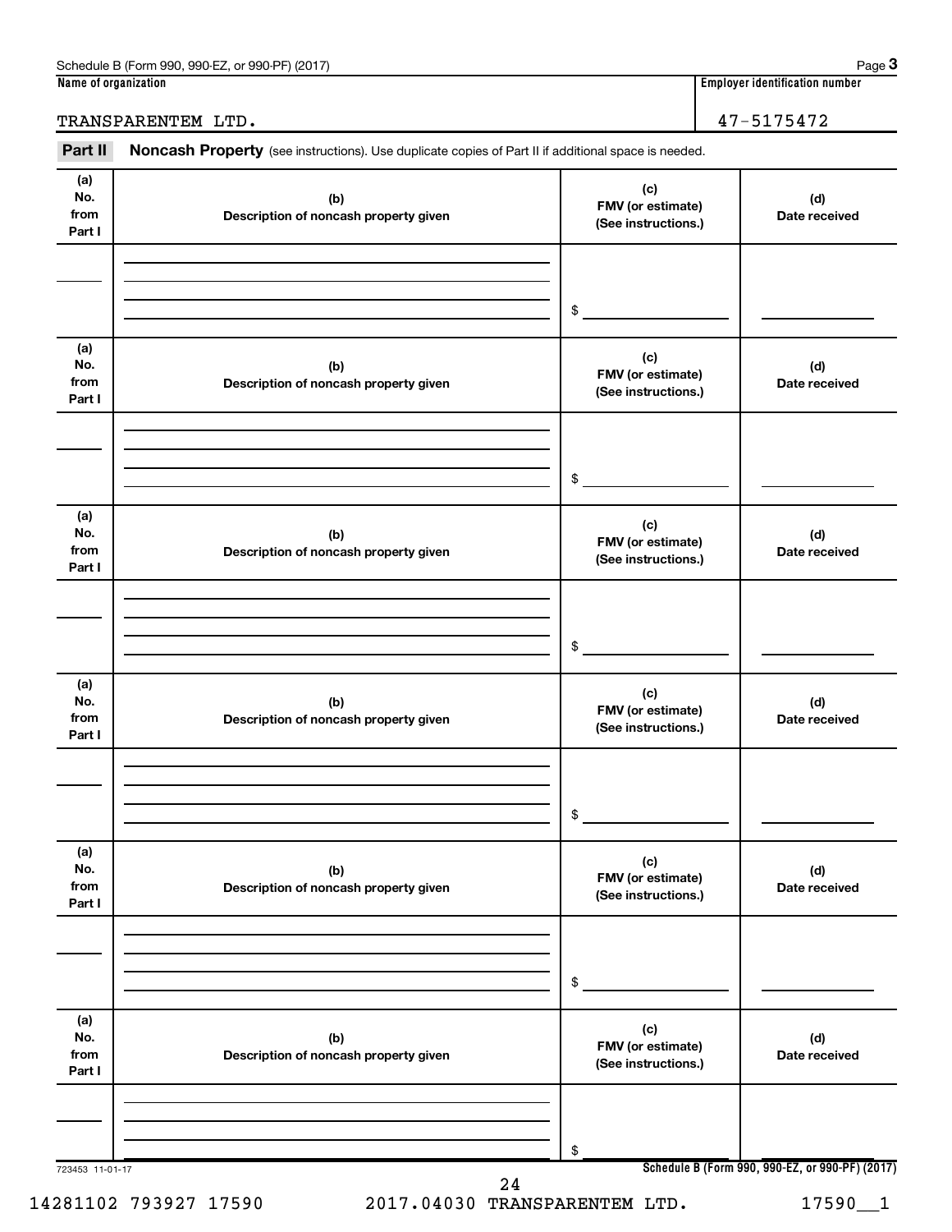Name of organization: TRANSPARENTEM LTD.

Employer identification number: 47-5175472

**Part II** **Noncash Property** (see instructions). Use duplicate copies of Part II if additional space is needed.

| (a) No. from Part I | (b) Description of noncash property given | (c) FMV (or estimate) (See instructions.) | (d) Date received |
|---|---|---|---|
| | | $ | |

| (a) No. from Part I | (b) Description of noncash property given | (c) FMV (or estimate) (See instructions.) | (d) Date received |
|---|---|---|---|
| | | $ | |

| (a) No. from Part I | (b) Description of noncash property given | (c) FMV (or estimate) (See instructions.) | (d) Date received |
|---|---|---|---|
| | | $ | |

| (a) No. from Part I | (b) Description of noncash property given | (c) FMV (or estimate) (See instructions.) | (d) Date received |
|---|---|---|---|
| | | $ | |

| (a) No. from Part I | (b) Description of noncash property given | (c) FMV (or estimate) (See instructions.) | (d) Date received |
|---|---|---|---|
| | | $ | |

| (a) No. from Part I | (b) Description of noncash property given | (c) FMV (or estimate) (See instructions.) | (d) Date received |
|---|---|---|---|
| | | $ | |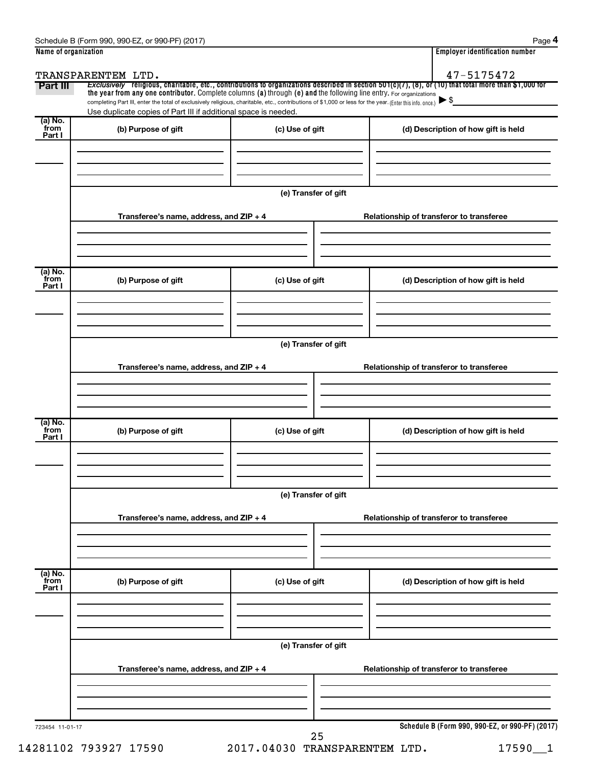Schedule B (Form 990, 990-EZ, or 990-PF) (2017)

| Name of organization | Employer identification number |
|---|---|
| TRANSPARENTEM LTD. | 47-5175472 |

**Part III** *Exclusively* religious, charitable, etc., contributions to organizations described in section 501(c)(7), (8), or (10) that total more than $1,000 for the year from any one contributor. Complete columns (a) through (e) and the following line entry. For organizations completing Part III, enter the total of exclusively religious, charitable, etc., contributions of $1,000 or less for the year. (Enter this info. once.) ▶ $

Use duplicate copies of Part III if additional space is needed.

| (a) No. from Part I | (b) Purpose of gift | (c) Use of gift | (d) Description of how gift is held |
|---|---|---|---|
| | | | |

(e) Transfer of gift

| Transferee's name, address, and ZIP + 4 | Relationship of transferor to transferee |
|---|---|
| | |

| (a) No. from Part I | (b) Purpose of gift | (c) Use of gift | (d) Description of how gift is held |
|---|---|---|---|
| | | | |

(e) Transfer of gift

| Transferee's name, address, and ZIP + 4 | Relationship of transferor to transferee |
|---|---|
| | |

| (a) No. from Part I | (b) Purpose of gift | (c) Use of gift | (d) Description of how gift is held |
|---|---|---|---|
| | | | |

(e) Transfer of gift

| Transferee's name, address, and ZIP + 4 | Relationship of transferor to transferee |
|---|---|
| | |

| (a) No. from Part I | (b) Purpose of gift | (c) Use of gift | (d) Description of how gift is held |
|---|---|---|---|
| | | | |

(e) Transfer of gift

| Transferee's name, address, and ZIP + 4 | Relationship of transferor to transferee |
|---|---|
| | |

723454 11-01-17

Schedule B (Form 990, 990-EZ, or 990-PF) (2017)

14281102 793927 17590 2017.04030 TRANSPARENTEM LTD. 17590__1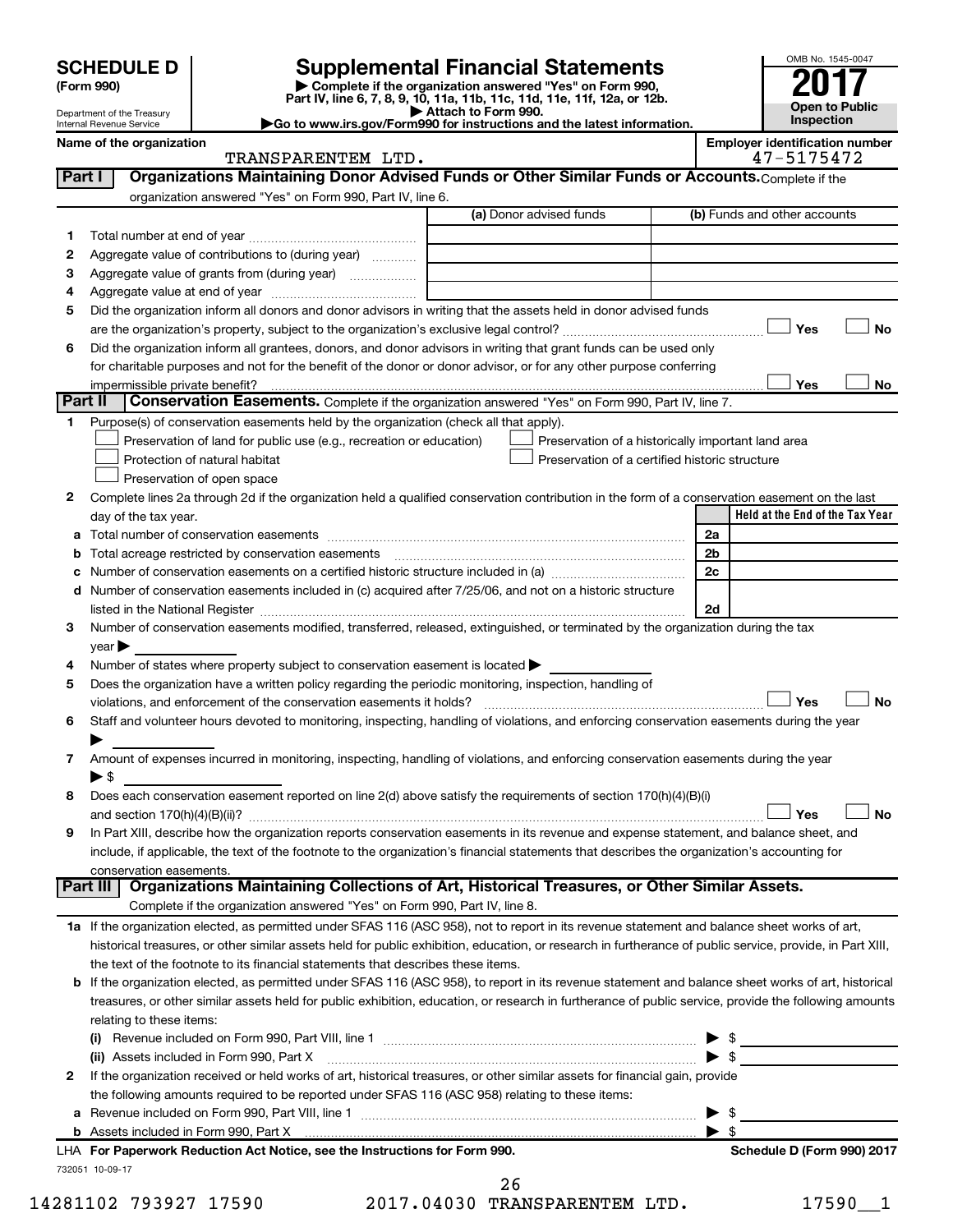# SCHEDULE D (Form 990)

Department of the Treasury
Internal Revenue Service

## Supplemental Financial Statements

▶ Complete if the organization answered "Yes" on Form 990, Part IV, line 6, 7, 8, 9, 10, 11a, 11b, 11c, 11d, 11e, 11f, 12a, or 12b.
▶ Attach to Form 990.
▶Go to www.irs.gov/Form990 for instructions and the latest information.

OMB No. 1545-0047

**2017**

**Open to Public Inspection**

**Name of the organization:** TRANSPARENTEM LTD.

**Employer identification number:** 47-5175472

### Part I Organizations Maintaining Donor Advised Funds or Other Similar Funds or Accounts.

Complete if the organization answered "Yes" on Form 990, Part IV, line 6.

| | | (a) Donor advised funds | (b) Funds and other accounts |
|---|---|---|---|
| 1 | Total number at end of year | | |
| 2 | Aggregate value of contributions to (during year) | | |
| 3 | Aggregate value of grants from (during year) | | |
| 4 | Aggregate value at end of year | | |

5 Did the organization inform all donors and donor advisors in writing that the assets held in donor advised funds are the organization's property, subject to the organization's exclusive legal control? ☐ Yes ☐ No

6 Did the organization inform all grantees, donors, and donor advisors in writing that grant funds can be used only for charitable purposes and not for the benefit of the donor or donor advisor, or for any other purpose conferring impermissible private benefit? ☐ Yes ☐ No

### Part II Conservation Easements.

Complete if the organization answered "Yes" on Form 990, Part IV, line 7.

1 Purpose(s) of conservation easements held by the organization (check all that apply).

- ☐ Preservation of land for public use (e.g., recreation or education)
- ☐ Protection of natural habitat
- ☐ Preservation of open space
- ☐ Preservation of a historically important land area
- ☐ Preservation of a certified historic structure

2 Complete lines 2a through 2d if the organization held a qualified conservation contribution in the form of a conservation easement on the last day of the tax year.

| | | | Held at the End of the Tax Year |
|---|---|---|---|
| a | Total number of conservation easements | 2a | |
| b | Total acreage restricted by conservation easements | 2b | |
| c | Number of conservation easements on a certified historic structure included in (a) | 2c | |
| d | Number of conservation easements included in (c) acquired after 7/25/06, and not on a historic structure listed in the National Register | 2d | |

3 Number of conservation easements modified, transferred, released, extinguished, or terminated by the organization during the tax year ▶

4 Number of states where property subject to conservation easement is located ▶

5 Does the organization have a written policy regarding the periodic monitoring, inspection, handling of violations, and enforcement of the conservation easements it holds? ☐ Yes ☐ No

6 Staff and volunteer hours devoted to monitoring, inspecting, handling of violations, and enforcing conservation easements during the year ▶

7 Amount of expenses incurred in monitoring, inspecting, handling of violations, and enforcing conservation easements during the year ▶ $

8 Does each conservation easement reported on line 2(d) above satisfy the requirements of section 170(h)(4)(B)(i) and section 170(h)(4)(B)(ii)? ☐ Yes ☐ No

9 In Part XIII, describe how the organization reports conservation easements in its revenue and expense statement, and balance sheet, and include, if applicable, the text of the footnote to the organization's financial statements that describes the organization's accounting for conservation easements.

### Part III Organizations Maintaining Collections of Art, Historical Treasures, or Other Similar Assets.

Complete if the organization answered "Yes" on Form 990, Part IV, line 8.

1a If the organization elected, as permitted under SFAS 116 (ASC 958), not to report in its revenue statement and balance sheet works of art, historical treasures, or other similar assets held for public exhibition, education, or research in furtherance of public service, provide, in Part XIII, the text of the footnote to its financial statements that describes these items.

b If the organization elected, as permitted under SFAS 116 (ASC 958), to report in its revenue statement and balance sheet works of art, historical treasures, or other similar assets held for public exhibition, education, or research in furtherance of public service, provide the following amounts relating to these items:

(i) Revenue included on Form 990, Part VIII, line 1 ▶ $

(ii) Assets included in Form 990, Part X ▶ $

2 If the organization received or held works of art, historical treasures, or other similar assets for financial gain, provide the following amounts required to be reported under SFAS 116 (ASC 958) relating to these items:

a Revenue included on Form 990, Part VIII, line 1 ▶ $

b Assets included in Form 990, Part X ▶ $

LHA For Paperwork Reduction Act Notice, see the Instructions for Form 990. Schedule D (Form 990) 2017

732051 10-09-17

14281102 793927 17590 2017.04030 TRANSPARENTEM LTD. 17590__1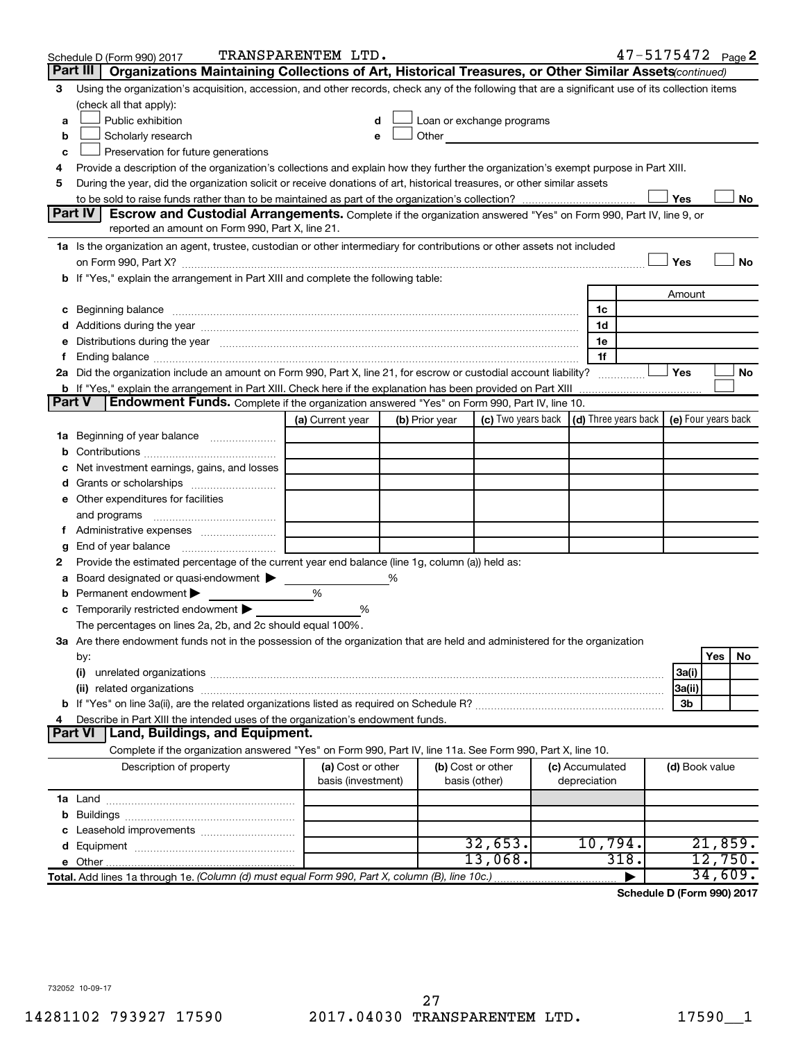Schedule D (Form 990) 2017 TRANSPARENTEM LTD. 47-5175472 Page 2

## Part III Organizations Maintaining Collections of Art, Historical Treasures, or Other Similar Assets *(continued)*

3 Using the organization's acquisition, accession, and other records, check any of the following that are a significant use of its collection items (check all that apply):

- a ☐ Public exhibition
- b ☐ Scholarly research
- c ☐ Preservation for future generations
- d ☐ Loan or exchange programs
- e ☐ Other

4 Provide a description of the organization's collections and explain how they further the organization's exempt purpose in Part XIII.

5 During the year, did the organization solicit or receive donations of art, historical treasures, or other similar assets to be sold to raise funds rather than to be maintained as part of the organization's collection? ☐ Yes ☐ No

## Part IV Escrow and Custodial Arrangements.

Complete if the organization answered "Yes" on Form 990, Part IV, line 9, or reported an amount on Form 990, Part X, line 21.

1a Is the organization an agent, trustee, custodian or other intermediary for contributions or other assets not included on Form 990, Part X? ☐ Yes ☐ No

b If "Yes," explain the arrangement in Part XIII and complete the following table:

| | | Amount |
|---|---|---|
| c Beginning balance | 1c | |
| d Additions during the year | 1d | |
| e Distributions during the year | 1e | |
| f Ending balance | 1f | |

2a Did the organization include an amount on Form 990, Part X, line 21, for escrow or custodial account liability? ☐ Yes ☐ No

b If "Yes," explain the arrangement in Part XIII. Check here if the explanation has been provided on Part XIII ☐

## Part V Endowment Funds.

Complete if the organization answered "Yes" on Form 990, Part IV, line 10.

| | (a) Current year | (b) Prior year | (c) Two years back | (d) Three years back | (e) Four years back |
|---|---|---|---|---|---|
| 1a Beginning of year balance | | | | | |
| b Contributions | | | | | |
| c Net investment earnings, gains, and losses | | | | | |
| d Grants or scholarships | | | | | |
| e Other expenditures for facilities and programs | | | | | |
| f Administrative expenses | | | | | |
| g End of year balance | | | | | |

2 Provide the estimated percentage of the current year end balance (line 1g, column (a)) held as:

- a Board designated or quasi-endowment ▶ %
- b Permanent endowment ▶ %
- c Temporarily restricted endowment ▶ %

The percentages on lines 2a, 2b, and 2c should equal 100%.

3a Are there endowment funds not in the possession of the organization that are held and administered for the organization by:

| | | Yes | No |
|---|---|---|---|
| (i) unrelated organizations | 3a(i) | | |
| (ii) related organizations | 3a(ii) | | |
| b If "Yes" on line 3a(ii), are the related organizations listed as required on Schedule R? | 3b | | |

4 Describe in Part XIII the intended uses of the organization's endowment funds.

## Part VI Land, Buildings, and Equipment.

Complete if the organization answered "Yes" on Form 990, Part IV, line 11a. See Form 990, Part X, line 10.

| Description of property | (a) Cost or other basis (investment) | (b) Cost or other basis (other) | (c) Accumulated depreciation | (d) Book value |
|---|---|---|---|---|
| 1a Land | | | | |
| b Buildings | | | | |
| c Leasehold improvements | | | | |
| d Equipment | | 32,653. | 10,794. | 21,859. |
| e Other | | 13,068. | 318. | 12,750. |
| Total. Add lines 1a through 1e. *(Column (d) must equal Form 990, Part X, column (B), line 10c.)* | | | ▶ | 34,609. |

Schedule D (Form 990) 2017

732052 10-09-17

14281102 793927 17590 2017.04030 TRANSPARENTEM LTD. 17590__1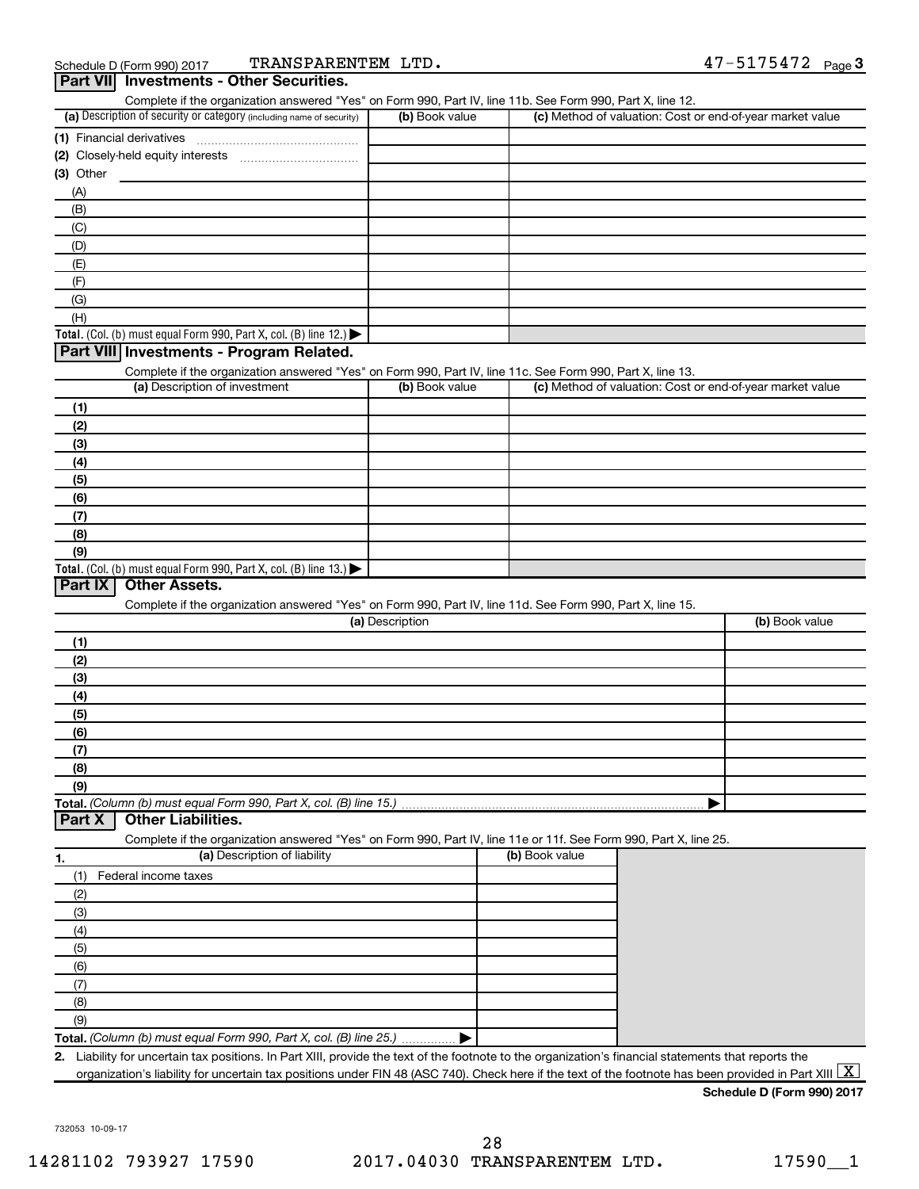Schedule D (Form 990) 2017 TRANSPARENTEM LTD. 47-5175472 Page 3

## Part VII Investments - Other Securities.

Complete if the organization answered "Yes" on Form 990, Part IV, line 11b. See Form 990, Part X, line 12.

| (a) Description of security or category (including name of security) | (b) Book value | (c) Method of valuation: Cost or end-of-year market value |
|---|---|---|
| (1) Financial derivatives | | |
| (2) Closely-held equity interests | | |
| (3) Other | | |
| (A) | | |
| (B) | | |
| (C) | | |
| (D) | | |
| (E) | | |
| (F) | | |
| (G) | | |
| (H) | | |
| **Total.** (Col. (b) must equal Form 990, Part X, col. (B) line 12.) ▶ | | |

## Part VIII Investments - Program Related.

Complete if the organization answered "Yes" on Form 990, Part IV, line 11c. See Form 990, Part X, line 13.

| (a) Description of investment | (b) Book value | (c) Method of valuation: Cost or end-of-year market value |
|---|---|---|
| (1) | | |
| (2) | | |
| (3) | | |
| (4) | | |
| (5) | | |
| (6) | | |
| (7) | | |
| (8) | | |
| (9) | | |
| **Total.** (Col. (b) must equal Form 990, Part X, col. (B) line 13.) ▶ | | |

## Part IX Other Assets.

Complete if the organization answered "Yes" on Form 990, Part IV, line 11d. See Form 990, Part X, line 15.

| (a) Description | (b) Book value |
|---|---|
| (1) | |
| (2) | |
| (3) | |
| (4) | |
| (5) | |
| (6) | |
| (7) | |
| (8) | |
| (9) | |
| **Total.** *(Column (b) must equal Form 990, Part X, col. (B) line 15.)* ▶ | |

## Part X Other Liabilities.

Complete if the organization answered "Yes" on Form 990, Part IV, line 11e or 11f. See Form 990, Part X, line 25.

| 1. (a) Description of liability | (b) Book value |
|---|---|
| (1) Federal income taxes | |
| (2) | |
| (3) | |
| (4) | |
| (5) | |
| (6) | |
| (7) | |
| (8) | |
| (9) | |
| **Total.** *(Column (b) must equal Form 990, Part X, col. (B) line 25.)* ▶ | |

**2.** Liability for uncertain tax positions. In Part XIII, provide the text of the footnote to the organization's financial statements that reports the organization's liability for uncertain tax positions under FIN 48 (ASC 740). Check here if the text of the footnote has been provided in Part XIII [X]

**Schedule D (Form 990) 2017**

732053 10-09-17

14281102 793927 17590 2017.04030 TRANSPARENTEM LTD. 17590__1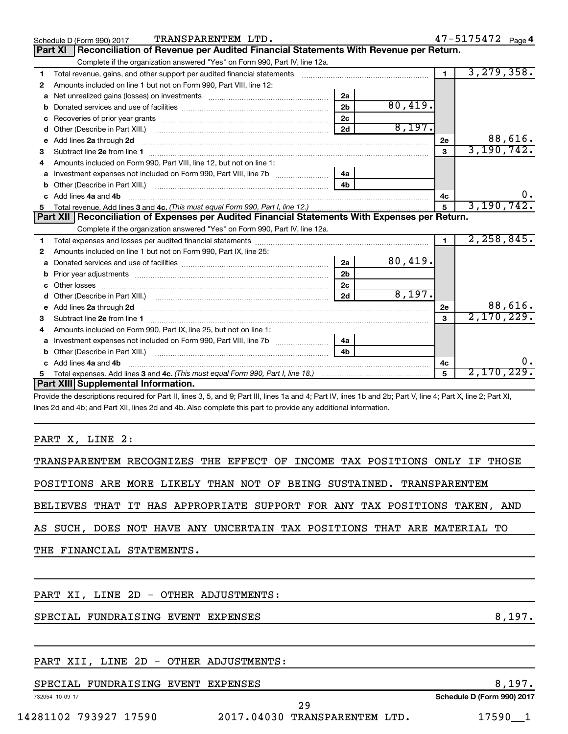Schedule D (Form 990) 2017 TRANSPARENTEM LTD. 47-5175472 Page 4

## Part XI Reconciliation of Revenue per Audited Financial Statements With Revenue per Return.

Complete if the organization answered "Yes" on Form 990, Part IV, line 12a.

| | | | | | |
|---|---|---|---|---|---|
| 1 | Total revenue, gains, and other support per audited financial statements | | | 1 | 3,279,358. |
| 2 | Amounts included on line 1 but not on Form 990, Part VIII, line 12: | | | | |
| a | Net unrealized gains (losses) on investments | 2a | | | |
| b | Donated services and use of facilities | 2b | 80,419. | | |
| c | Recoveries of prior year grants | 2c | | | |
| d | Other (Describe in Part XIII.) | 2d | 8,197. | | |
| e | Add lines **2a** through **2d** | | | 2e | 88,616. |
| 3 | Subtract line **2e** from line **1** | | | 3 | 3,190,742. |
| 4 | Amounts included on Form 990, Part VIII, line 12, but not on line 1: | | | | |
| a | Investment expenses not included on Form 990, Part VIII, line 7b | 4a | | | |
| b | Other (Describe in Part XIII.) | 4b | | | |
| c | Add lines **4a** and **4b** | | | 4c | 0. |
| 5 | Total revenue. Add lines **3** and **4c.** *(This must equal Form 990, Part I, line 12.)* | | | 5 | 3,190,742. |

## Part XII Reconciliation of Expenses per Audited Financial Statements With Expenses per Return.

Complete if the organization answered "Yes" on Form 990, Part IV, line 12a.

| | | | | | |
|---|---|---|---|---|---|
| 1 | Total expenses and losses per audited financial statements | | | 1 | 2,258,845. |
| 2 | Amounts included on line 1 but not on Form 990, Part IX, line 25: | | | | |
| a | Donated services and use of facilities | 2a | 80,419. | | |
| b | Prior year adjustments | 2b | | | |
| c | Other losses | 2c | | | |
| d | Other (Describe in Part XIII.) | 2d | 8,197. | | |
| e | Add lines **2a** through **2d** | | | 2e | 88,616. |
| 3 | Subtract line **2e** from line **1** | | | 3 | 2,170,229. |
| 4 | Amounts included on Form 990, Part IX, line 25, but not on line 1: | | | | |
| a | Investment expenses not included on Form 990, Part VIII, line 7b | 4a | | | |
| b | Other (Describe in Part XIII.) | 4b | | | |
| c | Add lines **4a** and **4b** | | | 4c | 0. |
| 5 | Total expenses. Add lines **3** and **4c.** *(This must equal Form 990, Part I, line 18.)* | | | 5 | 2,170,229. |

## Part XIII Supplemental Information.

Provide the descriptions required for Part II, lines 3, 5, and 9; Part III, lines 1a and 4; Part IV, lines 1b and 2b; Part V, line 4; Part X, line 2; Part XI, lines 2d and 4b; and Part XII, lines 2d and 4b. Also complete this part to provide any additional information.

PART X, LINE 2:

TRANSPARENTEM RECOGNIZES THE EFFECT OF INCOME TAX POSITIONS ONLY IF THOSE POSITIONS ARE MORE LIKELY THAN NOT OF BEING SUSTAINED. TRANSPARENTEM BELIEVES THAT IT HAS APPROPRIATE SUPPORT FOR ANY TAX POSITIONS TAKEN, AND AS SUCH, DOES NOT HAVE ANY UNCERTAIN TAX POSITIONS THAT ARE MATERIAL TO THE FINANCIAL STATEMENTS.

PART XI, LINE 2D - OTHER ADJUSTMENTS:

| | |
|---|---|
| SPECIAL FUNDRAISING EVENT EXPENSES | 8,197. |

PART XII, LINE 2D - OTHER ADJUSTMENTS:

| | |
|---|---|
| SPECIAL FUNDRAISING EVENT EXPENSES | 8,197. |

732054 10-09-17 **Schedule D (Form 990) 2017**

14281102 793927 17590 2017.04030 TRANSPARENTEM LTD. 17590__1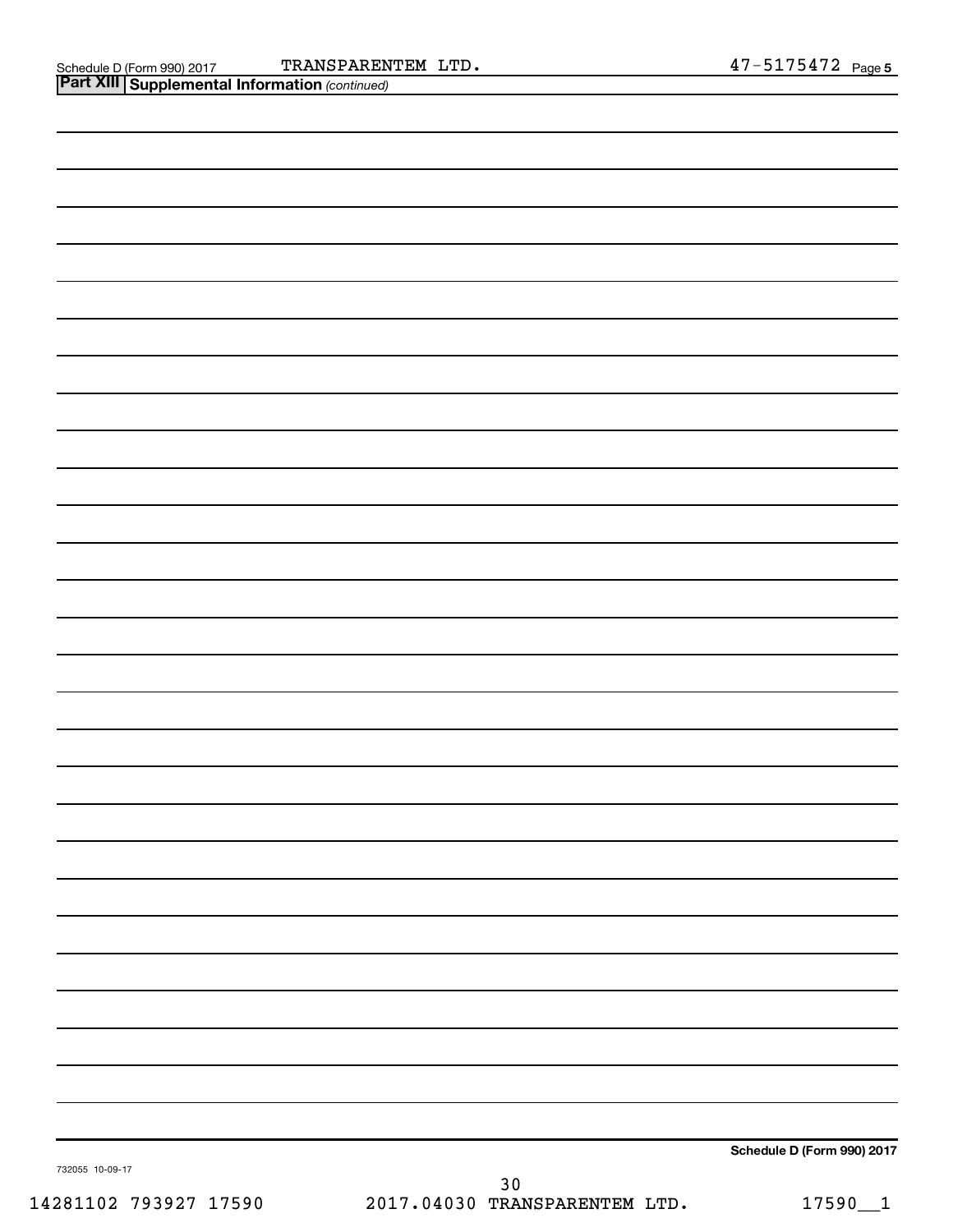Schedule D (Form 990) 2017 TRANSPARENTEM LTD. 47-5175472 Page 5

## Part XIII Supplemental Information *(continued)*

**Schedule D (Form 990) 2017**

732055 10-09-17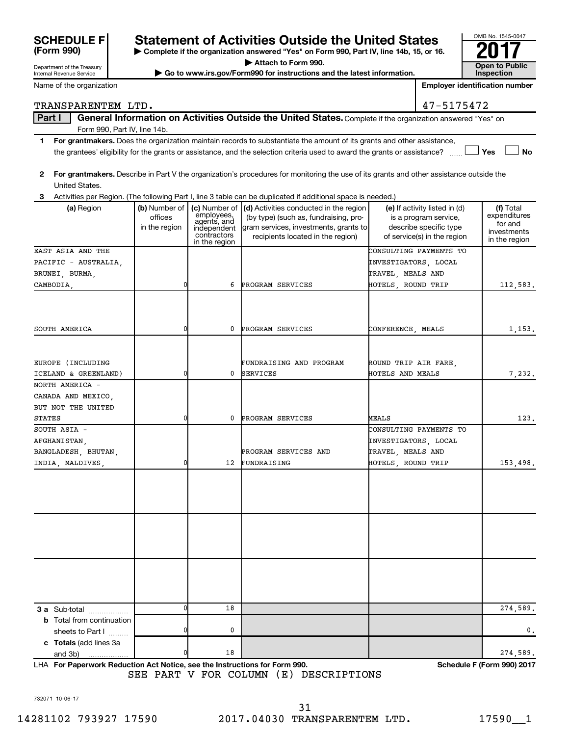**SCHEDULE F (Form 990)**

Department of the Treasury
Internal Revenue Service

# Statement of Activities Outside the United States

▶ Complete if the organization answered "Yes" on Form 990, Part IV, line 14b, 15, or 16.
▶ Attach to Form 990.
▶ Go to www.irs.gov/Form990 for instructions and the latest information.

OMB No. 1545-0047
**2017**
**Open to Public Inspection**

Name of the organization: TRANSPARENTEM LTD.
Employer identification number: 47-5175472

**Part I — General Information on Activities Outside the United States.** Complete if the organization answered "Yes" on Form 990, Part IV, line 14b.

1 **For grantmakers.** Does the organization maintain records to substantiate the amount of its grants and other assistance, the grantees' eligibility for the grants or assistance, and the selection criteria used to award the grants or assistance? ☐ Yes ☐ No

2 **For grantmakers.** Describe in Part V the organization's procedures for monitoring the use of its grants and other assistance outside the United States.

3 Activities per Region. (The following Part I, line 3 table can be duplicated if additional space is needed.)

| (a) Region | (b) Number of offices in the region | (c) Number of employees, agents, and independent contractors in the region | (d) Activities conducted in the region (by type) (such as, fundraising, program services, investments, grants to recipients located in the region) | (e) If activity listed in (d) is a program service, describe specific type of service(s) in the region | (f) Total expenditures for and investments in the region |
|---|---|---|---|---|---|
| EAST ASIA AND THE PACIFIC - AUSTRALIA, BRUNEI, BURMA, CAMBODIA, | 0 | 6 | PROGRAM SERVICES | CONSULTING PAYMENTS TO INVESTIGATORS, LOCAL TRAVEL, MEALS AND HOTELS, ROUND TRIP | 112,583. |
| SOUTH AMERICA | 0 | 0 | PROGRAM SERVICES | CONFERENCE, MEALS | 1,153. |
| EUROPE (INCLUDING ICELAND & GREENLAND) | 0 | 0 | FUNDRAISING AND PROGRAM SERVICES | ROUND TRIP AIR FARE, HOTELS AND MEALS | 7,232. |
| NORTH AMERICA - CANADA AND MEXICO, BUT NOT THE UNITED STATES | 0 | 0 | PROGRAM SERVICES | MEALS | 123. |
| SOUTH ASIA - AFGHANISTAN, BANGLADESH, BHUTAN, INDIA, MALDIVES, | 0 | 12 | PROGRAM SERVICES AND FUNDRAISING | CONSULTING PAYMENTS TO INVESTIGATORS, LOCAL TRAVEL, MEALS AND HOTELS, ROUND TRIP | 153,498. |
| | | | | | |
| | | | | | |
| | | | | | |
| **3 a** Sub-total | 0 | 18 | | | 274,589. |
| **b** Total from continuation sheets to Part I | 0 | 0 | | | 0. |
| **c Totals** (add lines 3a and 3b) | 0 | 18 | | | 274,589. |

LHA **For Paperwork Reduction Act Notice, see the Instructions for Form 990.** **Schedule F (Form 990) 2017**

SEE PART V FOR COLUMN (E) DESCRIPTIONS

732071 10-06-17

14281102 793927 17590 2017.04030 TRANSPARENTEM LTD. 17590__1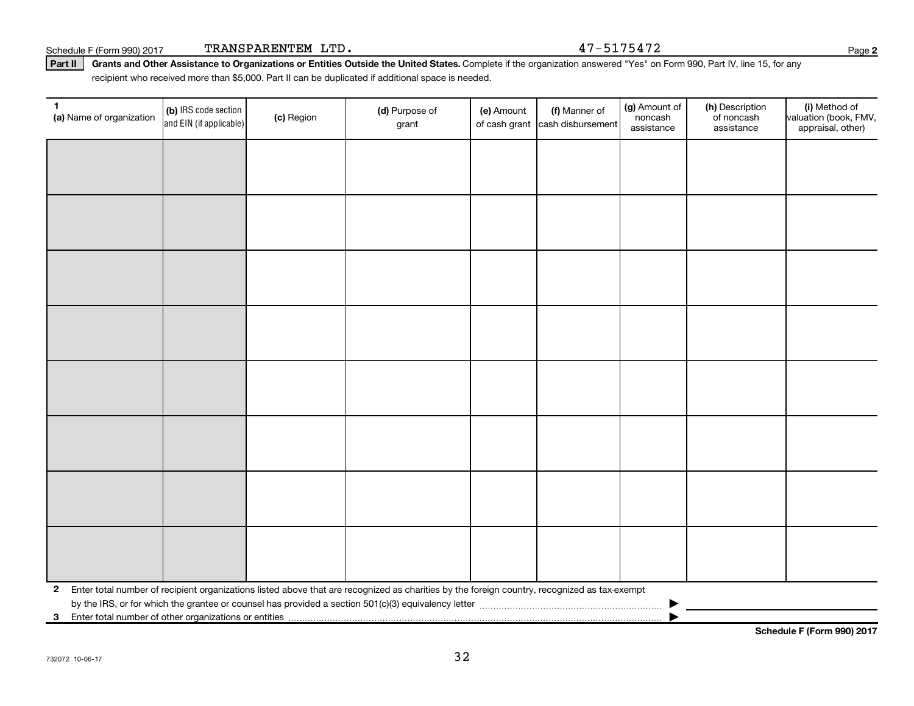Schedule F (Form 990) 2017 TRANSPARENTEM LTD. 47-5175472 Page **2**

**Part II** **Grants and Other Assistance to Organizations or Entities Outside the United States.** Complete if the organization answered "Yes" on Form 990, Part IV, line 15, for any recipient who received more than $5,000. Part II can be duplicated if additional space is needed.

| 1 (a) Name of organization | (b) IRS code section and EIN (if applicable) | (c) Region | (d) Purpose of grant | (e) Amount of cash grant | (f) Manner of cash disbursement | (g) Amount of noncash assistance | (h) Description of noncash assistance | (i) Method of valuation (book, FMV, appraisal, other) |
|---|---|---|---|---|---|---|---|---|
| | | | | | | | | |
| | | | | | | | | |
| | | | | | | | | |
| | | | | | | | | |
| | | | | | | | | |
| | | | | | | | | |
| | | | | | | | | |
| | | | | | | | | |

**2** Enter total number of recipient organizations listed above that are recognized as charities by the foreign country, recognized as tax-exempt by the IRS, or for which the grantee or counsel has provided a section 501(c)(3) equivalency letter ▶

**3** Enter total number of other organizations or entities ▶

**Schedule F (Form 990) 2017**

732072 10-06-17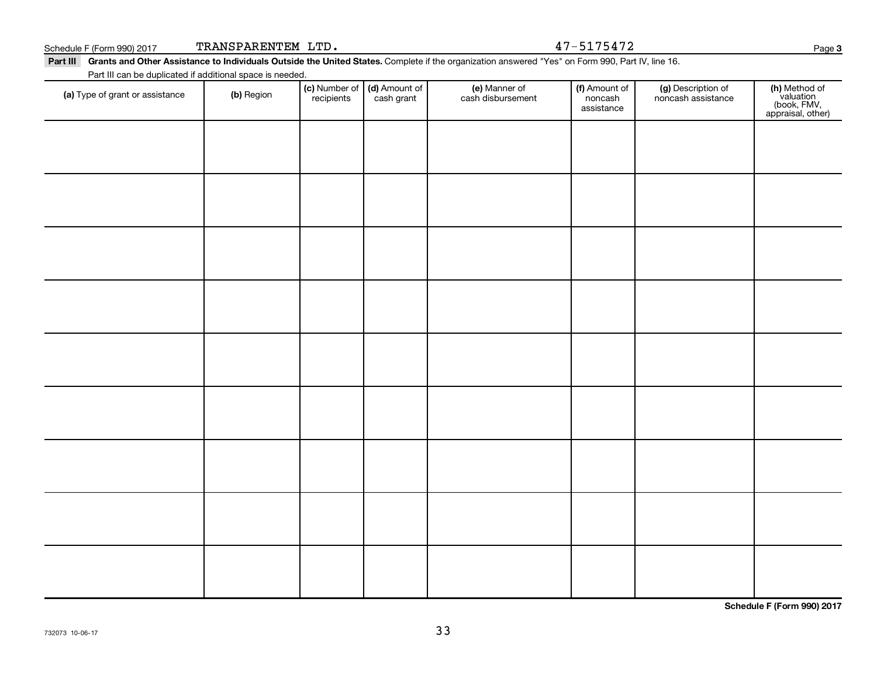Schedule F (Form 990) 2017 TRANSPARENTEM LTD. 47-5175472

**Part III Grants and Other Assistance to Individuals Outside the United States.** Complete if the organization answered "Yes" on Form 990, Part IV, line 16.

Part III can be duplicated if additional space is needed.

| (a) Type of grant or assistance | (b) Region | (c) Number of recipients | (d) Amount of cash grant | (e) Manner of cash disbursement | (f) Amount of noncash assistance | (g) Description of noncash assistance | (h) Method of valuation (book, FMV, appraisal, other) |
|---|---|---|---|---|---|---|---|
| | | | | | | | |
| | | | | | | | |
| | | | | | | | |
| | | | | | | | |
| | | | | | | | |
| | | | | | | | |
| | | | | | | | |
| | | | | | | | |
| | | | | | | | |

**Schedule F (Form 990) 2017**

732073 10-06-17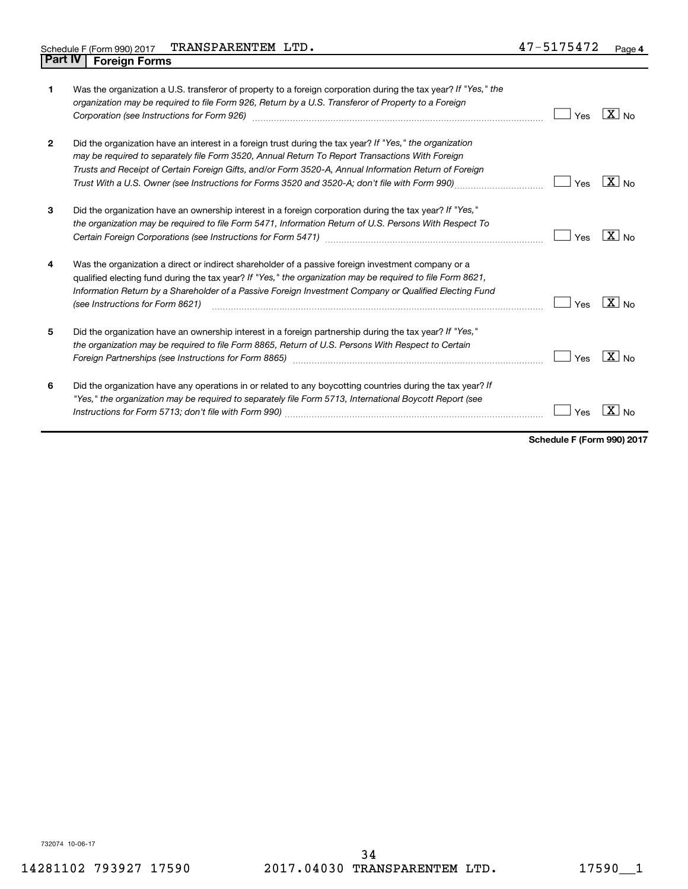Schedule F (Form 990) 2017 TRANSPARENTEM LTD. 47-5175472

## Part IV Foreign Forms

| | | | |
|---|---|---|---|
| **1** | Was the organization a U.S. transferor of property to a foreign corporation during the tax year? *If "Yes," the organization may be required to file Form 926, Return by a U.S. Transferor of Property to a Foreign Corporation (see Instructions for Form 926)* | Yes | [X] No |
| **2** | Did the organization have an interest in a foreign trust during the tax year? *If "Yes," the organization may be required to separately file Form 3520, Annual Return To Report Transactions With Foreign Trusts and Receipt of Certain Foreign Gifts, and/or Form 3520-A, Annual Information Return of Foreign Trust With a U.S. Owner (see Instructions for Forms 3520 and 3520-A; don't file with Form 990)* | Yes | [X] No |
| **3** | Did the organization have an ownership interest in a foreign corporation during the tax year? *If "Yes," the organization may be required to file Form 5471, Information Return of U.S. Persons With Respect To Certain Foreign Corporations (see Instructions for Form 5471)* | Yes | [X] No |
| **4** | Was the organization a direct or indirect shareholder of a passive foreign investment company or a qualified electing fund during the tax year? *If "Yes," the organization may be required to file Form 8621, Information Return by a Shareholder of a Passive Foreign Investment Company or Qualified Electing Fund (see Instructions for Form 8621)* | Yes | [X] No |
| **5** | Did the organization have an ownership interest in a foreign partnership during the tax year? *If "Yes," the organization may be required to file Form 8865, Return of U.S. Persons With Respect to Certain Foreign Partnerships (see Instructions for Form 8865)* | Yes | [X] No |
| **6** | Did the organization have any operations in or related to any boycotting countries during the tax year? *If "Yes," the organization may be required to separately file Form 5713, International Boycott Report (see Instructions for Form 5713; don't file with Form 990)* | Yes | [X] No |

**Schedule F (Form 990) 2017**

732074 10-06-17

14281102 793927 17590 2017.04030 TRANSPARENTEM LTD. 17590__1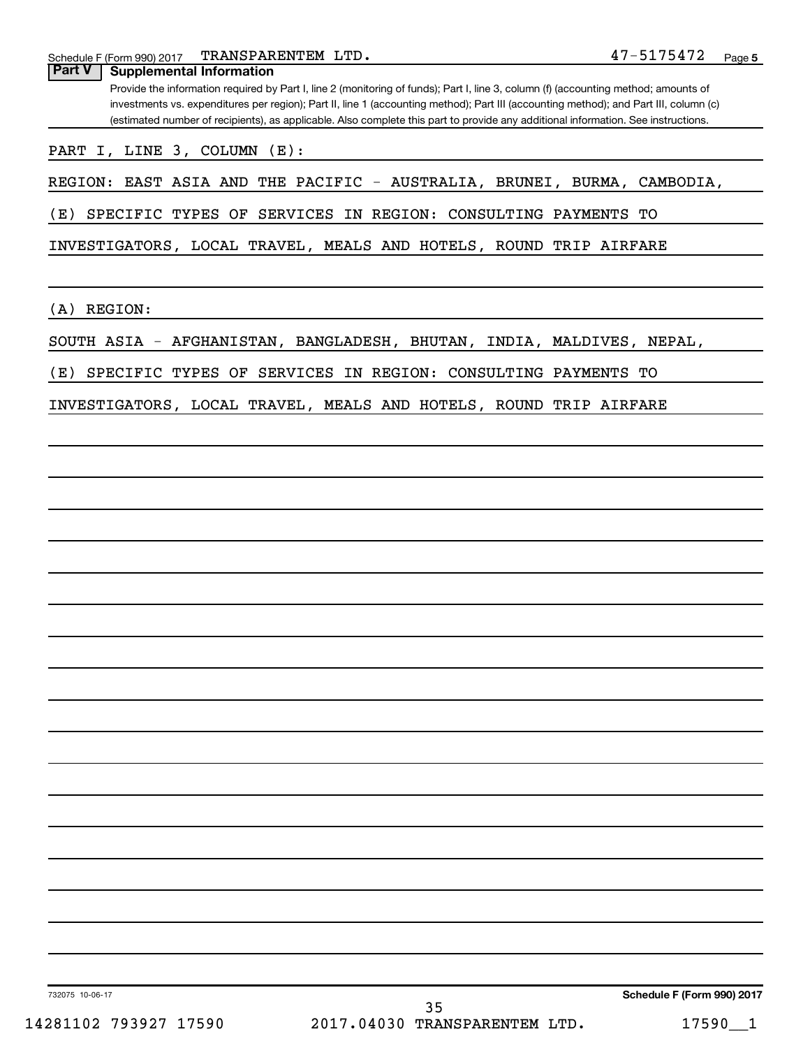Schedule F (Form 990) 2017 TRANSPARENTEM LTD. 47-5175472

## Part V Supplemental Information

Provide the information required by Part I, line 2 (monitoring of funds); Part I, line 3, column (f) (accounting method; amounts of investments vs. expenditures per region); Part II, line 1 (accounting method); Part III (accounting method); and Part III, column (c) (estimated number of recipients), as applicable. Also complete this part to provide any additional information. See instructions.

PART I, LINE 3, COLUMN (E):

REGION: EAST ASIA AND THE PACIFIC - AUSTRALIA, BRUNEI, BURMA, CAMBODIA,

(E) SPECIFIC TYPES OF SERVICES IN REGION: CONSULTING PAYMENTS TO

INVESTIGATORS, LOCAL TRAVEL, MEALS AND HOTELS, ROUND TRIP AIRFARE

(A) REGION:

SOUTH ASIA - AFGHANISTAN, BANGLADESH, BHUTAN, INDIA, MALDIVES, NEPAL,

(E) SPECIFIC TYPES OF SERVICES IN REGION: CONSULTING PAYMENTS TO

INVESTIGATORS, LOCAL TRAVEL, MEALS AND HOTELS, ROUND TRIP AIRFARE

732075 10-06-17

Schedule F (Form 990) 2017

14281102 793927 17590 2017.04030 TRANSPARENTEM LTD. 17590__1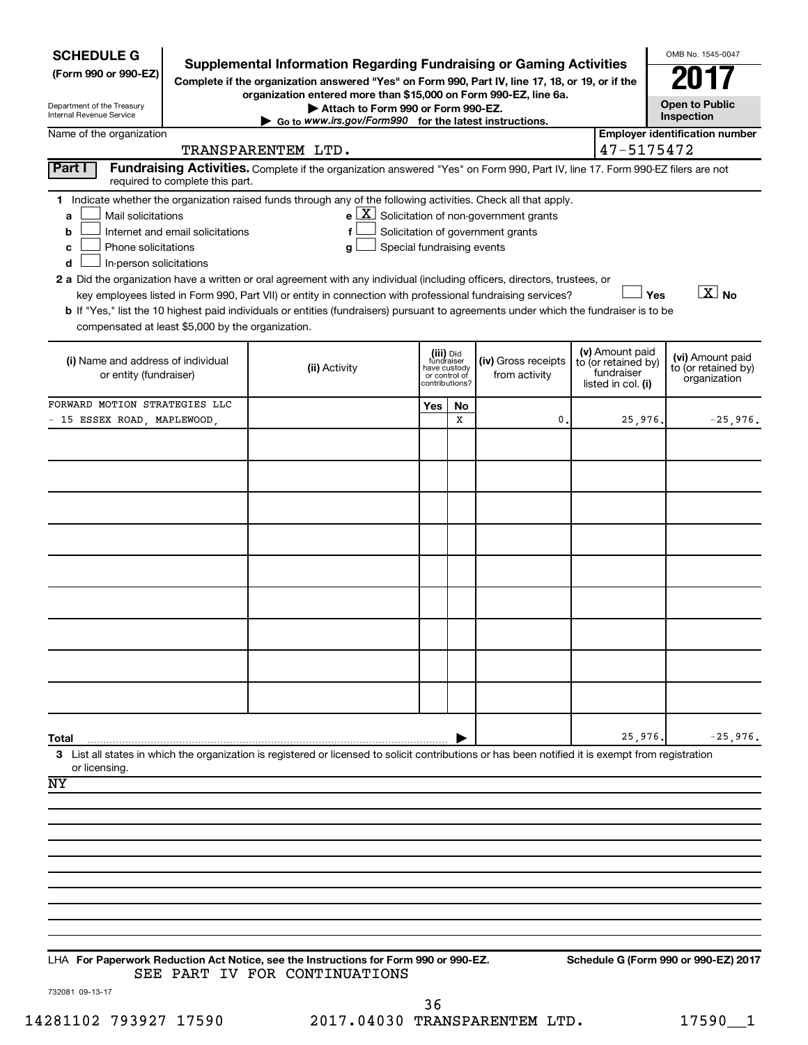**SCHEDULE G**
**(Form 990 or 990-EZ)**

Department of the Treasury
Internal Revenue Service

# Supplemental Information Regarding Fundraising or Gaming Activities

**Complete if the organization answered "Yes" on Form 990, Part IV, line 17, 18, or 19, or if the organization entered more than $15,000 on Form 990-EZ, line 6a.**

**▶ Attach to Form 990 or Form 990-EZ.**

**▶ Go to www.irs.gov/Form990 for the latest instructions.**

OMB No. 1545-0047

**2017**

**Open to Public Inspection**

Name of the organization: TRANSPARENTEM LTD.

**Employer identification number:** 47-5175472

**Part I Fundraising Activities.** Complete if the organization answered "Yes" on Form 990, Part IV, line 17. Form 990-EZ filers are not required to complete this part.

**1** Indicate whether the organization raised funds through any of the following activities. Check all that apply.

- **a** ☐ Mail solicitations
- **b** ☐ Internet and email solicitations
- **c** ☐ Phone solicitations
- **d** ☐ In-person solicitations
- **e** ☒ Solicitation of non-government grants
- **f** ☐ Solicitation of government grants
- **g** ☐ Special fundraising events

**2 a** Did the organization have a written or oral agreement with any individual (including officers, directors, trustees, or key employees listed in Form 990, Part VII) or entity in connection with professional fundraising services? ☐ **Yes** ☒ **No**

**b** If "Yes," list the 10 highest paid individuals or entities (fundraisers) pursuant to agreements under which the fundraiser is to be compensated at least $5,000 by the organization.

| (i) Name and address of individual or entity (fundraiser) | (ii) Activity | (iii) Did fundraiser have custody or control of contributions? Yes | No | (iv) Gross receipts from activity | (v) Amount paid to (or retained by) fundraiser listed in col. (i) | (vi) Amount paid to (or retained by) organization |
|---|---|---|---|---|---|---|
| FORWARD MOTION STRATEGIES LLC - 15 ESSEX ROAD, MAPLEWOOD, | | | X | 0. | 25,976. | -25,976. |
| | | | | | | |
| | | | | | | |
| | | | | | | |
| | | | | | | |
| | | | | | | |
| | | | | | | |
| | | | | | | |
| | | | | | | |
| | | | | | | |
| **Total** ▶ | | | | | 25,976. | -25,976. |

**3** List all states in which the organization is registered or licensed to solicit contributions or has been notified it is exempt from registration or licensing.

NY

LHA **For Paperwork Reduction Act Notice, see the Instructions for Form 990 or 990-EZ.** **Schedule G (Form 990 or 990-EZ) 2017**

SEE PART IV FOR CONTINUATIONS

732081 09-13-17

14281102 793927 17590 2017.04030 TRANSPARENTEM LTD. 17590__1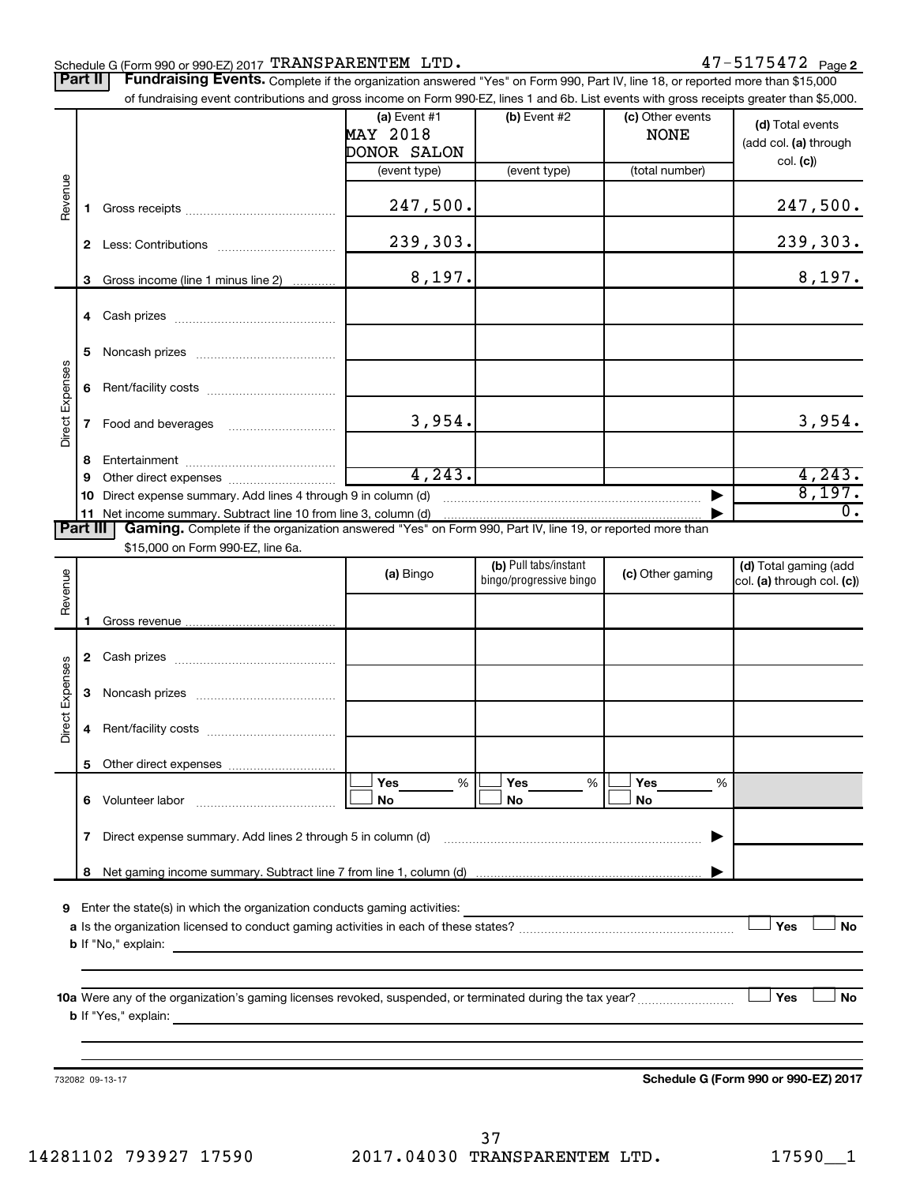Schedule G (Form 990 or 990-EZ) 2017 TRANSPARENTEM LTD. 47-5175472 Page 2

**Part II | Fundraising Events.** Complete if the organization answered "Yes" on Form 990, Part IV, line 18, or reported more than $15,000 of fundraising event contributions and gross income on Form 990-EZ, lines 1 and 6b. List events with gross receipts greater than $5,000.

| | | (a) Event #1 MAY 2018 DONOR SALON (event type) | (b) Event #2 (event type) | (c) Other events NONE (total number) | (d) Total events (add col. (a) through col. (c)) |
|---|---|---|---|---|---|
| Revenue | 1 Gross receipts | 247,500. | | | 247,500. |
| | 2 Less: Contributions | 239,303. | | | 239,303. |
| | 3 Gross income (line 1 minus line 2) | 8,197. | | | 8,197. |
| Direct Expenses | 4 Cash prizes | | | | |
| | 5 Noncash prizes | | | | |
| | 6 Rent/facility costs | | | | |
| | 7 Food and beverages | 3,954. | | | 3,954. |
| | 8 Entertainment | | | | |
| | 9 Other direct expenses | 4,243. | | | 4,243. |
| | 10 Direct expense summary. Add lines 4 through 9 in column (d) | | | ▶ | 8,197. |
| | 11 Net income summary. Subtract line 10 from line 3, column (d) | | | ▶ | 0. |

**Part III | Gaming.** Complete if the organization answered "Yes" on Form 990, Part IV, line 19, or reported more than $15,000 on Form 990-EZ, line 6a.

| | | (a) Bingo | (b) Pull tabs/instant bingo/progressive bingo | (c) Other gaming | (d) Total gaming (add col. (a) through col. (c)) |
|---|---|---|---|---|---|
| Revenue | 1 Gross revenue | | | | |
| Direct Expenses | 2 Cash prizes | | | | |
| | 3 Noncash prizes | | | | |
| | 4 Rent/facility costs | | | | |
| | 5 Other direct expenses | | | | |
| | 6 Volunteer labor | ☐ Yes ___% ☐ No | ☐ Yes ___% ☐ No | ☐ Yes ___% ☐ No | |
| | 7 Direct expense summary. Add lines 2 through 5 in column (d) | | | ▶ | |
| | 8 Net gaming income summary. Subtract line 7 from line 1, column (d) | | | ▶ | |

**9** Enter the state(s) in which the organization conducts gaming activities: ______

**a** Is the organization licensed to conduct gaming activities in each of these states? ☐ Yes ☐ No

**b** If "No," explain: ______

**10a** Were any of the organization's gaming licenses revoked, suspended, or terminated during the tax year? ☐ Yes ☐ No

**b** If "Yes," explain: ______

732082 09-13-17

**Schedule G (Form 990 or 990-EZ) 2017**

14281102 793927 17590 2017.04030 TRANSPARENTEM LTD. 17590__1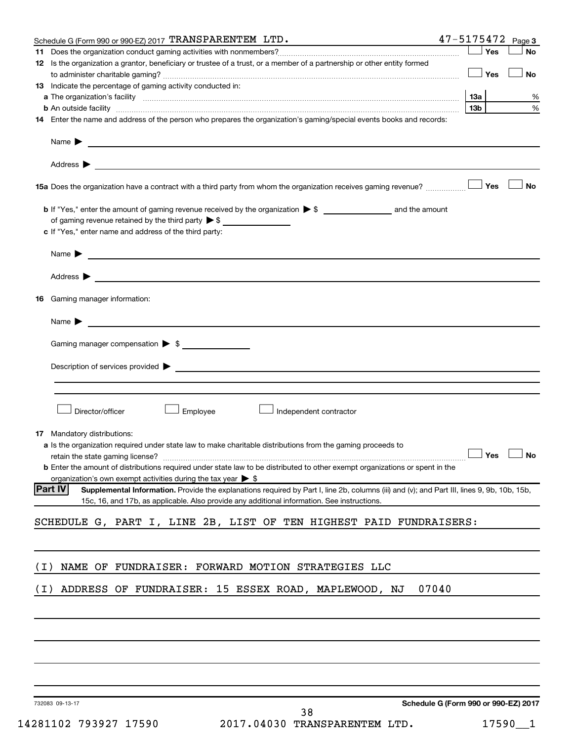Schedule G (Form 990 or 990-EZ) 2017 TRANSPARENTEM LTD. 47-5175472 Page 3

**11** Does the organization conduct gaming activities with nonmembers? ☐ Yes ☐ No

**12** Is the organization a grantor, beneficiary or trustee of a trust, or a member of a partnership or other entity formed to administer charitable gaming? ☐ Yes ☐ No

**13** Indicate the percentage of gaming activity conducted in:

**a** The organization's facility ..... 13a ____ %

**b** An outside facility ..... 13b ____ %

**14** Enter the name and address of the person who prepares the organization's gaming/special events books and records:

Name ▶

Address ▶

**15a** Does the organization have a contract with a third party from whom the organization receives gaming revenue? ☐ Yes ☐ No

**b** If "Yes," enter the amount of gaming revenue received by the organization ▶ $ ________ and the amount of gaming revenue retained by the third party ▶ $ ________

**c** If "Yes," enter name and address of the third party:

Name ▶

Address ▶

**16** Gaming manager information:

Name ▶

Gaming manager compensation ▶ $

Description of services provided ▶

☐ Director/officer ☐ Employee ☐ Independent contractor

**17** Mandatory distributions:

**a** Is the organization required under state law to make charitable distributions from the gaming proceeds to retain the state gaming license? ☐ Yes ☐ No

**b** Enter the amount of distributions required under state law to be distributed to other exempt organizations or spent in the organization's own exempt activities during the tax year ▶ $

**Part IV** **Supplemental Information.** Provide the explanations required by Part I, line 2b, columns (iii) and (v); and Part III, lines 9, 9b, 10b, 15b, 15c, 16, and 17b, as applicable. Also provide any additional information. See instructions.

SCHEDULE G, PART I, LINE 2B, LIST OF TEN HIGHEST PAID FUNDRAISERS:

(I) NAME OF FUNDRAISER: FORWARD MOTION STRATEGIES LLC

(I) ADDRESS OF FUNDRAISER: 15 ESSEX ROAD, MAPLEWOOD, NJ 07040

732083 09-13-17 **Schedule G (Form 990 or 990-EZ) 2017**

14281102 793927 17590 2017.04030 TRANSPARENTEM LTD. 17590__1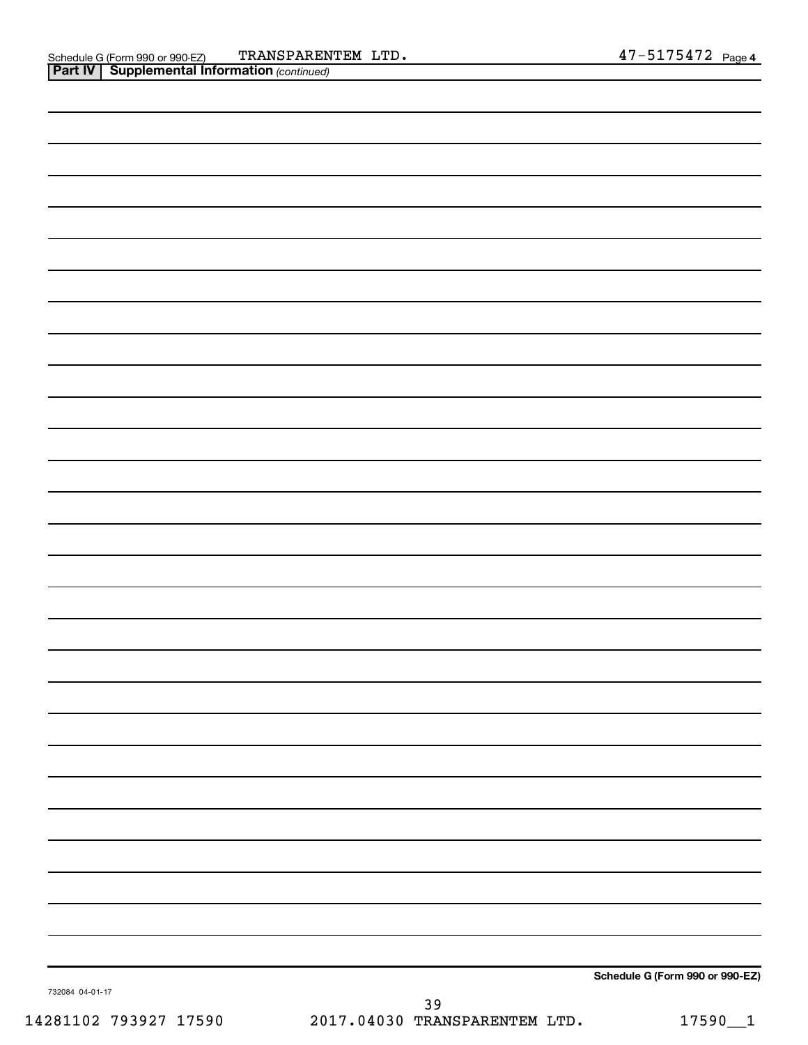Schedule G (Form 990 or 990-EZ) TRANSPARENTEM LTD. 47-5175472 Page 4

**Part IV | Supplemental Information** *(continued)*

**Schedule G (Form 990 or 990-EZ)**

732084 04-01-17

14281102 793927 17590 2017.04030 TRANSPARENTEM LTD. 17590__1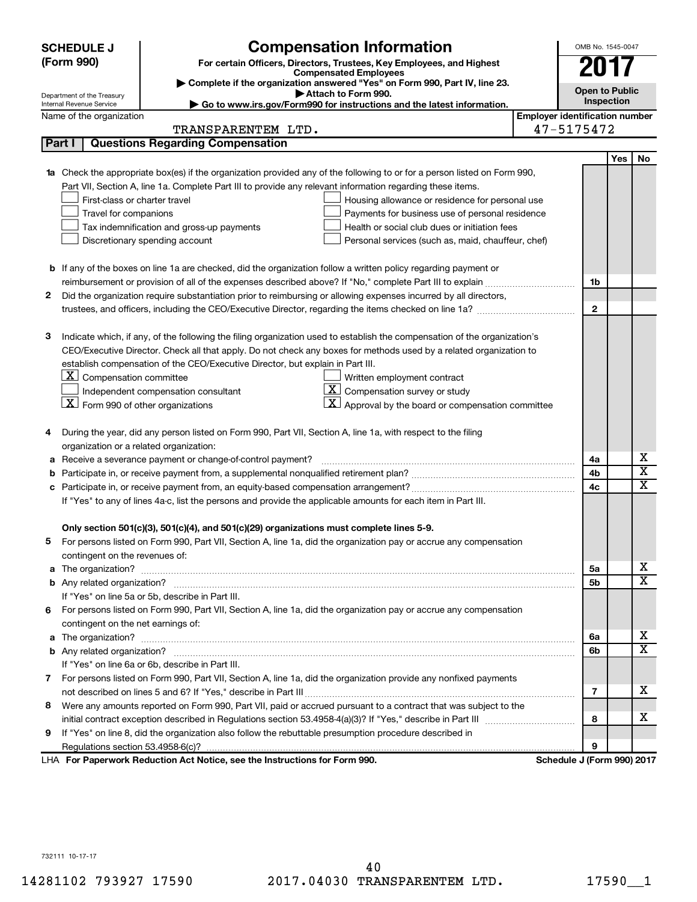**SCHEDULE J (Form 990)**

Department of the Treasury
Internal Revenue Service

# Compensation Information

**For certain Officers, Directors, Trustees, Key Employees, and Highest Compensated Employees**

▶ Complete if the organization answered "Yes" on Form 990, Part IV, line 23.
▶ Attach to Form 990.
▶ Go to www.irs.gov/Form990 for instructions and the latest information.

OMB No. 1545-0047

**2017**

**Open to Public Inspection**

Name of the organization: TRANSPARENTEM LTD.

Employer identification number: 47-5175472

## Part I — Questions Regarding Compensation

| | | | Yes | No |
|---|---|---|---|---|
| **1a** | Check the appropriate box(es) if the organization provided any of the following to or for a person listed on Form 990, Part VII, Section A, line 1a. Complete Part III to provide any relevant information regarding these items.<br>☐ First-class or charter travel ☐ Housing allowance or residence for personal use<br>☐ Travel for companions ☐ Payments for business use of personal residence<br>☐ Tax indemnification and gross-up payments ☐ Health or social club dues or initiation fees<br>☐ Discretionary spending account ☐ Personal services (such as, maid, chauffeur, chef) | | | |
| **b** | If any of the boxes on line 1a are checked, did the organization follow a written policy regarding payment or reimbursement or provision of all of the expenses described above? If "No," complete Part III to explain | 1b | | |
| **2** | Did the organization require substantiation prior to reimbursing or allowing expenses incurred by all directors, trustees, and officers, including the CEO/Executive Director, regarding the items checked on line 1a? | 2 | | |
| **3** | Indicate which, if any, of the following the filing organization used to establish the compensation of the organization's CEO/Executive Director. Check all that apply. Do not check any boxes for methods used by a related organization to establish compensation of the CEO/Executive Director, but explain in Part III.<br>☒ Compensation committee ☐ Written employment contract<br>☐ Independent compensation consultant ☒ Compensation survey or study<br>☒ Form 990 of other organizations ☒ Approval by the board or compensation committee | | | |
| **4** | During the year, did any person listed on Form 990, Part VII, Section A, line 1a, with respect to the filing organization or a related organization: | | | |
| **a** | Receive a severance payment or change-of-control payment? | 4a | | X |
| **b** | Participate in, or receive payment from, a supplemental nonqualified retirement plan? | 4b | | X |
| **c** | Participate in, or receive payment from, an equity-based compensation arrangement? | 4c | | X |
| | If "Yes" to any of lines 4a-c, list the persons and provide the applicable amounts for each item in Part III. | | | |
| | **Only section 501(c)(3), 501(c)(4), and 501(c)(29) organizations must complete lines 5-9.** | | | |
| **5** | For persons listed on Form 990, Part VII, Section A, line 1a, did the organization pay or accrue any compensation contingent on the revenues of: | | | |
| **a** | The organization? | 5a | | X |
| **b** | Any related organization? | 5b | | X |
| | If "Yes" on line 5a or 5b, describe in Part III. | | | |
| **6** | For persons listed on Form 990, Part VII, Section A, line 1a, did the organization pay or accrue any compensation contingent on the net earnings of: | | | |
| **a** | The organization? | 6a | | X |
| **b** | Any related organization? | 6b | | X |
| | If "Yes" on line 6a or 6b, describe in Part III. | | | |
| **7** | For persons listed on Form 990, Part VII, Section A, line 1a, did the organization provide any nonfixed payments not described on lines 5 and 6? If "Yes," describe in Part III | 7 | | X |
| **8** | Were any amounts reported on Form 990, Part VII, paid or accrued pursuant to a contract that was subject to the initial contract exception described in Regulations section 53.4958-4(a)(3)? If "Yes," describe in Part III | 8 | | X |
| **9** | If "Yes" on line 8, did the organization also follow the rebuttable presumption procedure described in Regulations section 53.4958-6(c)? | 9 | | |

LHA **For Paperwork Reduction Act Notice, see the Instructions for Form 990.** **Schedule J (Form 990) 2017**

732111 10-17-17

14281102 793927 17590 2017.04030 TRANSPARENTEM LTD. 17590__1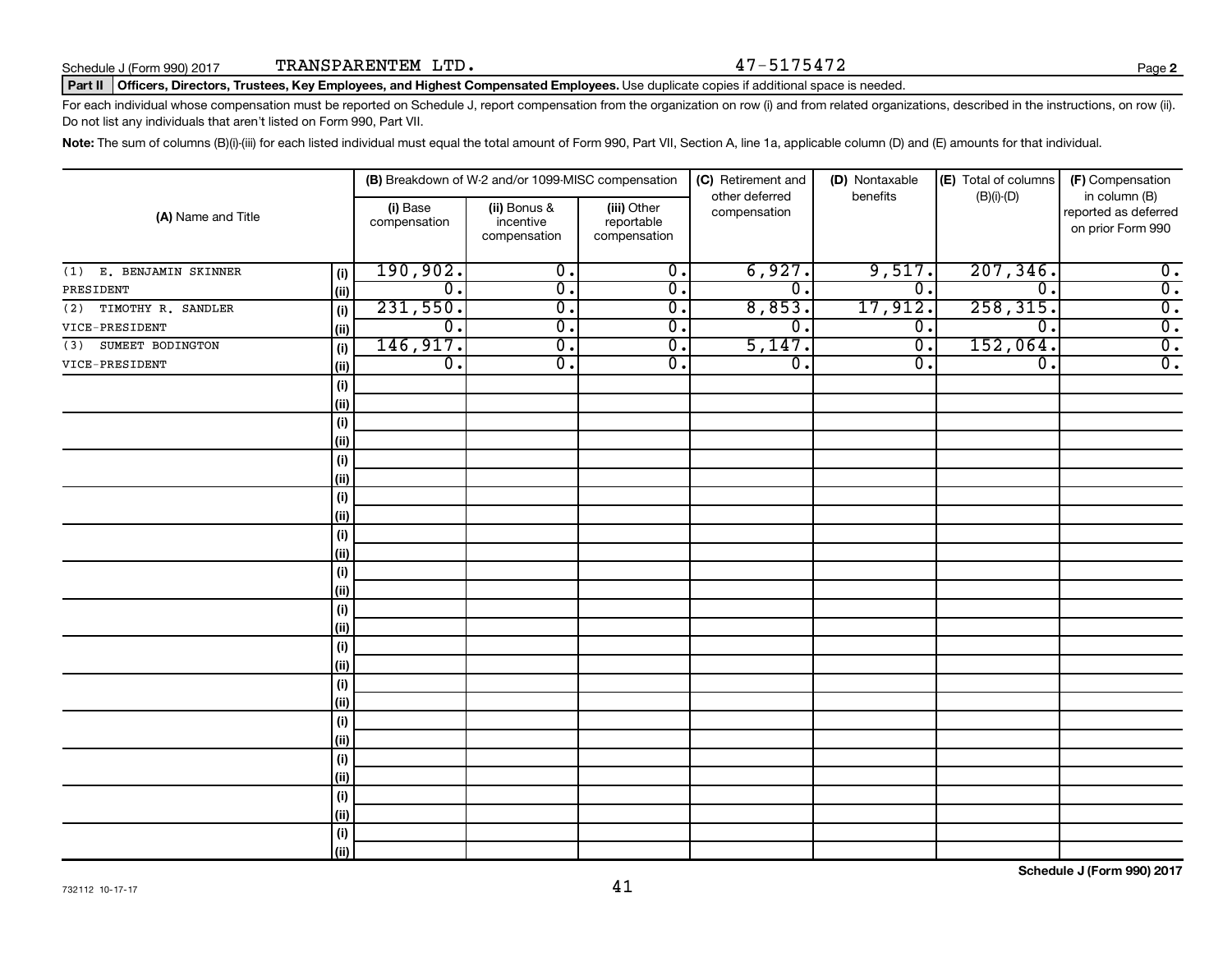Schedule J (Form 990) 2017 TRANSPARENTEM LTD. 47-5175472 Page 2

**Part II Officers, Directors, Trustees, Key Employees, and Highest Compensated Employees.** Use duplicate copies if additional space is needed.

For each individual whose compensation must be reported on Schedule J, report compensation from the organization on row (i) and from related organizations, described in the instructions, on row (ii). Do not list any individuals that aren't listed on Form 990, Part VII.

**Note:** The sum of columns (B)(i)-(iii) for each listed individual must equal the total amount of Form 990, Part VII, Section A, line 1a, applicable column (D) and (E) amounts for that individual.

| (A) Name and Title | | (B) Breakdown of W-2 and/or 1099-MISC compensation | | | (C) Retirement and other deferred compensation | (D) Nontaxable benefits | (E) Total of columns (B)(i)-(D) | (F) Compensation in column (B) reported as deferred on prior Form 990 |
|---|---|---|---|---|---|---|---|---|
| | | (i) Base compensation | (ii) Bonus & incentive compensation | (iii) Other reportable compensation | | | | |
| (1) E. BENJAMIN SKINNER | (i) | 190,902. | 0. | 0. | 6,927. | 9,517. | 207,346. | 0. |
| PRESIDENT | (ii) | 0. | 0. | 0. | 0. | 0. | 0. | 0. |
| (2) TIMOTHY R. SANDLER | (i) | 231,550. | 0. | 0. | 8,853. | 17,912. | 258,315. | 0. |
| VICE-PRESIDENT | (ii) | 0. | 0. | 0. | 0. | 0. | 0. | 0. |
| (3) SUMEET BODINGTON | (i) | 146,917. | 0. | 0. | 5,147. | 0. | 152,064. | 0. |
| VICE-PRESIDENT | (ii) | 0. | 0. | 0. | 0. | 0. | 0. | 0. |

732112 10-17-17

Schedule J (Form 990) 2017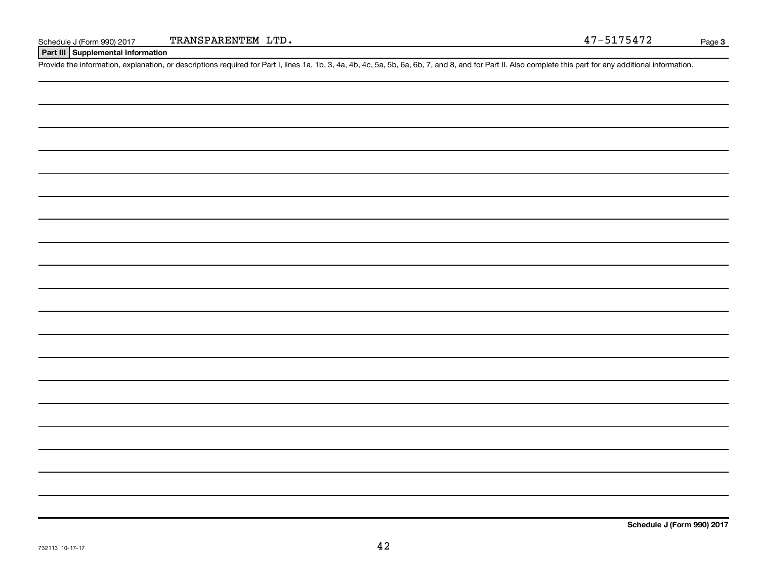Schedule J (Form 990) 2017 TRANSPARENTEM LTD. 47-5175472

## Part III Supplemental Information

Provide the information, explanation, or descriptions required for Part I, lines 1a, 1b, 3, 4a, 4b, 4c, 5a, 5b, 6a, 6b, 7, and 8, and for Part II. Also complete this part for any additional information.

**Schedule J (Form 990) 2017**

732113 10-17-17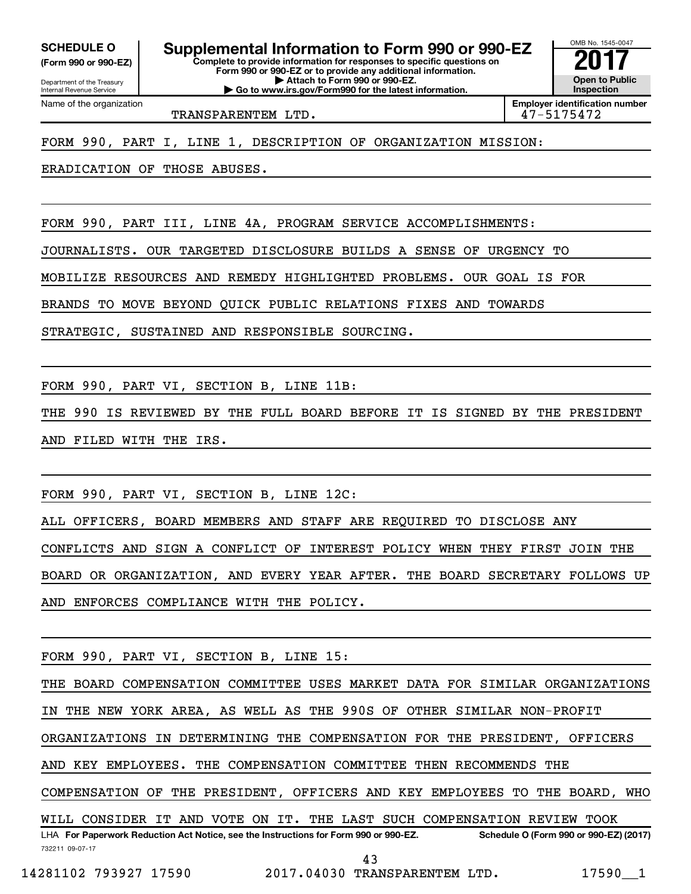**SCHEDULE O**
**(Form 990 or 990-EZ)**

Department of the Treasury
Internal Revenue Service

# Supplemental Information to Form 990 or 990-EZ

**Complete to provide information for responses to specific questions on Form 990 or 990-EZ or to provide any additional information.**
**▶ Attach to Form 990 or 990-EZ.**
**▶ Go to www.irs.gov/Form990 for the latest information.**

OMB No. 1545-0047
**2017**
**Open to Public Inspection**

Name of the organization: TRANSPARENTEM LTD.
**Employer identification number:** 47-5175472

FORM 990, PART I, LINE 1, DESCRIPTION OF ORGANIZATION MISSION:

ERADICATION OF THOSE ABUSES.

FORM 990, PART III, LINE 4A, PROGRAM SERVICE ACCOMPLISHMENTS:

JOURNALISTS. OUR TARGETED DISCLOSURE BUILDS A SENSE OF URGENCY TO MOBILIZE RESOURCES AND REMEDY HIGHLIGHTED PROBLEMS. OUR GOAL IS FOR BRANDS TO MOVE BEYOND QUICK PUBLIC RELATIONS FIXES AND TOWARDS STRATEGIC, SUSTAINED AND RESPONSIBLE SOURCING.

FORM 990, PART VI, SECTION B, LINE 11B:

THE 990 IS REVIEWED BY THE FULL BOARD BEFORE IT IS SIGNED BY THE PRESIDENT AND FILED WITH THE IRS.

FORM 990, PART VI, SECTION B, LINE 12C:

ALL OFFICERS, BOARD MEMBERS AND STAFF ARE REQUIRED TO DISCLOSE ANY CONFLICTS AND SIGN A CONFLICT OF INTEREST POLICY WHEN THEY FIRST JOIN THE BOARD OR ORGANIZATION, AND EVERY YEAR AFTER. THE BOARD SECRETARY FOLLOWS UP AND ENFORCES COMPLIANCE WITH THE POLICY.

FORM 990, PART VI, SECTION B, LINE 15:

THE BOARD COMPENSATION COMMITTEE USES MARKET DATA FOR SIMILAR ORGANIZATIONS IN THE NEW YORK AREA, AS WELL AS THE 990S OF OTHER SIMILAR NON-PROFIT ORGANIZATIONS IN DETERMINING THE COMPENSATION FOR THE PRESIDENT, OFFICERS AND KEY EMPLOYEES. THE COMPENSATION COMMITTEE THEN RECOMMENDS THE COMPENSATION OF THE PRESIDENT, OFFICERS AND KEY EMPLOYEES TO THE BOARD, WHO WILL CONSIDER IT AND VOTE ON IT. THE LAST SUCH COMPENSATION REVIEW TOOK

LHA **For Paperwork Reduction Act Notice, see the Instructions for Form 990 or 990-EZ.** **Schedule O (Form 990 or 990-EZ) (2017)**

732211 09-07-17

14281102 793927 17590 2017.04030 TRANSPARENTEM LTD. 17590__1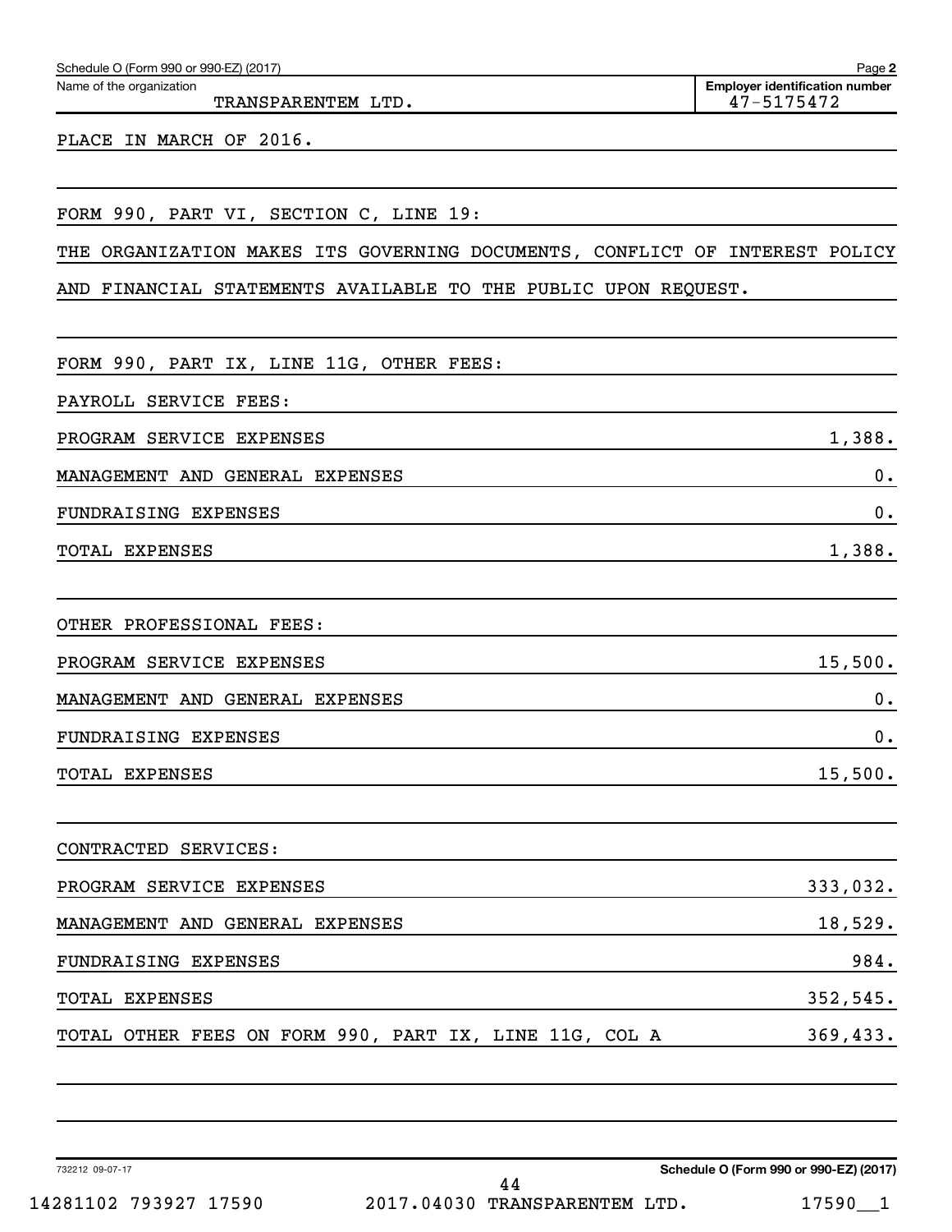Schedule O (Form 990 or 990-EZ) (2017) Page 2

Name of the organization: TRANSPARENTEM LTD.

Employer identification number: 47-5175472

PLACE IN MARCH OF 2016.

FORM 990, PART VI, SECTION C, LINE 19:

THE ORGANIZATION MAKES ITS GOVERNING DOCUMENTS, CONFLICT OF INTEREST POLICY AND FINANCIAL STATEMENTS AVAILABLE TO THE PUBLIC UPON REQUEST.

FORM 990, PART IX, LINE 11G, OTHER FEES:

| | |
|---|---|
| PAYROLL SERVICE FEES: | |
| PROGRAM SERVICE EXPENSES | 1,388. |
| MANAGEMENT AND GENERAL EXPENSES | 0. |
| FUNDRAISING EXPENSES | 0. |
| TOTAL EXPENSES | 1,388. |
| | |
| OTHER PROFESSIONAL FEES: | |
| PROGRAM SERVICE EXPENSES | 15,500. |
| MANAGEMENT AND GENERAL EXPENSES | 0. |
| FUNDRAISING EXPENSES | 0. |
| TOTAL EXPENSES | 15,500. |
| | |
| CONTRACTED SERVICES: | |
| PROGRAM SERVICE EXPENSES | 333,032. |
| MANAGEMENT AND GENERAL EXPENSES | 18,529. |
| FUNDRAISING EXPENSES | 984. |
| TOTAL EXPENSES | 352,545. |
| TOTAL OTHER FEES ON FORM 990, PART IX, LINE 11G, COL A | 369,433. |

732212 09-07-17

Schedule O (Form 990 or 990-EZ) (2017)

14281102 793927 17590 2017.04030 TRANSPARENTEM LTD. 17590__1